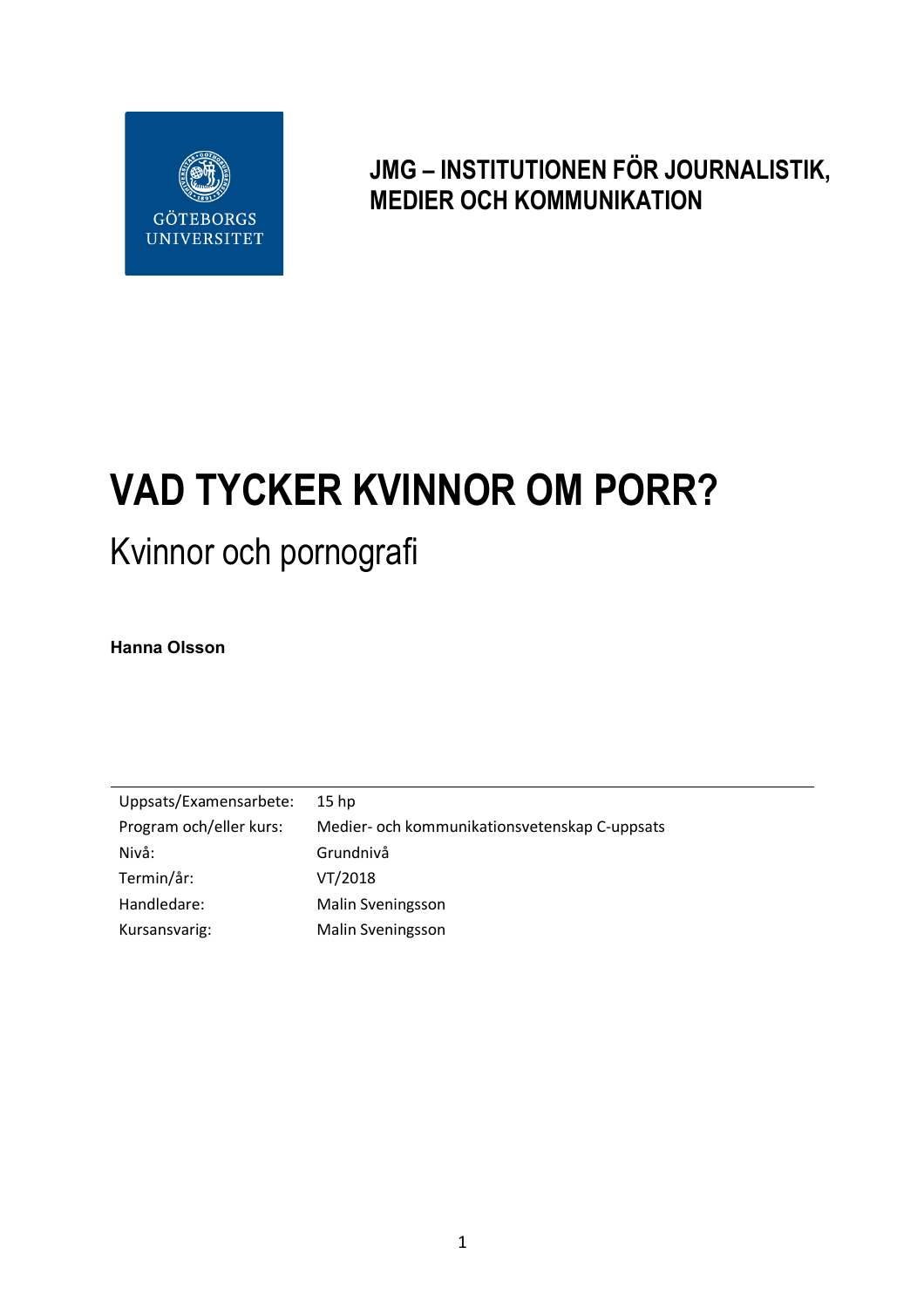**JMG – INSTITUTIONEN FÖR JOURNALISTIK, MEDIER OCH KOMMUNIKATION**

# VAD TYCKER KVINNOR OM PORR?

## Kvinnor och pornografi

**Hanna Olsson**

| | |
|---|---|
| Uppsats/Examensarbete: | 15 hp |
| Program och/eller kurs: | Medier- och kommunikationsvetenskap C-uppsats |
| Nivå: | Grundnivå |
| Termin/år: | VT/2018 |
| Handledare: | Malin Sveningsson |
| Kursansvarig: | Malin Sveningsson |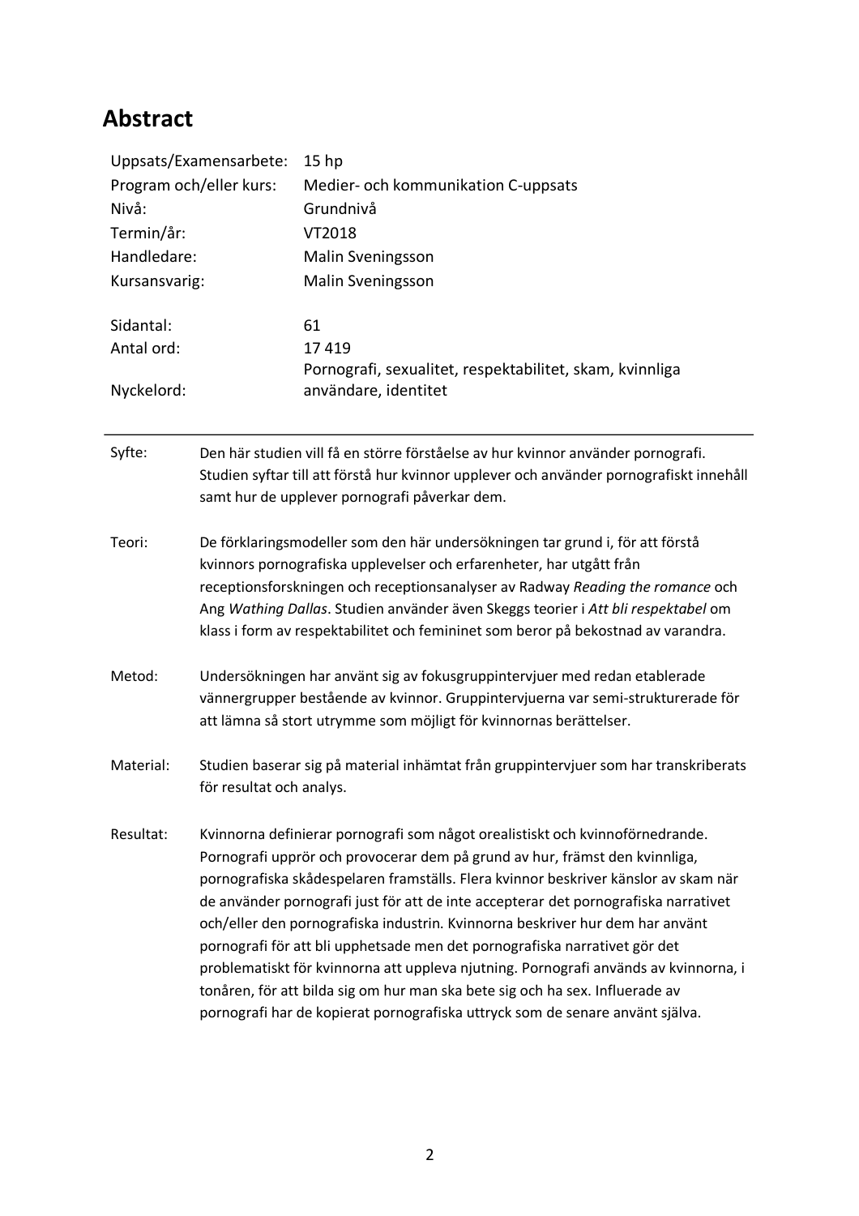## Abstract

| | |
|---|---|
| Uppsats/Examensarbete: | 15 hp |
| Program och/eller kurs: | Medier- och kommunikation C-uppsats |
| Nivå: | Grundnivå |
| Termin/år: | VT2018 |
| Handledare: | Malin Sveningsson |
| Kursansvarig: | Malin Sveningsson |
| Sidantal: | 61 |
| Antal ord: | 17 419 |
| Nyckelord: | Pornografi, sexualitet, respektabilitet, skam, kvinnliga användare, identitet |

---

| | |
|---|---|
| Syfte: | Den här studien vill få en större förståelse av hur kvinnor använder pornografi. Studien syftar till att förstå hur kvinnor upplever och använder pornografiskt innehåll samt hur de upplever pornografi påverkar dem. |
| Teori: | De förklaringsmodeller som den här undersökningen tar grund i, för att förstå kvinnors pornografiska upplevelser och erfarenheter, har utgått från receptionsforskningen och receptionsanalyser av Radway *Reading the romance* och Ang *Wathing Dallas*. Studien använder även Skeggs teorier i *Att bli respektabel* om klass i form av respektabilitet och femininet som beror på bekostnad av varandra. |
| Metod: | Undersökningen har använt sig av fokusgruppintervjuer med redan etablerade vännergrupper bestående av kvinnor. Gruppintervjuerna var semi-strukturerade för att lämna så stort utrymme som möjligt för kvinnornas berättelser. |
| Material: | Studien baserar sig på material inhämtat från gruppintervjuer som har transkriberats för resultat och analys. |
| Resultat: | Kvinnorna definierar pornografi som något orealistiskt och kvinnoförnedrande. Pornografi upprör och provocerar dem på grund av hur, främst den kvinnliga, pornografiska skådespelaren framställs. Flera kvinnor beskriver känslor av skam när de använder pornografi just för att de inte accepterar det pornografiska narrativet och/eller den pornografiska industrin. Kvinnorna beskriver hur dem har använt pornografi för att bli upphetsade men det pornografiska narrativet gör det problematiskt för kvinnorna att uppleva njutning. Pornografi används av kvinnorna, i tonåren, för att bilda sig om hur man ska bete sig och ha sex. Influerade av pornografi har de kopierat pornografiska uttryck som de senare använt själva. |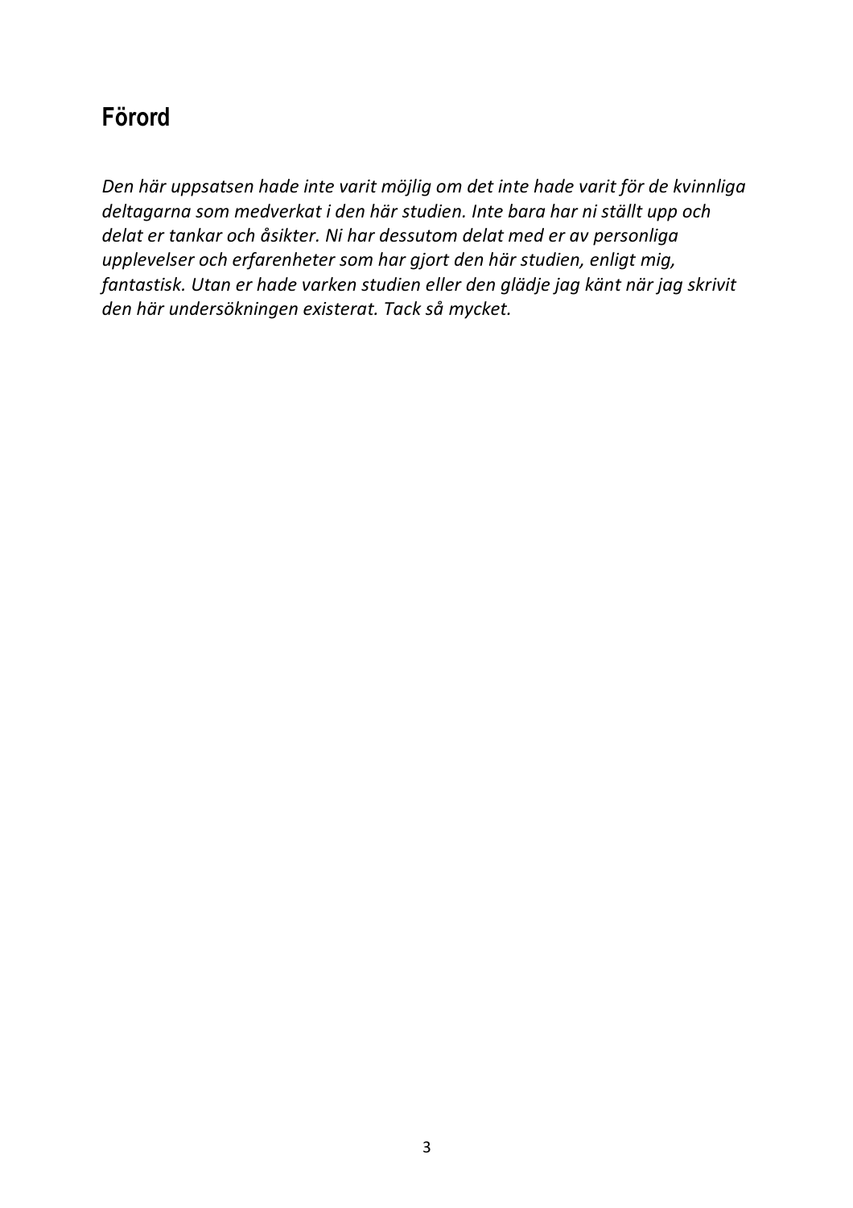# Förord

*Den här uppsatsen hade inte varit möjlig om det inte hade varit för de kvinnliga deltagarna som medverkat i den här studien. Inte bara har ni ställt upp och delat er tankar och åsikter. Ni har dessutom delat med er av personliga upplevelser och erfarenheter som har gjort den här studien, enligt mig, fantastisk. Utan er hade varken studien eller den glädje jag känt när jag skrivit den här undersökningen existerat. Tack så mycket.*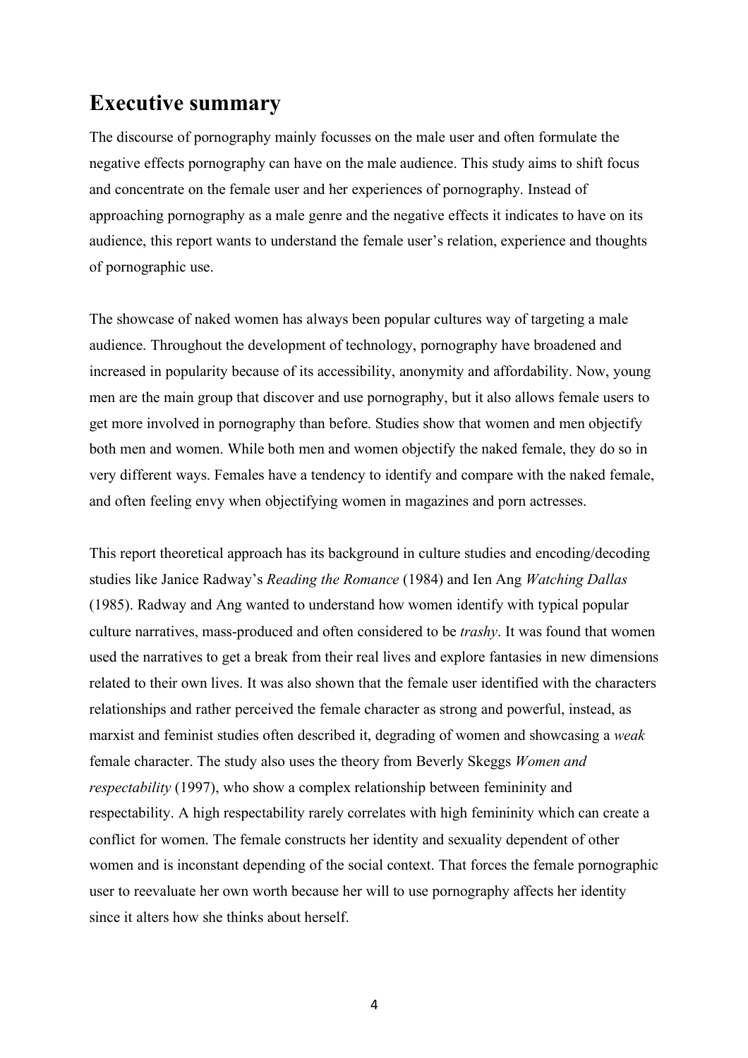# Executive summary

The discourse of pornography mainly focusses on the male user and often formulate the negative effects pornography can have on the male audience. This study aims to shift focus and concentrate on the female user and her experiences of pornography. Instead of approaching pornography as a male genre and the negative effects it indicates to have on its audience, this report wants to understand the female user's relation, experience and thoughts of pornographic use.

The showcase of naked women has always been popular cultures way of targeting a male audience. Throughout the development of technology, pornography have broadened and increased in popularity because of its accessibility, anonymity and affordability. Now, young men are the main group that discover and use pornography, but it also allows female users to get more involved in pornography than before. Studies show that women and men objectify both men and women. While both men and women objectify the naked female, they do so in very different ways. Females have a tendency to identify and compare with the naked female, and often feeling envy when objectifying women in magazines and porn actresses.

This report theoretical approach has its background in culture studies and encoding/decoding studies like Janice Radway's *Reading the Romance* (1984) and Ien Ang *Watching Dallas* (1985). Radway and Ang wanted to understand how women identify with typical popular culture narratives, mass-produced and often considered to be *trashy*. It was found that women used the narratives to get a break from their real lives and explore fantasies in new dimensions related to their own lives. It was also shown that the female user identified with the characters relationships and rather perceived the female character as strong and powerful, instead, as marxist and feminist studies often described it, degrading of women and showcasing a *weak* female character. The study also uses the theory from Beverly Skeggs *Women and respectability* (1997), who show a complex relationship between femininity and respectability. A high respectability rarely correlates with high femininity which can create a conflict for women. The female constructs her identity and sexuality dependent of other women and is inconstant depending of the social context. That forces the female pornographic user to reevaluate her own worth because her will to use pornography affects her identity since it alters how she thinks about herself.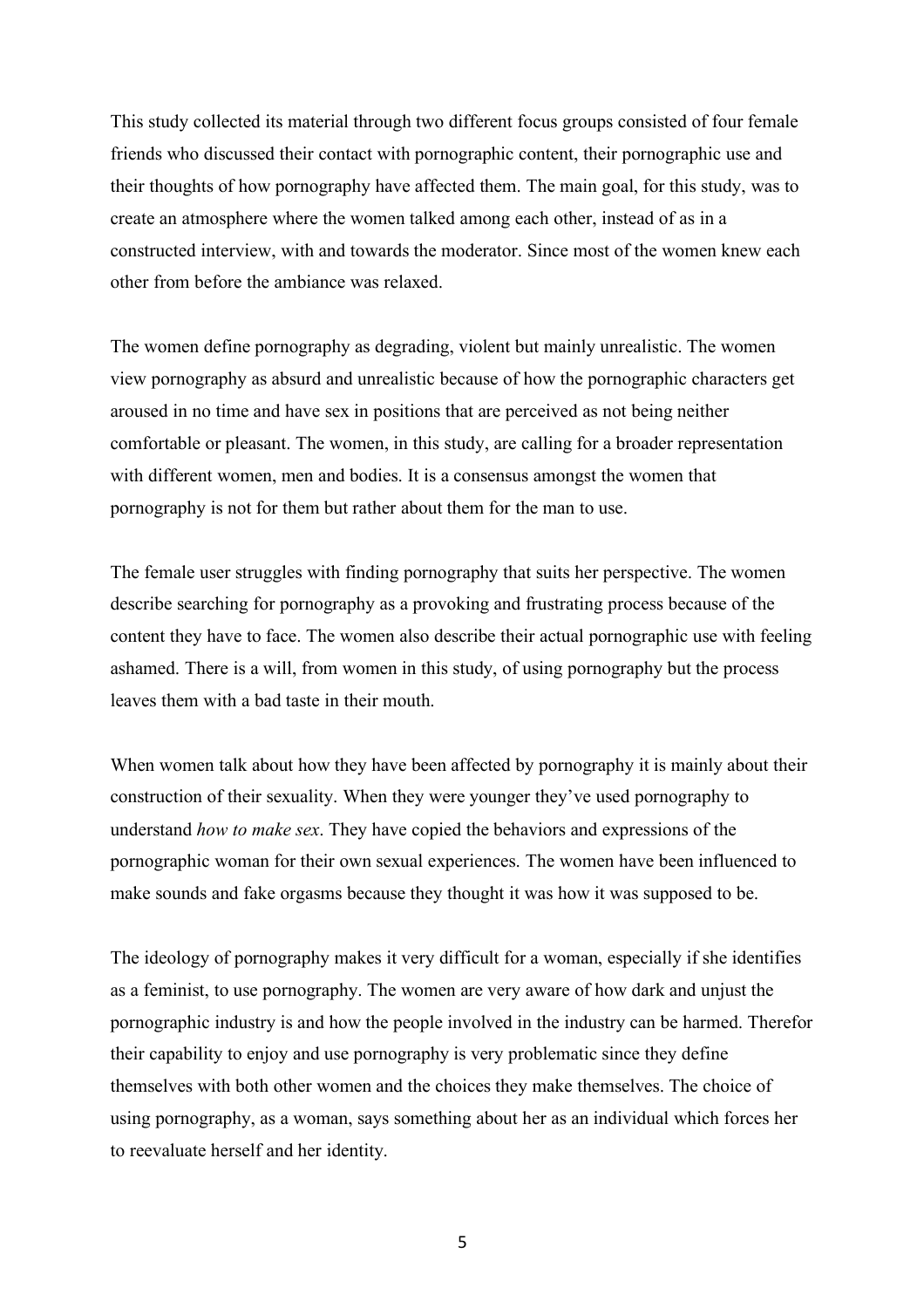This study collected its material through two different focus groups consisted of four female friends who discussed their contact with pornographic content, their pornographic use and their thoughts of how pornography have affected them. The main goal, for this study, was to create an atmosphere where the women talked among each other, instead of as in a constructed interview, with and towards the moderator. Since most of the women knew each other from before the ambiance was relaxed.

The women define pornography as degrading, violent but mainly unrealistic. The women view pornography as absurd and unrealistic because of how the pornographic characters get aroused in no time and have sex in positions that are perceived as not being neither comfortable or pleasant. The women, in this study, are calling for a broader representation with different women, men and bodies. It is a consensus amongst the women that pornography is not for them but rather about them for the man to use.

The female user struggles with finding pornography that suits her perspective. The women describe searching for pornography as a provoking and frustrating process because of the content they have to face. The women also describe their actual pornographic use with feeling ashamed. There is a will, from women in this study, of using pornography but the process leaves them with a bad taste in their mouth.

When women talk about how they have been affected by pornography it is mainly about their construction of their sexuality. When they were younger they've used pornography to understand *how to make sex*. They have copied the behaviors and expressions of the pornographic woman for their own sexual experiences. The women have been influenced to make sounds and fake orgasms because they thought it was how it was supposed to be.

The ideology of pornography makes it very difficult for a woman, especially if she identifies as a feminist, to use pornography. The women are very aware of how dark and unjust the pornographic industry is and how the people involved in the industry can be harmed. Therefor their capability to enjoy and use pornography is very problematic since they define themselves with both other women and the choices they make themselves. The choice of using pornography, as a woman, says something about her as an individual which forces her to reevaluate herself and her identity.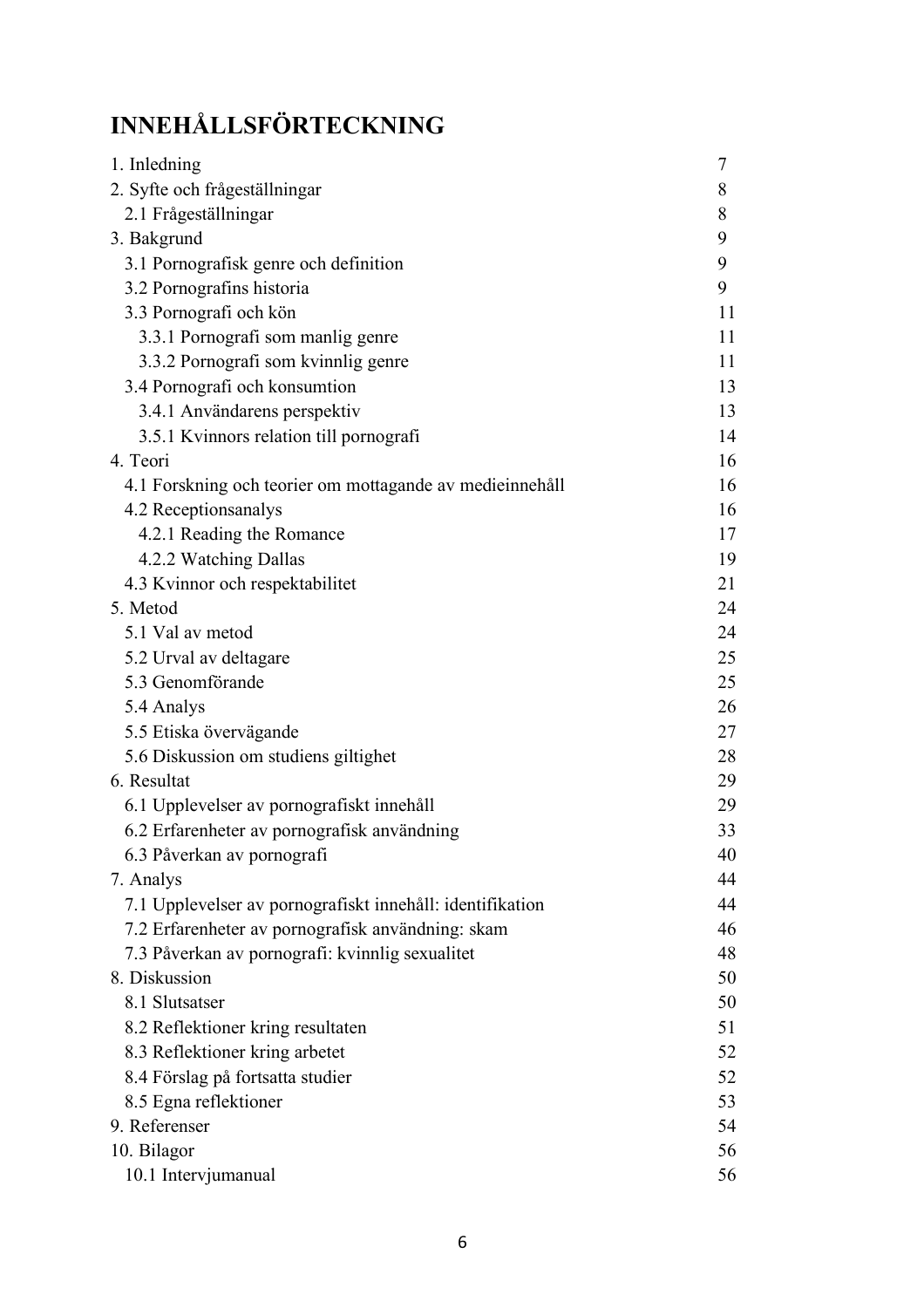# INNEHÅLLSFÖRTECKNING

| | |
|---|---|
| 1. Inledning | 7 |
| 2. Syfte och frågeställningar | 8 |
| 2.1 Frågeställningar | 8 |
| 3. Bakgrund | 9 |
| 3.1 Pornografisk genre och definition | 9 |
| 3.2 Pornografins historia | 9 |
| 3.3 Pornografi och kön | 11 |
| 3.3.1 Pornografi som manlig genre | 11 |
| 3.3.2 Pornografi som kvinnlig genre | 11 |
| 3.4 Pornografi och konsumtion | 13 |
| 3.4.1 Användarens perspektiv | 13 |
| 3.5.1 Kvinnors relation till pornografi | 14 |
| 4. Teori | 16 |
| 4.1 Forskning och teorier om mottagande av medieinnehåll | 16 |
| 4.2 Receptionsanalys | 16 |
| 4.2.1 Reading the Romance | 17 |
| 4.2.2 Watching Dallas | 19 |
| 4.3 Kvinnor och respektabilitet | 21 |
| 5. Metod | 24 |
| 5.1 Val av metod | 24 |
| 5.2 Urval av deltagare | 25 |
| 5.3 Genomförande | 25 |
| 5.4 Analys | 26 |
| 5.5 Etiska övervägande | 27 |
| 5.6 Diskussion om studiens giltighet | 28 |
| 6. Resultat | 29 |
| 6.1 Upplevelser av pornografiskt innehåll | 29 |
| 6.2 Erfarenheter av pornografisk användning | 33 |
| 6.3 Påverkan av pornografi | 40 |
| 7. Analys | 44 |
| 7.1 Upplevelser av pornografiskt innehåll: identifikation | 44 |
| 7.2 Erfarenheter av pornografisk användning: skam | 46 |
| 7.3 Påverkan av pornografi: kvinnlig sexualitet | 48 |
| 8. Diskussion | 50 |
| 8.1 Slutsatser | 50 |
| 8.2 Reflektioner kring resultaten | 51 |
| 8.3 Reflektioner kring arbetet | 52 |
| 8.4 Förslag på fortsatta studier | 52 |
| 8.5 Egna reflektioner | 53 |
| 9. Referenser | 54 |
| 10. Bilagor | 56 |
| 10.1 Intervjumanual | 56 |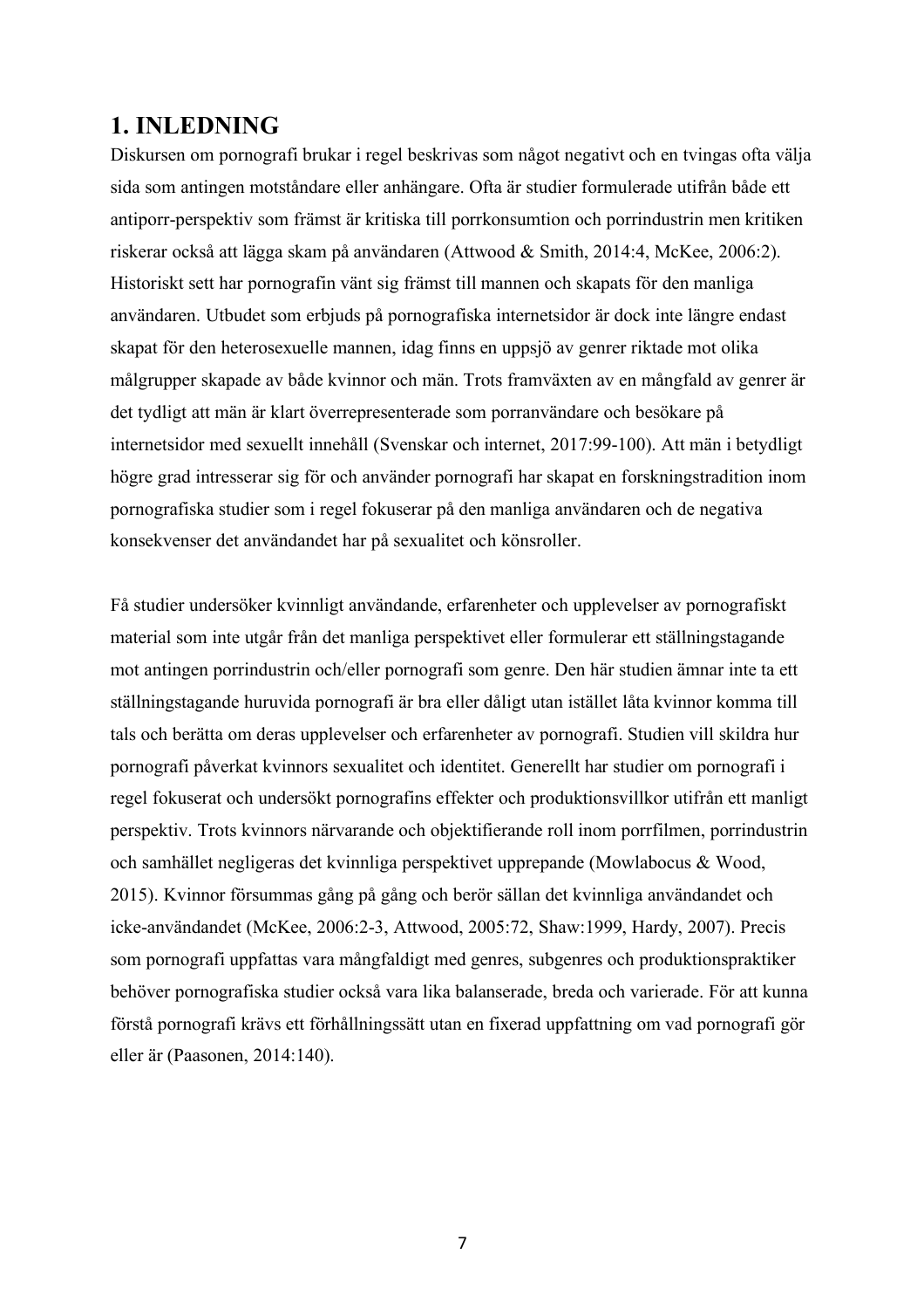# 1. INLEDNING

Diskursen om pornografi brukar i regel beskrivas som något negativt och en tvingas ofta välja sida som antingen motståndare eller anhängare. Ofta är studier formulerade utifrån både ett antiporr-perspektiv som främst är kritiska till porrkonsumtion och porrindustrin men kritiken riskerar också att lägga skam på användaren (Attwood & Smith, 2014:4, McKee, 2006:2). Historiskt sett har pornografin vänt sig främst till mannen och skapats för den manliga användaren. Utbudet som erbjuds på pornografiska internetsidor är dock inte längre endast skapat för den heterosexuelle mannen, idag finns en uppsjö av genrer riktade mot olika målgrupper skapade av både kvinnor och män. Trots framväxten av en mångfald av genrer är det tydligt att män är klart överrepresenterade som porranvändare och besökare på internetsidor med sexuellt innehåll (Svenskar och internet, 2017:99-100). Att män i betydligt högre grad intresserar sig för och använder pornografi har skapat en forskningstradition inom pornografiska studier som i regel fokuserar på den manliga användaren och de negativa konsekvenser det användandet har på sexualitet och könsroller.

Få studier undersöker kvinnligt användande, erfarenheter och upplevelser av pornografiskt material som inte utgår från det manliga perspektivet eller formulerar ett ställningstagande mot antingen porrindustrin och/eller pornografi som genre. Den här studien ämnar inte ta ett ställningstagande huruvida pornografi är bra eller dåligt utan istället låta kvinnor komma till tals och berätta om deras upplevelser och erfarenheter av pornografi. Studien vill skildra hur pornografi påverkat kvinnors sexualitet och identitet. Generellt har studier om pornografi i regel fokuserat och undersökt pornografins effekter och produktionsvillkor utifrån ett manligt perspektiv. Trots kvinnors närvarande och objektifierande roll inom porrfilmen, porrindustrin och samhället negligeras det kvinnliga perspektivet upprepande (Mowlabocus & Wood, 2015). Kvinnor försummas gång på gång och berör sällan det kvinnliga användandet och icke-användandet (McKee, 2006:2-3, Attwood, 2005:72, Shaw:1999, Hardy, 2007). Precis som pornografi uppfattas vara mångfaldigt med genres, subgenres och produktionspraktiker behöver pornografiska studier också vara lika balanserade, breda och varierade. För att kunna förstå pornografi krävs ett förhållningssätt utan en fixerad uppfattning om vad pornografi gör eller är (Paasonen, 2014:140).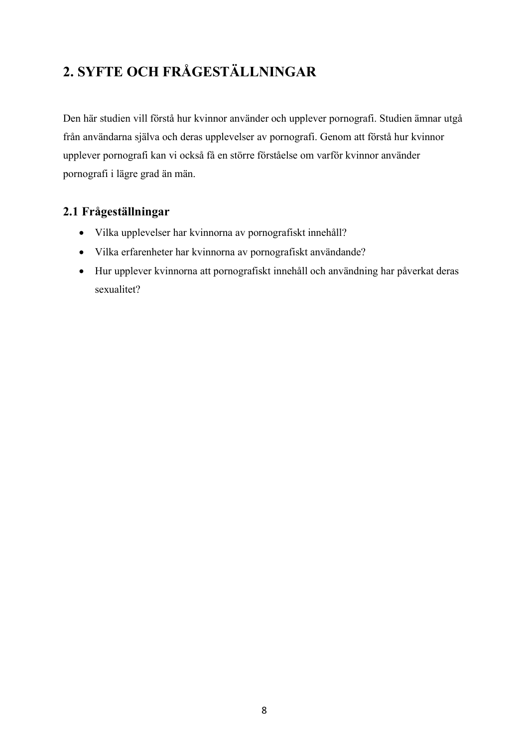# 2. SYFTE OCH FRÅGESTÄLLNINGAR

Den här studien vill förstå hur kvinnor använder och upplever pornografi. Studien ämnar utgå från användarna själva och deras upplevelser av pornografi. Genom att förstå hur kvinnor upplever pornografi kan vi också få en större förståelse om varför kvinnor använder pornografi i lägre grad än män.

## 2.1 Frågeställningar

- Vilka upplevelser har kvinnorna av pornografiskt innehåll?
- Vilka erfarenheter har kvinnorna av pornografiskt användande?
- Hur upplever kvinnorna att pornografiskt innehåll och användning har påverkat deras sexualitet?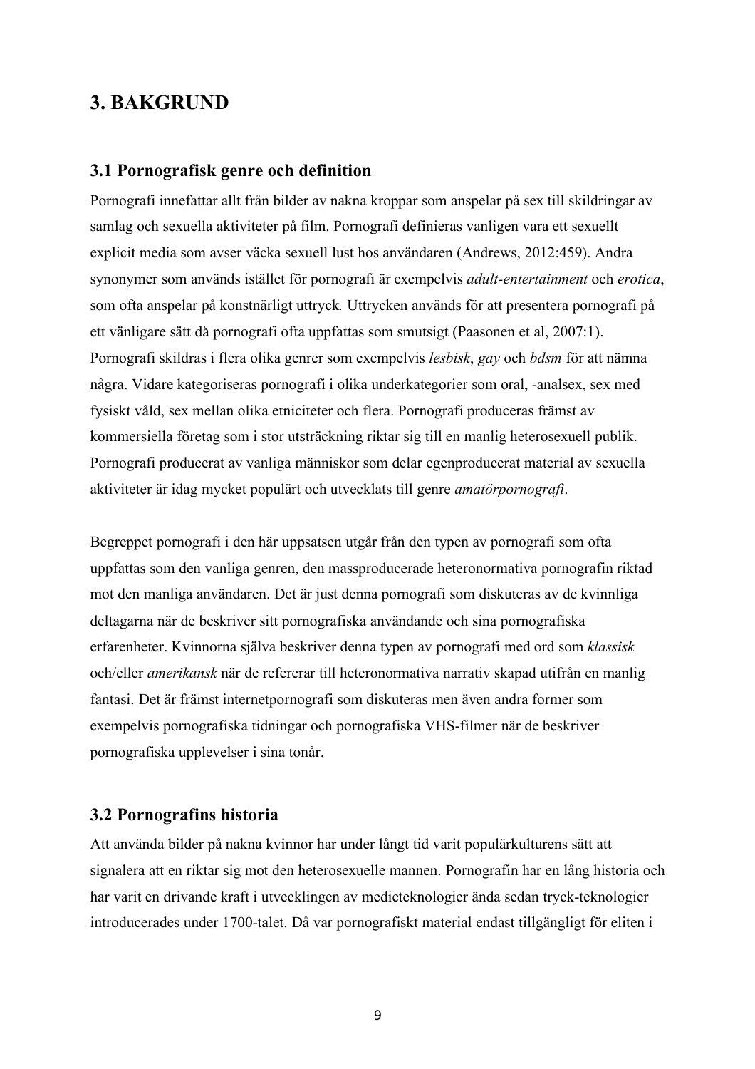# 3. BAKGRUND

## 3.1 Pornografisk genre och definition

Pornografi innefattar allt från bilder av nakna kroppar som anspelar på sex till skildringar av samlag och sexuella aktiviteter på film. Pornografi definieras vanligen vara ett sexuellt explicit media som avser väcka sexuell lust hos användaren (Andrews, 2012:459). Andra synonymer som används istället för pornografi är exempelvis *adult-entertainment* och *erotica*, som ofta anspelar på konstnärligt uttryck. Uttrycken används för att presentera pornografi på ett vänligare sätt då pornografi ofta uppfattas som smutsigt (Paasonen et al, 2007:1). Pornografi skildras i flera olika genrer som exempelvis *lesbisk*, *gay* och *bdsm* för att nämna några. Vidare kategoriseras pornografi i olika underkategorier som oral, -analsex, sex med fysiskt våld, sex mellan olika etniciteter och flera. Pornografi produceras främst av kommersiella företag som i stor utsträckning riktar sig till en manlig heterosexuell publik. Pornografi producerat av vanliga människor som delar egenproducerat material av sexuella aktiviteter är idag mycket populärt och utvecklats till genre *amatörpornografi*.

Begreppet pornografi i den här uppsatsen utgår från den typen av pornografi som ofta uppfattas som den vanliga genren, den massproducerade heteronormativa pornografin riktad mot den manliga användaren. Det är just denna pornografi som diskuteras av de kvinnliga deltagarna när de beskriver sitt pornografiska användande och sina pornografiska erfarenheter. Kvinnorna själva beskriver denna typen av pornografi med ord som *klassisk* och/eller *amerikansk* när de refererar till heteronormativa narrativ skapad utifrån en manlig fantasi. Det är främst internetpornografi som diskuteras men även andra former som exempelvis pornografiska tidningar och pornografiska VHS-filmer när de beskriver pornografiska upplevelser i sina tonår.

## 3.2 Pornografins historia

Att använda bilder på nakna kvinnor har under långt tid varit populärkulturens sätt att signalera att en riktar sig mot den heterosexuelle mannen. Pornografin har en lång historia och har varit en drivande kraft i utvecklingen av medieteknologier ända sedan tryck-teknologier introducerades under 1700-talet. Då var pornografiskt material endast tillgängligt för eliten i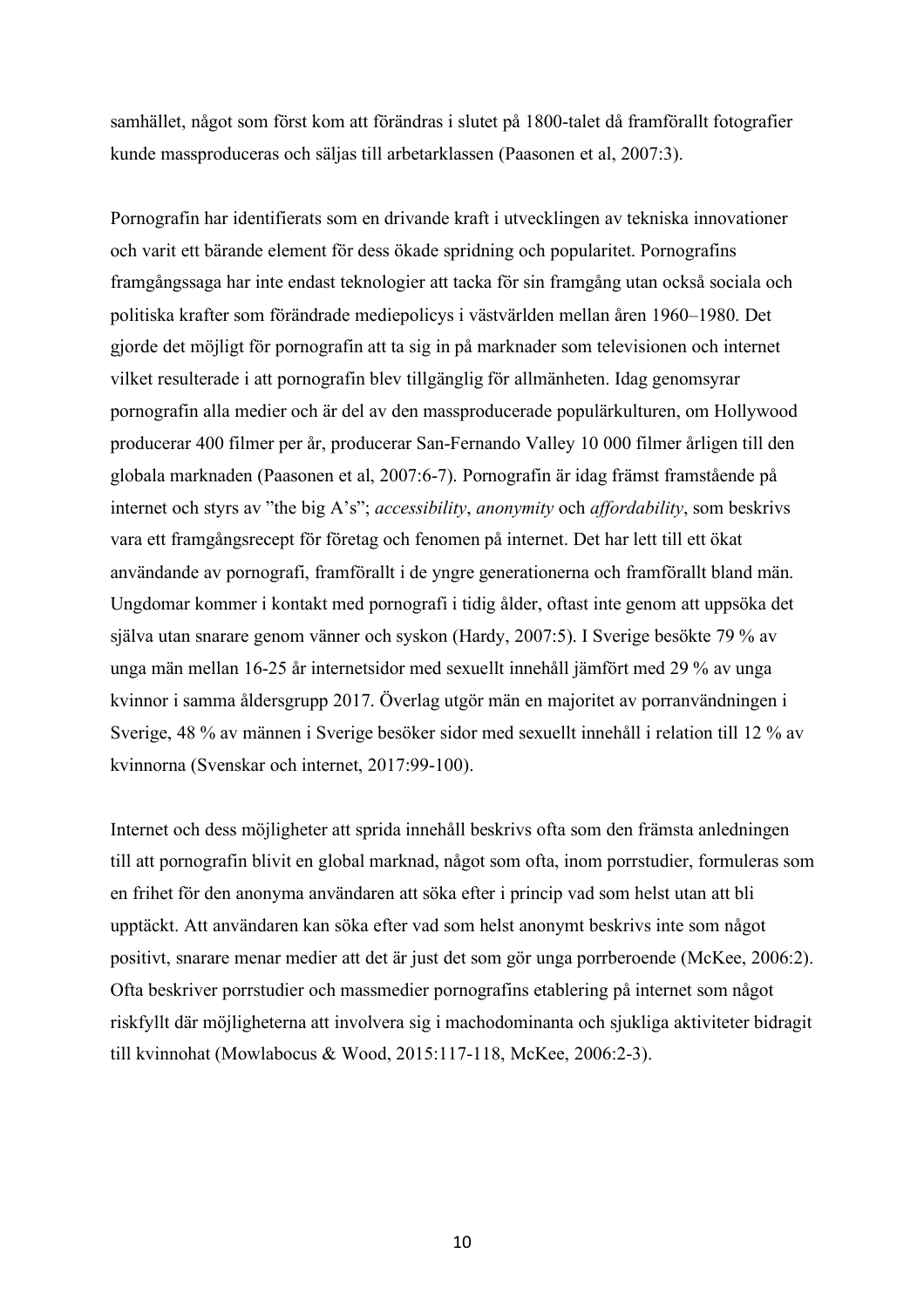samhället, något som först kom att förändras i slutet på 1800-talet då framförallt fotografier kunde massproduceras och säljas till arbetarklassen (Paasonen et al, 2007:3).

Pornografin har identifierats som en drivande kraft i utvecklingen av tekniska innovationer och varit ett bärande element för dess ökade spridning och popularitet. Pornografins framgångssaga har inte endast teknologier att tacka för sin framgång utan också sociala och politiska krafter som förändrade mediepolicys i västvärlden mellan åren 1960–1980. Det gjorde det möjligt för pornografin att ta sig in på marknader som televisionen och internet vilket resulterade i att pornografin blev tillgänglig för allmänheten. Idag genomsyrar pornografin alla medier och är del av den massproducerade populärkulturen, om Hollywood producerar 400 filmer per år, producerar San-Fernando Valley 10 000 filmer årligen till den globala marknaden (Paasonen et al, 2007:6-7). Pornografin är idag främst framstående på internet och styrs av ”the big A's”; *accessibility*, *anonymity* och *affordability*, som beskrivs vara ett framgångsrecept för företag och fenomen på internet. Det har lett till ett ökat användande av pornografi, framförallt i de yngre generationerna och framförallt bland män. Ungdomar kommer i kontakt med pornografi i tidig ålder, oftast inte genom att uppsöka det själva utan snarare genom vänner och syskon (Hardy, 2007:5). I Sverige besökte 79 % av unga män mellan 16-25 år internetsidor med sexuellt innehåll jämfört med 29 % av unga kvinnor i samma åldersgrupp 2017. Överlag utgör män en majoritet av porranvändningen i Sverige, 48 % av männen i Sverige besöker sidor med sexuellt innehåll i relation till 12 % av kvinnorna (Svenskar och internet, 2017:99-100).

Internet och dess möjligheter att sprida innehåll beskrivs ofta som den främsta anledningen till att pornografin blivit en global marknad, något som ofta, inom porrstudier, formuleras som en frihet för den anonyma användaren att söka efter i princip vad som helst utan att bli upptäckt. Att användaren kan söka efter vad som helst anonymt beskrivs inte som något positivt, snarare menar medier att det är just det som gör unga porrberoende (McKee, 2006:2). Ofta beskriver porrstudier och massmedier pornografins etablering på internet som något riskfyllt där möjligheterna att involvera sig i machodominanta och sjukliga aktiviteter bidragit till kvinnohat (Mowlabocus & Wood, 2015:117-118, McKee, 2006:2-3).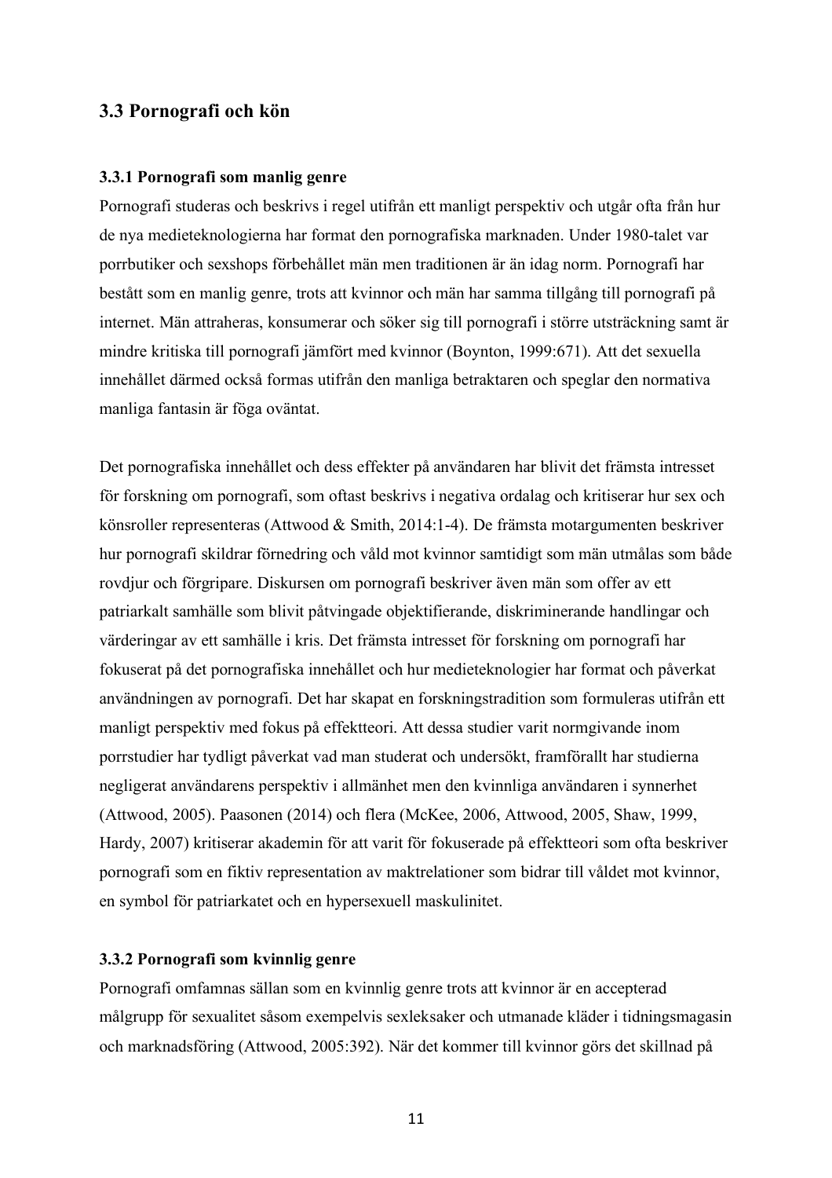## 3.3 Pornografi och kön

### 3.3.1 Pornografi som manlig genre

Pornografi studeras och beskrivs i regel utifrån ett manligt perspektiv och utgår ofta från hur de nya medieteknologierna har format den pornografiska marknaden. Under 1980-talet var porrbutiker och sexshops förbehållet män men traditionen är än idag norm. Pornografi har bestått som en manlig genre, trots att kvinnor och män har samma tillgång till pornografi på internet. Män attraheras, konsumerar och söker sig till pornografi i större utsträckning samt är mindre kritiska till pornografi jämfört med kvinnor (Boynton, 1999:671). Att det sexuella innehållet därmed också formas utifrån den manliga betraktaren och speglar den normativa manliga fantasin är föga oväntat.

Det pornografiska innehållet och dess effekter på användaren har blivit det främsta intresset för forskning om pornografi, som oftast beskrivs i negativa ordalag och kritiserar hur sex och könsroller representeras (Attwood & Smith, 2014:1-4). De främsta motargumenten beskriver hur pornografi skildrar förnedring och våld mot kvinnor samtidigt som män utmålas som både rovdjur och förgripare. Diskursen om pornografi beskriver även män som offer av ett patriarkalt samhälle som blivit påtvingade objektifierande, diskriminerande handlingar och värderingar av ett samhälle i kris. Det främsta intresset för forskning om pornografi har fokuserat på det pornografiska innehållet och hur medieteknologier har format och påverkat användningen av pornografi. Det har skapat en forskningstradition som formuleras utifrån ett manligt perspektiv med fokus på effektteori. Att dessa studier varit normgivande inom porrstudier har tydligt påverkat vad man studerat och undersökt, framförallt har studierna negligerat användarens perspektiv i allmänhet men den kvinnliga användaren i synnerhet (Attwood, 2005). Paasonen (2014) och flera (McKee, 2006, Attwood, 2005, Shaw, 1999, Hardy, 2007) kritiserar akademin för att varit för fokuserade på effektteori som ofta beskriver pornografi som en fiktiv representation av maktrelationer som bidrar till våldet mot kvinnor, en symbol för patriarkatet och en hypersexuell maskulinitet.

### 3.3.2 Pornografi som kvinnlig genre

Pornografi omfamnas sällan som en kvinnlig genre trots att kvinnor är en accepterad målgrupp för sexualitet såsom exempelvis sexleksaker och utmanade kläder i tidningsmagasin och marknadsföring (Attwood, 2005:392). När det kommer till kvinnor görs det skillnad på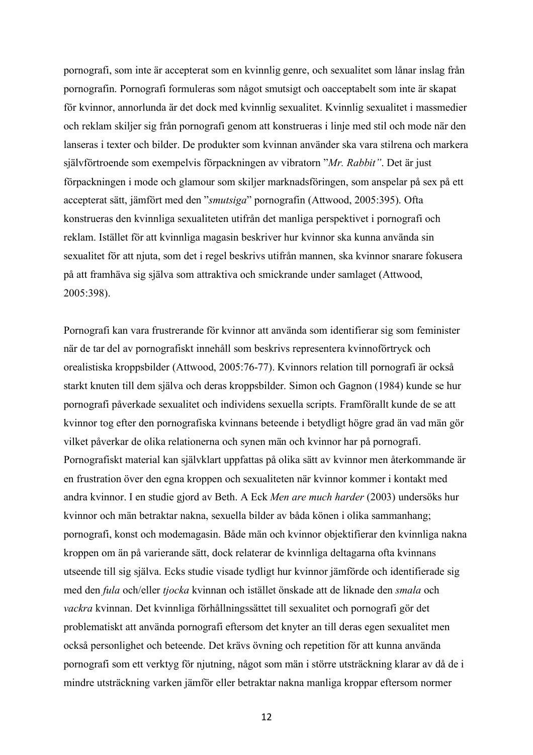pornografi, som inte är accepterat som en kvinnlig genre, och sexualitet som lånar inslag från pornografin. Pornografi formuleras som något smutsigt och oacceptabelt som inte är skapat för kvinnor, annorlunda är det dock med kvinnlig sexualitet. Kvinnlig sexualitet i massmedier och reklam skiljer sig från pornografi genom att konstrueras i linje med stil och mode när den lanseras i texter och bilder. De produkter som kvinnan använder ska vara stilrena och markera självförtroende som exempelvis förpackningen av vibratorn ”*Mr. Rabbit”*. Det är just förpackningen i mode och glamour som skiljer marknadsföringen, som anspelar på sex på ett accepterat sätt, jämfört med den ”*smutsiga*” pornografin (Attwood, 2005:395). Ofta konstrueras den kvinnliga sexualiteten utifrån det manliga perspektivet i pornografi och reklam. Istället för att kvinnliga magasin beskriver hur kvinnor ska kunna använda sin sexualitet för att njuta, som det i regel beskrivs utifrån mannen, ska kvinnor snarare fokusera på att framhäva sig själva som attraktiva och smickrande under samlaget (Attwood, 2005:398).

Pornografi kan vara frustrerande för kvinnor att använda som identifierar sig som feminister när de tar del av pornografiskt innehåll som beskrivs representera kvinnoförtryck och orealistiska kroppsbilder (Attwood, 2005:76-77). Kvinnors relation till pornografi är också starkt knuten till dem själva och deras kroppsbilder. Simon och Gagnon (1984) kunde se hur pornografi påverkade sexualitet och individens sexuella scripts. Framförallt kunde de se att kvinnor tog efter den pornografiska kvinnans beteende i betydligt högre grad än vad män gör vilket påverkar de olika relationerna och synen män och kvinnor har på pornografi. Pornografiskt material kan självklart uppfattas på olika sätt av kvinnor men återkommande är en frustration över den egna kroppen och sexualiteten när kvinnor kommer i kontakt med andra kvinnor. I en studie gjord av Beth. A Eck *Men are much harder* (2003) undersöks hur kvinnor och män betraktar nakna, sexuella bilder av båda könen i olika sammanhang; pornografi, konst och modemagasin. Både män och kvinnor objektifierar den kvinnliga nakna kroppen om än på varierande sätt, dock relaterar de kvinnliga deltagarna ofta kvinnans utseende till sig själva. Ecks studie visade tydligt hur kvinnor jämförde och identifierade sig med den *fula* och/eller *tjocka* kvinnan och istället önskade att de liknade den *smala* och *vackra* kvinnan. Det kvinnliga förhållningssättet till sexualitet och pornografi gör det problematiskt att använda pornografi eftersom det knyter an till deras egen sexualitet men också personlighet och beteende. Det krävs övning och repetition för att kunna använda pornografi som ett verktyg för njutning, något som män i större utsträckning klarar av då de i mindre utsträckning varken jämför eller betraktar nakna manliga kroppar eftersom normer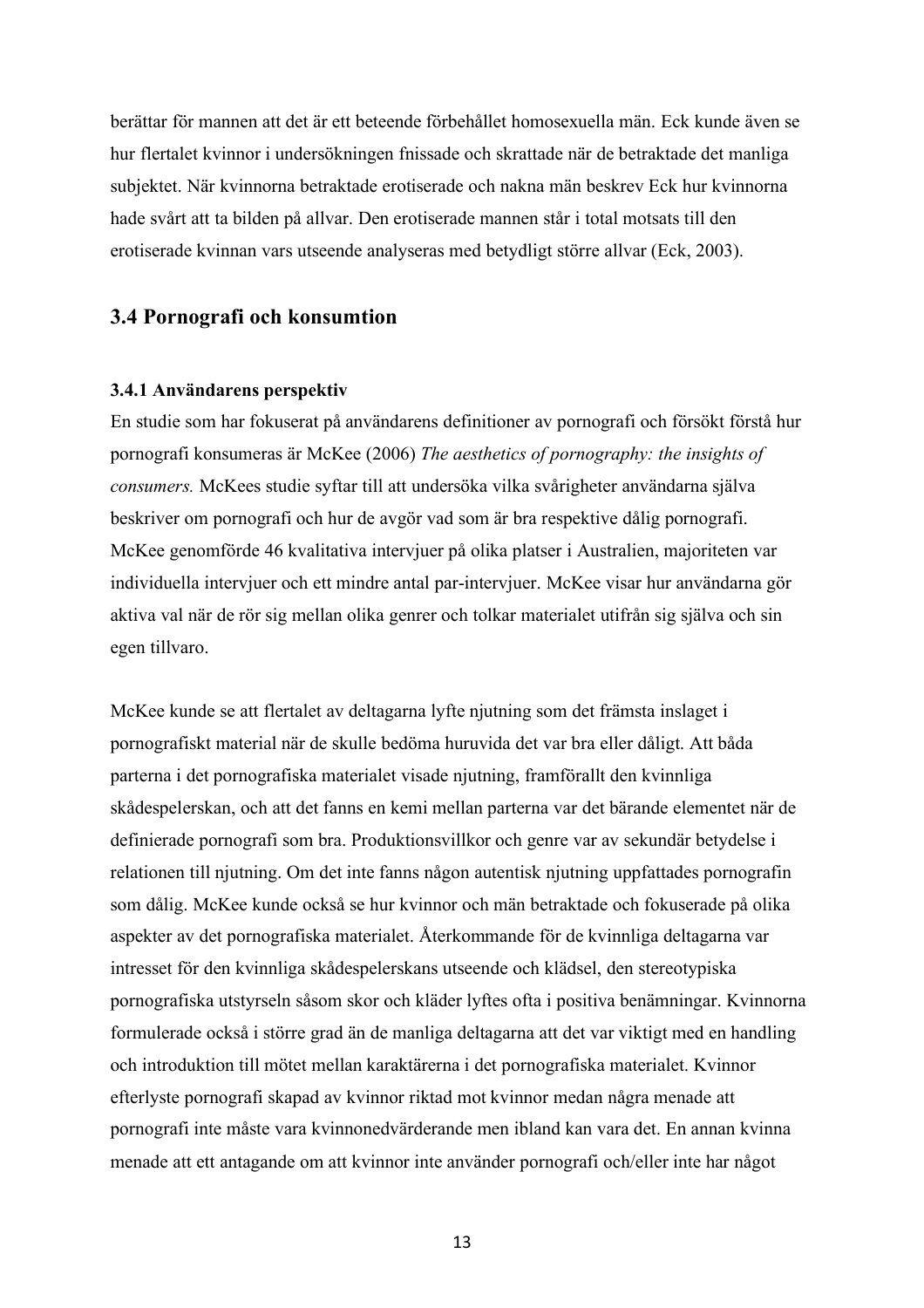berättar för mannen att det är ett beteende förbehållet homosexuella män. Eck kunde även se hur flertalet kvinnor i undersökningen fnissade och skrattade när de betraktade det manliga subjektet. När kvinnorna betraktade erotiserade och nakna män beskrev Eck hur kvinnorna hade svårt att ta bilden på allvar. Den erotiserade mannen står i total motsats till den erotiserade kvinnan vars utseende analyseras med betydligt större allvar (Eck, 2003).

## 3.4 Pornografi och konsumtion

### 3.4.1 Användarens perspektiv

En studie som har fokuserat på användarens definitioner av pornografi och försökt förstå hur pornografi konsumeras är McKee (2006) *The aesthetics of pornography: the insights of consumers.* McKees studie syftar till att undersöka vilka svårigheter användarna själva beskriver om pornografi och hur de avgör vad som är bra respektive dålig pornografi. McKee genomförde 46 kvalitativa intervjuer på olika platser i Australien, majoriteten var individuella intervjuer och ett mindre antal par-intervjuer. McKee visar hur användarna gör aktiva val när de rör sig mellan olika genrer och tolkar materialet utifrån sig själva och sin egen tillvaro.

McKee kunde se att flertalet av deltagarna lyfte njutning som det främsta inslaget i pornografiskt material när de skulle bedöma huruvida det var bra eller dåligt. Att båda parterna i det pornografiska materialet visade njutning, framförallt den kvinnliga skådespelerskan, och att det fanns en kemi mellan parterna var det bärande elementet när de definierade pornografi som bra. Produktionsvillkor och genre var av sekundär betydelse i relationen till njutning. Om det inte fanns någon autentisk njutning uppfattades pornografin som dålig. McKee kunde också se hur kvinnor och män betraktade och fokuserade på olika aspekter av det pornografiska materialet. Återkommande för de kvinnliga deltagarna var intresset för den kvinnliga skådespelerskans utseende och klädsel, den stereotypiska pornografiska utstyrseln såsom skor och kläder lyftes ofta i positiva benämningar. Kvinnorna formulerade också i större grad än de manliga deltagarna att det var viktigt med en handling och introduktion till mötet mellan karaktärerna i det pornografiska materialet. Kvinnor efterlyste pornografi skapad av kvinnor riktad mot kvinnor medan några menade att pornografi inte måste vara kvinnonedvärderande men ibland kan vara det. En annan kvinna menade att ett antagande om att kvinnor inte använder pornografi och/eller inte har något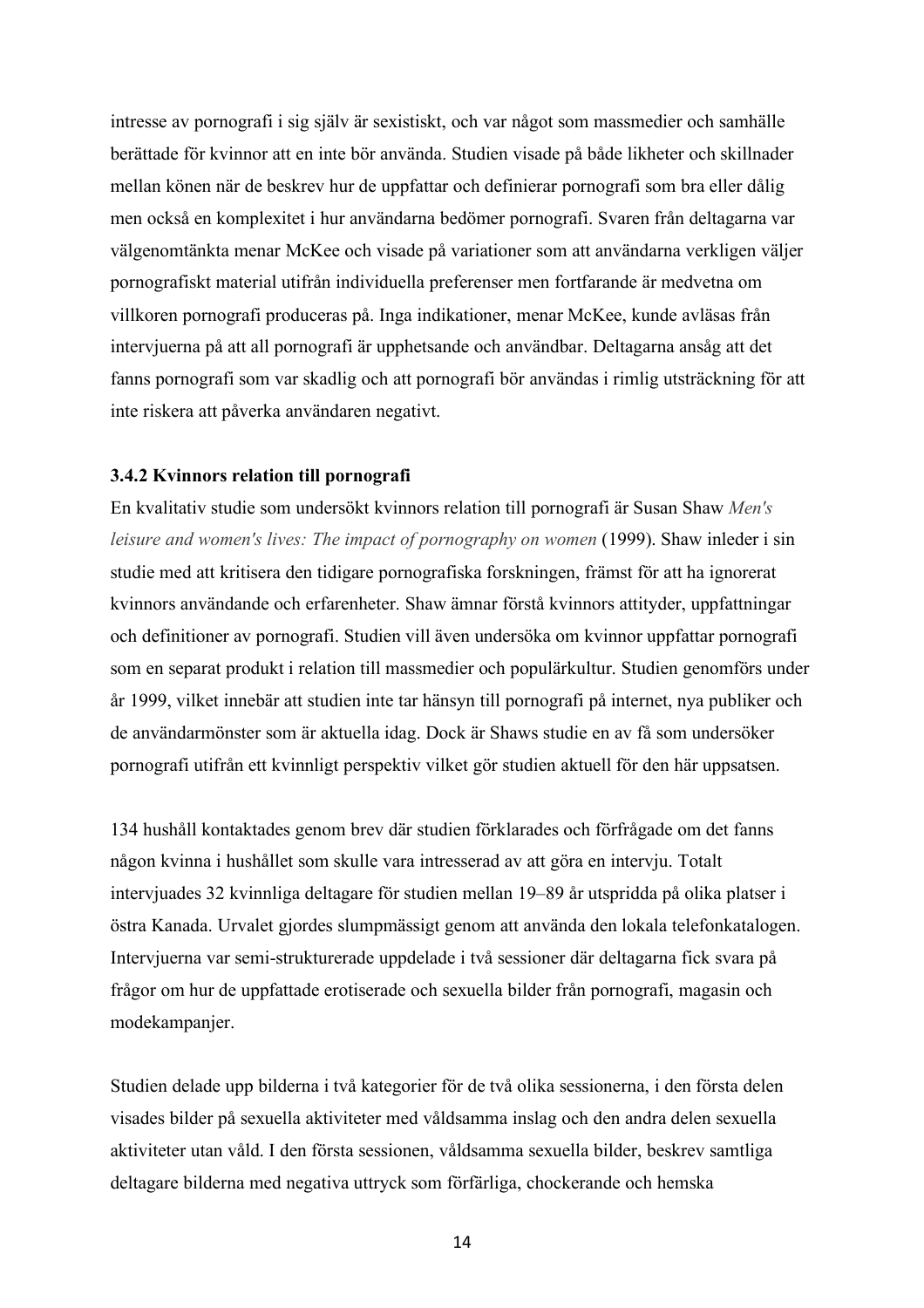intresse av pornografi i sig själv är sexistiskt, och var något som massmedier och samhälle berättade för kvinnor att en inte bör använda. Studien visade på både likheter och skillnader mellan könen när de beskrev hur de uppfattar och definierar pornografi som bra eller dålig men också en komplexitet i hur användarna bedömer pornografi. Svaren från deltagarna var välgenomtänkta menar McKee och visade på variationer som att användarna verkligen väljer pornografiskt material utifrån individuella preferenser men fortfarande är medvetna om villkoren pornografi produceras på. Inga indikationer, menar McKee, kunde avläsas från intervjuerna på att all pornografi är upphetsande och användbar. Deltagarna ansåg att det fanns pornografi som var skadlig och att pornografi bör användas i rimlig utsträckning för att inte riskera att påverka användaren negativt.

### 3.4.2 Kvinnors relation till pornografi

En kvalitativ studie som undersökt kvinnors relation till pornografi är Susan Shaw *Men's leisure and women's lives: The impact of pornography on women* (1999). Shaw inleder i sin studie med att kritisera den tidigare pornografiska forskningen, främst för att ha ignorerat kvinnors användande och erfarenheter. Shaw ämnar förstå kvinnors attityder, uppfattningar och definitioner av pornografi. Studien vill även undersöka om kvinnor uppfattar pornografi som en separat produkt i relation till massmedier och populärkultur. Studien genomförs under år 1999, vilket innebär att studien inte tar hänsyn till pornografi på internet, nya publiker och de användarmönster som är aktuella idag. Dock är Shaws studie en av få som undersöker pornografi utifrån ett kvinnligt perspektiv vilket gör studien aktuell för den här uppsatsen.

134 hushåll kontaktades genom brev där studien förklarades och förfrågade om det fanns någon kvinna i hushållet som skulle vara intresserad av att göra en intervju. Totalt intervjuades 32 kvinnliga deltagare för studien mellan 19–89 år utspridda på olika platser i östra Kanada. Urvalet gjordes slumpmässigt genom att använda den lokala telefonkatalogen. Intervjuerna var semi-strukturerade uppdelade i två sessioner där deltagarna fick svara på frågor om hur de uppfattade erotiserade och sexuella bilder från pornografi, magasin och modekampanjer.

Studien delade upp bilderna i två kategorier för de två olika sessionerna, i den första delen visades bilder på sexuella aktiviteter med våldsamma inslag och den andra delen sexuella aktiviteter utan våld. I den första sessionen, våldsamma sexuella bilder, beskrev samtliga deltagare bilderna med negativa uttryck som förfärliga, chockerande och hemska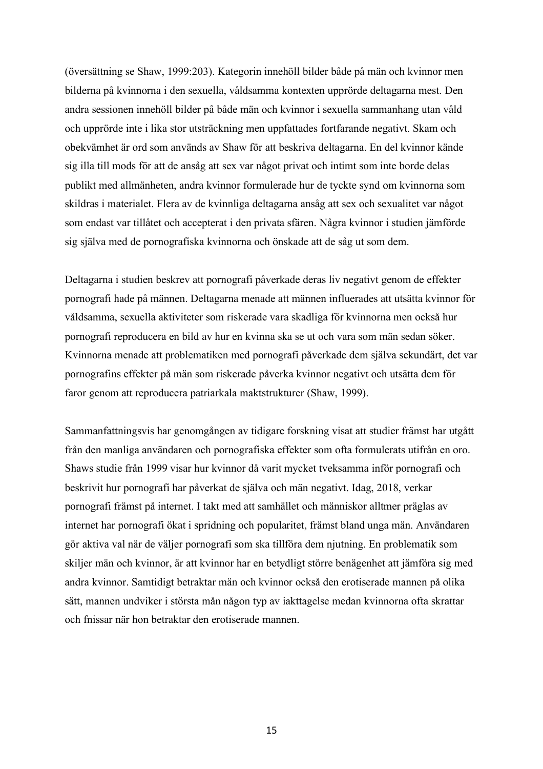(översättning se Shaw, 1999:203). Kategorin innehöll bilder både på män och kvinnor men bilderna på kvinnorna i den sexuella, våldsamma kontexten upprörde deltagarna mest. Den andra sessionen innehöll bilder på både män och kvinnor i sexuella sammanhang utan våld och upprörde inte i lika stor utsträckning men uppfattades fortfarande negativt. Skam och obekvämhet är ord som används av Shaw för att beskriva deltagarna. En del kvinnor kände sig illa till mods för att de ansåg att sex var något privat och intimt som inte borde delas publikt med allmänheten, andra kvinnor formulerade hur de tyckte synd om kvinnorna som skildras i materialet. Flera av de kvinnliga deltagarna ansåg att sex och sexualitet var något som endast var tillåtet och accepterat i den privata sfären. Några kvinnor i studien jämförde sig själva med de pornografiska kvinnorna och önskade att de såg ut som dem.

Deltagarna i studien beskrev att pornografi påverkade deras liv negativt genom de effekter pornografi hade på männen. Deltagarna menade att männen influerades att utsätta kvinnor för våldsamma, sexuella aktiviteter som riskerade vara skadliga för kvinnorna men också hur pornografi reproducera en bild av hur en kvinna ska se ut och vara som män sedan söker. Kvinnorna menade att problematiken med pornografi påverkade dem själva sekundärt, det var pornografins effekter på män som riskerade påverka kvinnor negativt och utsätta dem för faror genom att reproducera patriarkala maktstrukturer (Shaw, 1999).

Sammanfattningsvis har genomgången av tidigare forskning visat att studier främst har utgått från den manliga användaren och pornografiska effekter som ofta formulerats utifrån en oro. Shaws studie från 1999 visar hur kvinnor då varit mycket tveksamma inför pornografi och beskrivit hur pornografi har påverkat de själva och män negativt. Idag, 2018, verkar pornografi främst på internet. I takt med att samhället och människor alltmer präglas av internet har pornografi ökat i spridning och popularitet, främst bland unga män. Användaren gör aktiva val när de väljer pornografi som ska tillföra dem njutning. En problematik som skiljer män och kvinnor, är att kvinnor har en betydligt större benägenhet att jämföra sig med andra kvinnor. Samtidigt betraktar män och kvinnor också den erotiserade mannen på olika sätt, mannen undviker i största mån någon typ av iakttagelse medan kvinnorna ofta skrattar och fnissar när hon betraktar den erotiserade mannen.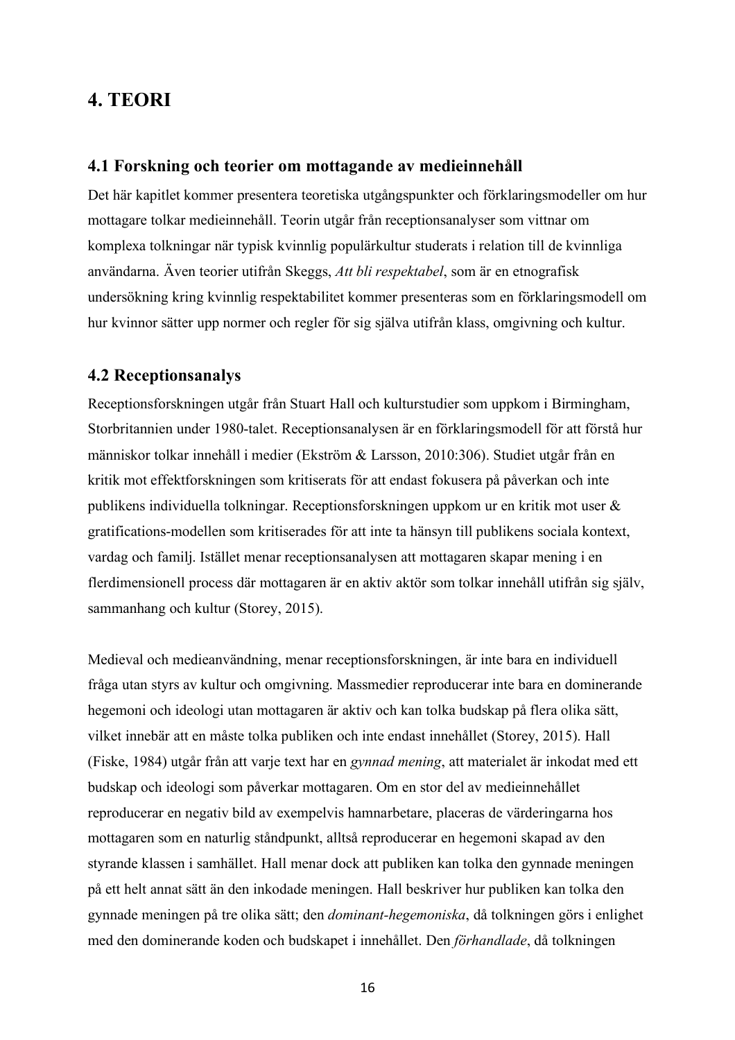# 4. TEORI

## 4.1 Forskning och teorier om mottagande av medieinnehåll

Det här kapitlet kommer presentera teoretiska utgångspunkter och förklaringsmodeller om hur mottagare tolkar medieinnehåll. Teorin utgår från receptionsanalyser som vittnar om komplexa tolkningar när typisk kvinnlig populärkultur studerats i relation till de kvinnliga användarna. Även teorier utifrån Skeggs, *Att bli respektabel*, som är en etnografisk undersökning kring kvinnlig respektabilitet kommer presenteras som en förklaringsmodell om hur kvinnor sätter upp normer och regler för sig själva utifrån klass, omgivning och kultur.

## 4.2 Receptionsanalys

Receptionsforskningen utgår från Stuart Hall och kulturstudier som uppkom i Birmingham, Storbritannien under 1980-talet. Receptionsanalysen är en förklaringsmodell för att förstå hur människor tolkar innehåll i medier (Ekström & Larsson, 2010:306). Studiet utgår från en kritik mot effektforskningen som kritiserats för att endast fokusera på påverkan och inte publikens individuella tolkningar. Receptionsforskningen uppkom ur en kritik mot user & gratifications-modellen som kritiserades för att inte ta hänsyn till publikens sociala kontext, vardag och familj. Istället menar receptionsanalysen att mottagaren skapar mening i en flerdimensionell process där mottagaren är en aktiv aktör som tolkar innehåll utifrån sig själv, sammanhang och kultur (Storey, 2015).

Medieval och medieanvändning, menar receptionsforskningen, är inte bara en individuell fråga utan styrs av kultur och omgivning. Massmedier reproducerar inte bara en dominerande hegemoni och ideologi utan mottagaren är aktiv och kan tolka budskap på flera olika sätt, vilket innebär att en måste tolka publiken och inte endast innehållet (Storey, 2015). Hall (Fiske, 1984) utgår från att varje text har en *gynnad mening*, att materialet är inkodat med ett budskap och ideologi som påverkar mottagaren. Om en stor del av medieinnehållet reproducerar en negativ bild av exempelvis hamnarbetare, placeras de värderingarna hos mottagaren som en naturlig ståndpunkt, alltså reproducerar en hegemoni skapad av den styrande klassen i samhället. Hall menar dock att publiken kan tolka den gynnade meningen på ett helt annat sätt än den inkodade meningen. Hall beskriver hur publiken kan tolka den gynnade meningen på tre olika sätt; den *dominant-hegemoniska*, då tolkningen görs i enlighet med den dominerande koden och budskapet i innehållet. Den *förhandlade*, då tolkningen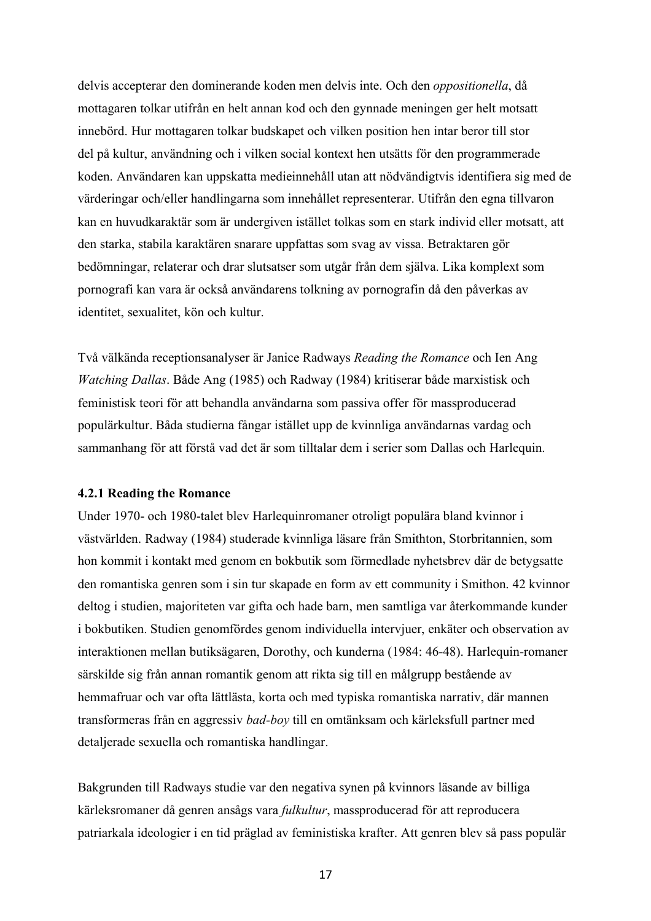delvis accepterar den dominerande koden men delvis inte. Och den *oppositionella*, då mottagaren tolkar utifrån en helt annan kod och den gynnade meningen ger helt motsatt innebörd. Hur mottagaren tolkar budskapet och vilken position hen intar beror till stor del på kultur, användning och i vilken social kontext hen utsätts för den programmerade koden. Användaren kan uppskatta medieinnehåll utan att nödvändigtvis identifiera sig med de värderingar och/eller handlingarna som innehållet representerar. Utifrån den egna tillvaron kan en huvudkaraktär som är undergiven istället tolkas som en stark individ eller motsatt, att den starka, stabila karaktären snarare uppfattas som svag av vissa. Betraktaren gör bedömningar, relaterar och drar slutsatser som utgår från dem själva. Lika komplext som pornografi kan vara är också användarens tolkning av pornografin då den påverkas av identitet, sexualitet, kön och kultur.

Två välkända receptionsanalyser är Janice Radways *Reading the Romance* och Ien Ang *Watching Dallas*. Både Ang (1985) och Radway (1984) kritiserar både marxistisk och feministisk teori för att behandla användarna som passiva offer för massproducerad populärkultur. Båda studierna fångar istället upp de kvinnliga användarnas vardag och sammanhang för att förstå vad det är som tilltalar dem i serier som Dallas och Harlequin.

#### 4.2.1 Reading the Romance

Under 1970- och 1980-talet blev Harlequinromaner otroligt populära bland kvinnor i västvärlden. Radway (1984) studerade kvinnliga läsare från Smithton, Storbritannien, som hon kommit i kontakt med genom en bokbutik som förmedlade nyhetsbrev där de betygsatte den romantiska genren som i sin tur skapade en form av ett community i Smithon. 42 kvinnor deltog i studien, majoriteten var gifta och hade barn, men samtliga var återkommande kunder i bokbutiken. Studien genomfördes genom individuella intervjuer, enkäter och observation av interaktionen mellan butiksägaren, Dorothy, och kunderna (1984: 46-48). Harlequin-romaner särskilde sig från annan romantik genom att rikta sig till en målgrupp bestående av hemmafruar och var ofta lättlästa, korta och med typiska romantiska narrativ, där mannen transformeras från en aggressiv *bad-boy* till en omtänksam och kärleksfull partner med detaljerade sexuella och romantiska handlingar.

Bakgrunden till Radways studie var den negativa synen på kvinnors läsande av billiga kärleksromaner då genren ansågs vara *fulkultur*, massproducerad för att reproducera patriarkala ideologier i en tid präglad av feministiska krafter. Att genren blev så pass populär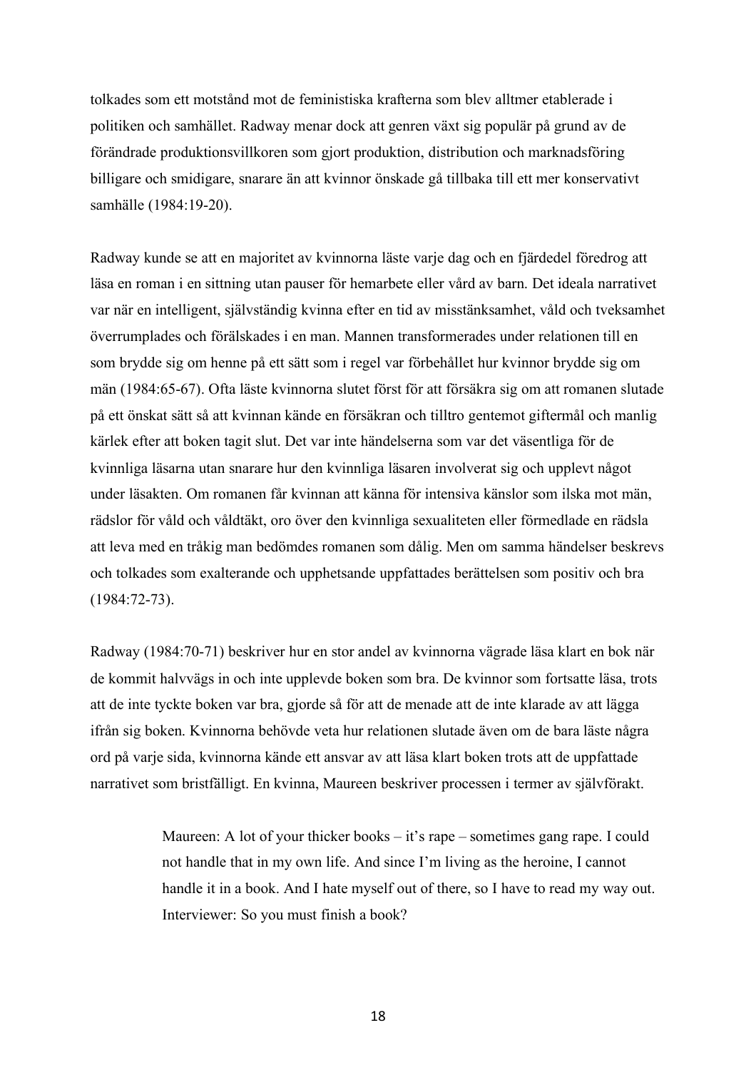tolkades som ett motstånd mot de feministiska krafterna som blev alltmer etablerade i politiken och samhället. Radway menar dock att genren växt sig populär på grund av de förändrade produktionsvillkoren som gjort produktion, distribution och marknadsföring billigare och smidigare, snarare än att kvinnor önskade gå tillbaka till ett mer konservativt samhälle (1984:19-20).

Radway kunde se att en majoritet av kvinnorna läste varje dag och en fjärdedel föredrog att läsa en roman i en sittning utan pauser för hemarbete eller vård av barn. Det ideala narrativet var när en intelligent, självständig kvinna efter en tid av misstänksamhet, våld och tveksamhet överrumplades och förälskades i en man. Mannen transformerades under relationen till en som brydde sig om henne på ett sätt som i regel var förbehållet hur kvinnor brydde sig om män (1984:65-67). Ofta läste kvinnorna slutet först för att försäkra sig om att romanen slutade på ett önskat sätt så att kvinnan kände en försäkran och tilltro gentemot giftermål och manlig kärlek efter att boken tagit slut. Det var inte händelserna som var det väsentliga för de kvinnliga läsarna utan snarare hur den kvinnliga läsaren involverat sig och upplevt något under läsakten. Om romanen får kvinnan att känna för intensiva känslor som ilska mot män, rädslor för våld och våldtäkt, oro över den kvinnliga sexualiteten eller förmedlade en rädsla att leva med en tråkig man bedömdes romanen som dålig. Men om samma händelser beskrevs och tolkades som exalterande och upphetsande uppfattades berättelsen som positiv och bra (1984:72-73).

Radway (1984:70-71) beskriver hur en stor andel av kvinnorna vägrade läsa klart en bok när de kommit halvvägs in och inte upplevde boken som bra. De kvinnor som fortsatte läsa, trots att de inte tyckte boken var bra, gjorde så för att de menade att de inte klarade av att lägga ifrån sig boken. Kvinnorna behövde veta hur relationen slutade även om de bara läste några ord på varje sida, kvinnorna kände ett ansvar av att läsa klart boken trots att de uppfattade narrativet som bristfälligt. En kvinna, Maureen beskriver processen i termer av självförakt.

> Maureen: A lot of your thicker books – it's rape – sometimes gang rape. I could not handle that in my own life. And since I'm living as the heroine, I cannot handle it in a book. And I hate myself out of there, so I have to read my way out.
> Interviewer: So you must finish a book?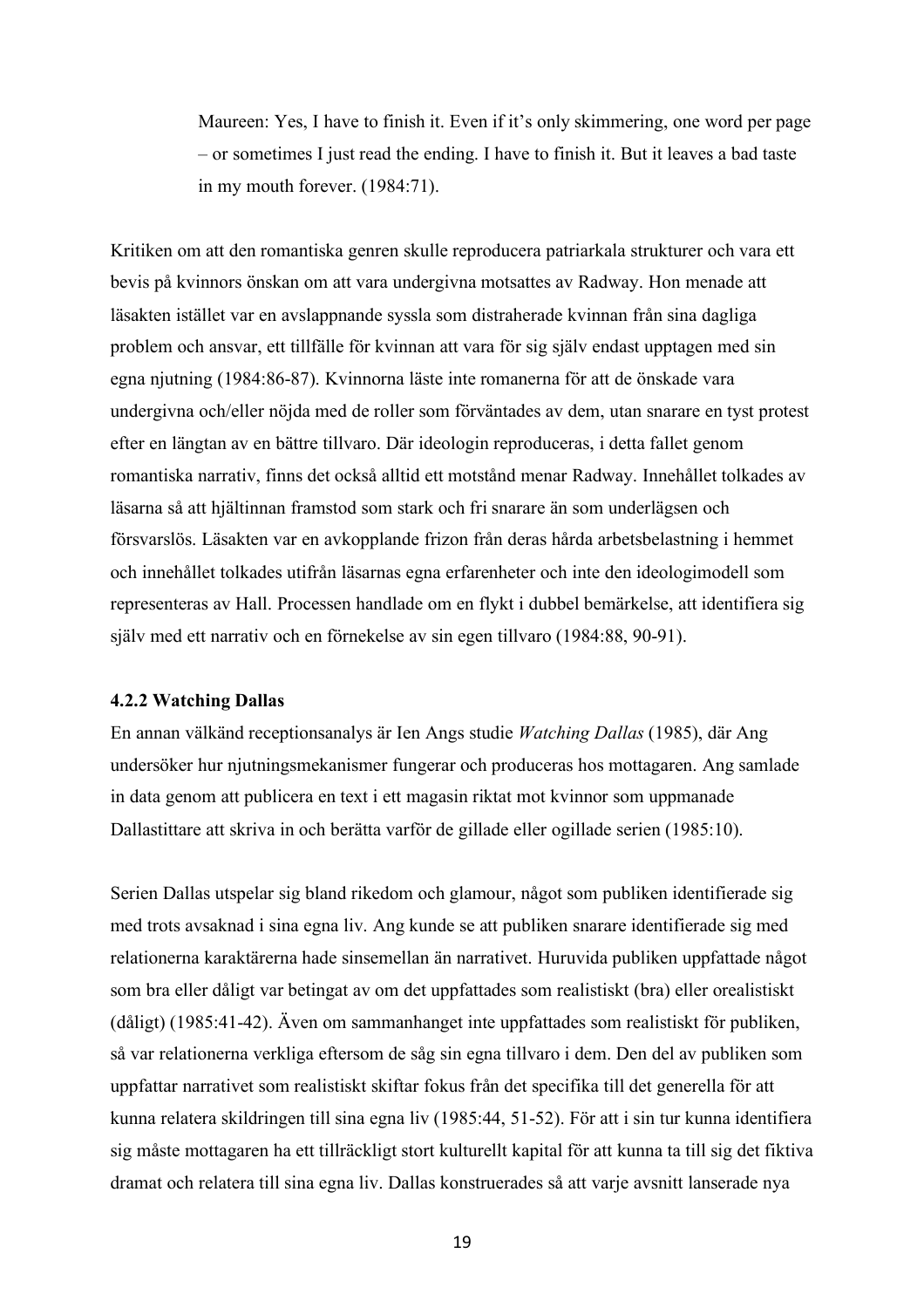> Maureen: Yes, I have to finish it. Even if it's only skimmering, one word per page – or sometimes I just read the ending. I have to finish it. But it leaves a bad taste in my mouth forever. (1984:71).

Kritiken om att den romantiska genren skulle reproducera patriarkala strukturer och vara ett bevis på kvinnors önskan om att vara undergivna motsattes av Radway. Hon menade att läsakten istället var en avslappnande syssla som distraherade kvinnan från sina dagliga problem och ansvar, ett tillfälle för kvinnan att vara för sig själv endast upptagen med sin egna njutning (1984:86-87). Kvinnorna läste inte romanerna för att de önskade vara undergivna och/eller nöjda med de roller som förväntades av dem, utan snarare en tyst protest efter en längtan av en bättre tillvaro. Där ideologin reproduceras, i detta fallet genom romantiska narrativ, finns det också alltid ett motstånd menar Radway. Innehållet tolkades av läsarna så att hjältinnan framstod som stark och fri snarare än som underlägsen och försvarslös. Läsakten var en avkopplande frizon från deras hårda arbetsbelastning i hemmet och innehållet tolkades utifrån läsarnas egna erfarenheter och inte den ideologimodell som representeras av Hall. Processen handlade om en flykt i dubbel bemärkelse, att identifiera sig själv med ett narrativ och en förnekelse av sin egen tillvaro (1984:88, 90-91).

#### 4.2.2 Watching Dallas

En annan välkänd receptionsanalys är Ien Angs studie *Watching Dallas* (1985), där Ang undersöker hur njutningsmekanismer fungerar och produceras hos mottagaren. Ang samlade in data genom att publicera en text i ett magasin riktat mot kvinnor som uppmanade Dallastittare att skriva in och berätta varför de gillade eller ogillade serien (1985:10).

Serien Dallas utspelar sig bland rikedom och glamour, något som publiken identifierade sig med trots avsaknad i sina egna liv. Ang kunde se att publiken snarare identifierade sig med relationerna karaktärerna hade sinsemellan än narrativet. Huruvida publiken uppfattade något som bra eller dåligt var betingat av om det uppfattades som realistiskt (bra) eller orealistiskt (dåligt) (1985:41-42). Även om sammanhanget inte uppfattades som realistiskt för publiken, så var relationerna verkliga eftersom de såg sin egna tillvaro i dem. Den del av publiken som uppfattar narrativet som realistiskt skiftar fokus från det specifika till det generella för att kunna relatera skildringen till sina egna liv (1985:44, 51-52). För att i sin tur kunna identifiera sig måste mottagaren ha ett tillräckligt stort kulturellt kapital för att kunna ta till sig det fiktiva dramat och relatera till sina egna liv. Dallas konstruerades så att varje avsnitt lanserade nya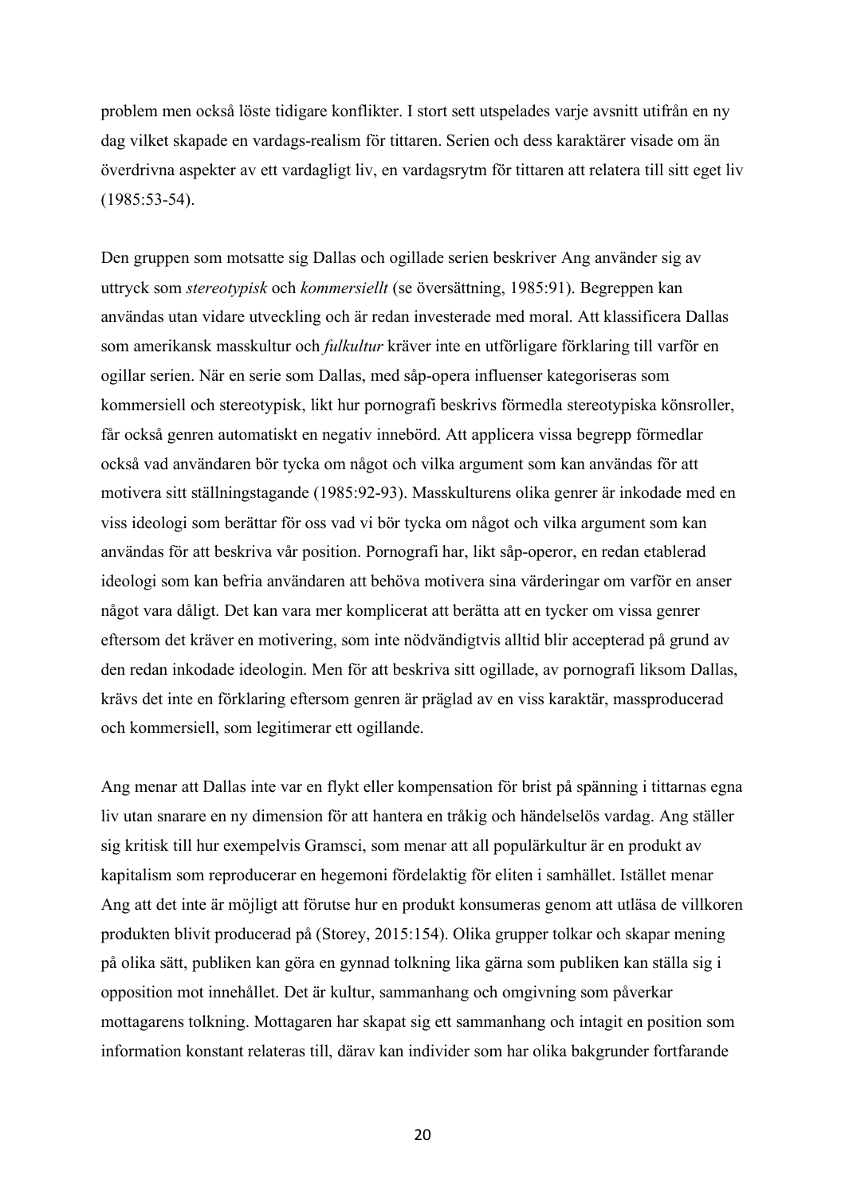problem men också löste tidigare konflikter. I stort sett utspelades varje avsnitt utifrån en ny dag vilket skapade en vardags-realism för tittaren. Serien och dess karaktärer visade om än överdrivna aspekter av ett vardagligt liv, en vardagsrytm för tittaren att relatera till sitt eget liv (1985:53-54).

Den gruppen som motsatte sig Dallas och ogillade serien beskriver Ang använder sig av uttryck som *stereotypisk* och *kommersiellt* (se översättning, 1985:91). Begreppen kan användas utan vidare utveckling och är redan investerade med moral. Att klassificera Dallas som amerikansk masskultur och *fulkultur* kräver inte en utförligare förklaring till varför en ogillar serien. När en serie som Dallas, med såp-opera influenser kategoriseras som kommersiell och stereotypisk, likt hur pornografi beskrivs förmedla stereotypiska könsroller, får också genren automatiskt en negativ innebörd. Att applicera vissa begrepp förmedlar också vad användaren bör tycka om något och vilka argument som kan användas för att motivera sitt ställningstagande (1985:92-93). Masskulturens olika genrer är inkodade med en viss ideologi som berättar för oss vad vi bör tycka om något och vilka argument som kan användas för att beskriva vår position. Pornografi har, likt såp-operor, en redan etablerad ideologi som kan befria användaren att behöva motivera sina värderingar om varför en anser något vara dåligt. Det kan vara mer komplicerat att berätta att en tycker om vissa genrer eftersom det kräver en motivering, som inte nödvändigtvis alltid blir accepterad på grund av den redan inkodade ideologin. Men för att beskriva sitt ogillade, av pornografi liksom Dallas, krävs det inte en förklaring eftersom genren är präglad av en viss karaktär, massproducerad och kommersiell, som legitimerar ett ogillande.

Ang menar att Dallas inte var en flykt eller kompensation för brist på spänning i tittarnas egna liv utan snarare en ny dimension för att hantera en tråkig och händelselös vardag. Ang ställer sig kritisk till hur exempelvis Gramsci, som menar att all populärkultur är en produkt av kapitalism som reproducerar en hegemoni fördelaktig för eliten i samhället. Istället menar Ang att det inte är möjligt att förutse hur en produkt konsumeras genom att utläsa de villkoren produkten blivit producerad på (Storey, 2015:154). Olika grupper tolkar och skapar mening på olika sätt, publiken kan göra en gynnad tolkning lika gärna som publiken kan ställa sig i opposition mot innehållet. Det är kultur, sammanhang och omgivning som påverkar mottagarens tolkning. Mottagaren har skapat sig ett sammanhang och intagit en position som information konstant relateras till, därav kan individer som har olika bakgrunder fortfarande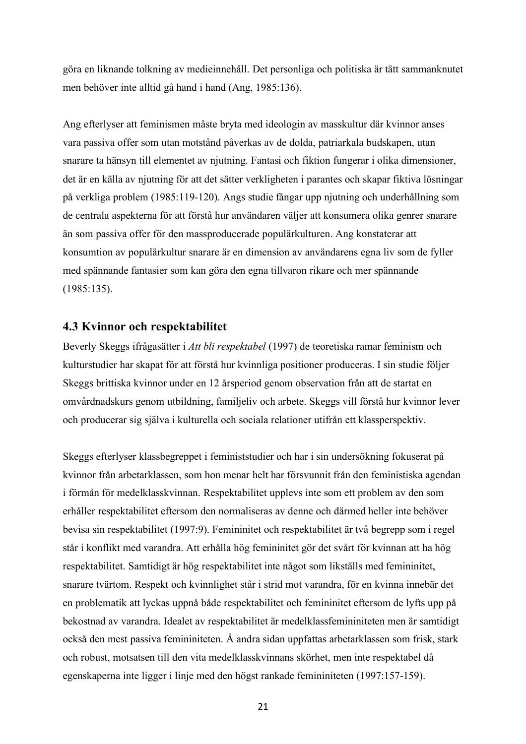göra en liknande tolkning av medieinnehåll. Det personliga och politiska är tätt sammanknutet men behöver inte alltid gå hand i hand (Ang, 1985:136).

Ang efterlyser att feminismen måste bryta med ideologin av masskultur där kvinnor anses vara passiva offer som utan motstånd påverkas av de dolda, patriarkala budskapen, utan snarare ta hänsyn till elementet av njutning. Fantasi och fiktion fungerar i olika dimensioner, det är en källa av njutning för att det sätter verkligheten i parantes och skapar fiktiva lösningar på verkliga problem (1985:119-120). Angs studie fångar upp njutning och underhållning som de centrala aspekterna för att förstå hur användaren väljer att konsumera olika genrer snarare än som passiva offer för den massproducerade populärkulturen. Ang konstaterar att konsumtion av populärkultur snarare är en dimension av användarens egna liv som de fyller med spännande fantasier som kan göra den egna tillvaron rikare och mer spännande (1985:135).

### 4.3 Kvinnor och respektabilitet

Beverly Skeggs ifrågasätter i *Att bli respektabel* (1997) de teoretiska ramar feminism och kulturstudier har skapat för att förstå hur kvinnliga positioner produceras. I sin studie följer Skeggs brittiska kvinnor under en 12 årsperiod genom observation från att de startat en omvårdnadskurs genom utbildning, familjeliv och arbete. Skeggs vill förstå hur kvinnor lever och producerar sig själva i kulturella och sociala relationer utifrån ett klassperspektiv.

Skeggs efterlyser klassbegreppet i feministstudier och har i sin undersökning fokuserat på kvinnor från arbetarklassen, som hon menar helt har försvunnit från den feministiska agendan i förmån för medelklasskvinnan. Respektabilitet upplevs inte som ett problem av den som erhåller respektabilitet eftersom den normaliseras av denne och därmed heller inte behöver bevisa sin respektabilitet (1997:9). Femininitet och respektabilitet är två begrepp som i regel står i konflikt med varandra. Att erhålla hög femininitet gör det svårt för kvinnan att ha hög respektabilitet. Samtidigt är hög respektabilitet inte något som likställs med femininitet, snarare tvärtom. Respekt och kvinnlighet står i strid mot varandra, för en kvinna innebär det en problematik att lyckas uppnå både respektabilitet och femininitet eftersom de lyfts upp på bekostnad av varandra. Idealet av respektabilitet är medelklassfemininiteten men är samtidigt också den mest passiva femininiteten. Å andra sidan uppfattas arbetarklassen som frisk, stark och robust, motsatsen till den vita medelklasskvinnans skörhet, men inte respektabel då egenskaperna inte ligger i linje med den högst rankade femininiteten (1997:157-159).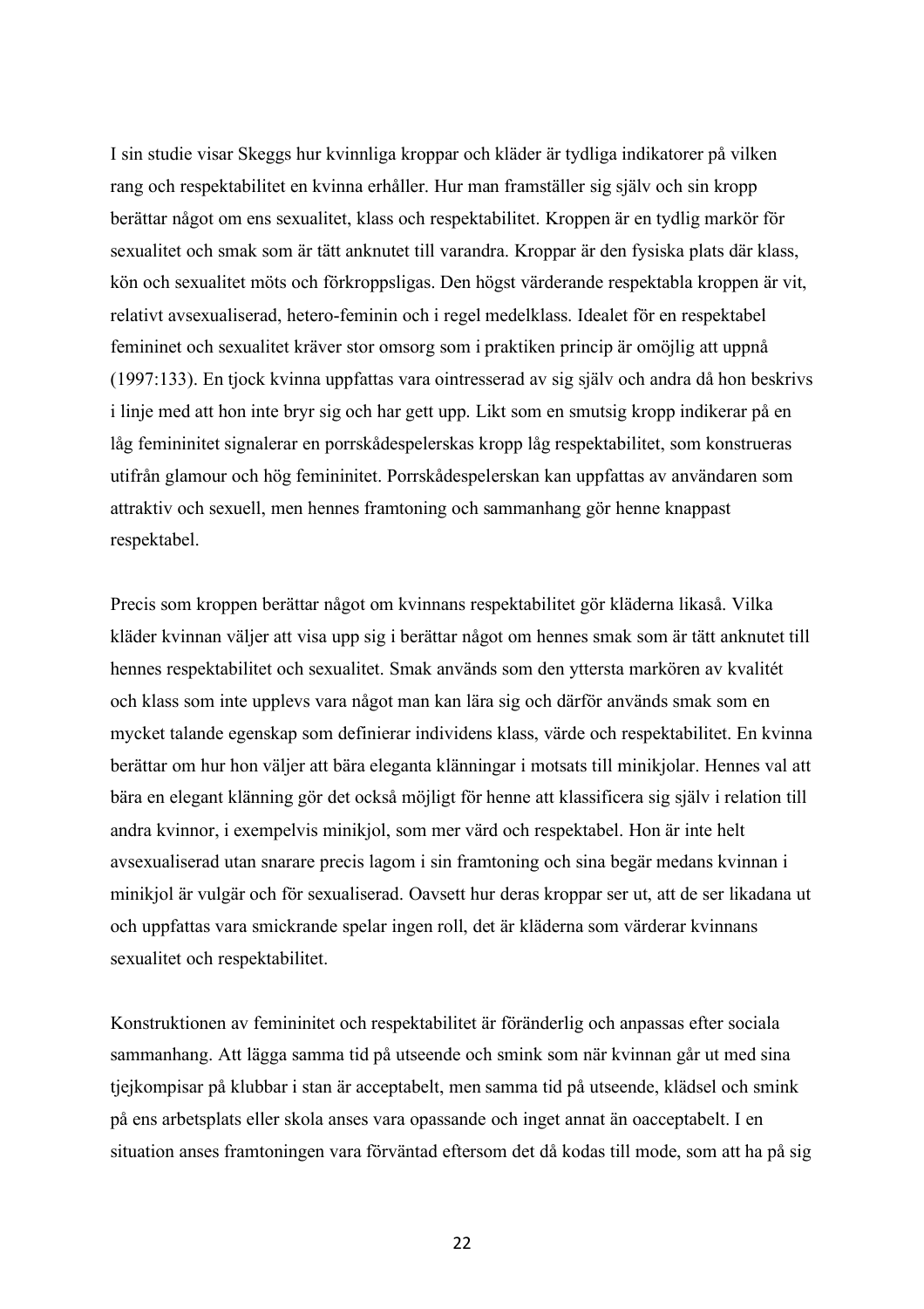I sin studie visar Skeggs hur kvinnliga kroppar och kläder är tydliga indikatorer på vilken rang och respektabilitet en kvinna erhåller. Hur man framställer sig själv och sin kropp berättar något om ens sexualitet, klass och respektabilitet. Kroppen är en tydlig markör för sexualitet och smak som är tätt anknutet till varandra. Kroppar är den fysiska plats där klass, kön och sexualitet möts och förkroppsligas. Den högst värderande respektabla kroppen är vit, relativt avsexualiserad, hetero-feminin och i regel medelklass. Idealet för en respektabel femininet och sexualitet kräver stor omsorg som i praktiken princip är omöjlig att uppnå (1997:133). En tjock kvinna uppfattas vara ointresserad av sig själv och andra då hon beskrivs i linje med att hon inte bryr sig och har gett upp. Likt som en smutsig kropp indikerar på en låg femininitet signalerar en porrskådespelerskas kropp låg respektabilitet, som konstrueras utifrån glamour och hög femininitet. Porrskådespelerskan kan uppfattas av användaren som attraktiv och sexuell, men hennes framtoning och sammanhang gör henne knappast respektabel.

Precis som kroppen berättar något om kvinnans respektabilitet gör kläderna likaså. Vilka kläder kvinnan väljer att visa upp sig i berättar något om hennes smak som är tätt anknutet till hennes respektabilitet och sexualitet. Smak används som den yttersta markören av kvalitét och klass som inte upplevs vara något man kan lära sig och därför används smak som en mycket talande egenskap som definierar individens klass, värde och respektabilitet. En kvinna berättar om hur hon väljer att bära eleganta klänningar i motsats till minikjolar. Hennes val att bära en elegant klänning gör det också möjligt för henne att klassificera sig själv i relation till andra kvinnor, i exempelvis minikjol, som mer värd och respektabel. Hon är inte helt avsexualiserad utan snarare precis lagom i sin framtoning och sina begär medans kvinnan i minikjol är vulgär och för sexualiserad. Oavsett hur deras kroppar ser ut, att de ser likadana ut och uppfattas vara smickrande spelar ingen roll, det är kläderna som värderar kvinnans sexualitet och respektabilitet.

Konstruktionen av femininitet och respektabilitet är föränderlig och anpassas efter sociala sammanhang. Att lägga samma tid på utseende och smink som när kvinnan går ut med sina tjejkompisar på klubbar i stan är acceptabelt, men samma tid på utseende, klädsel och smink på ens arbetsplats eller skola anses vara opassande och inget annat än oacceptabelt. I en situation anses framtoningen vara förväntad eftersom det då kodas till mode, som att ha på sig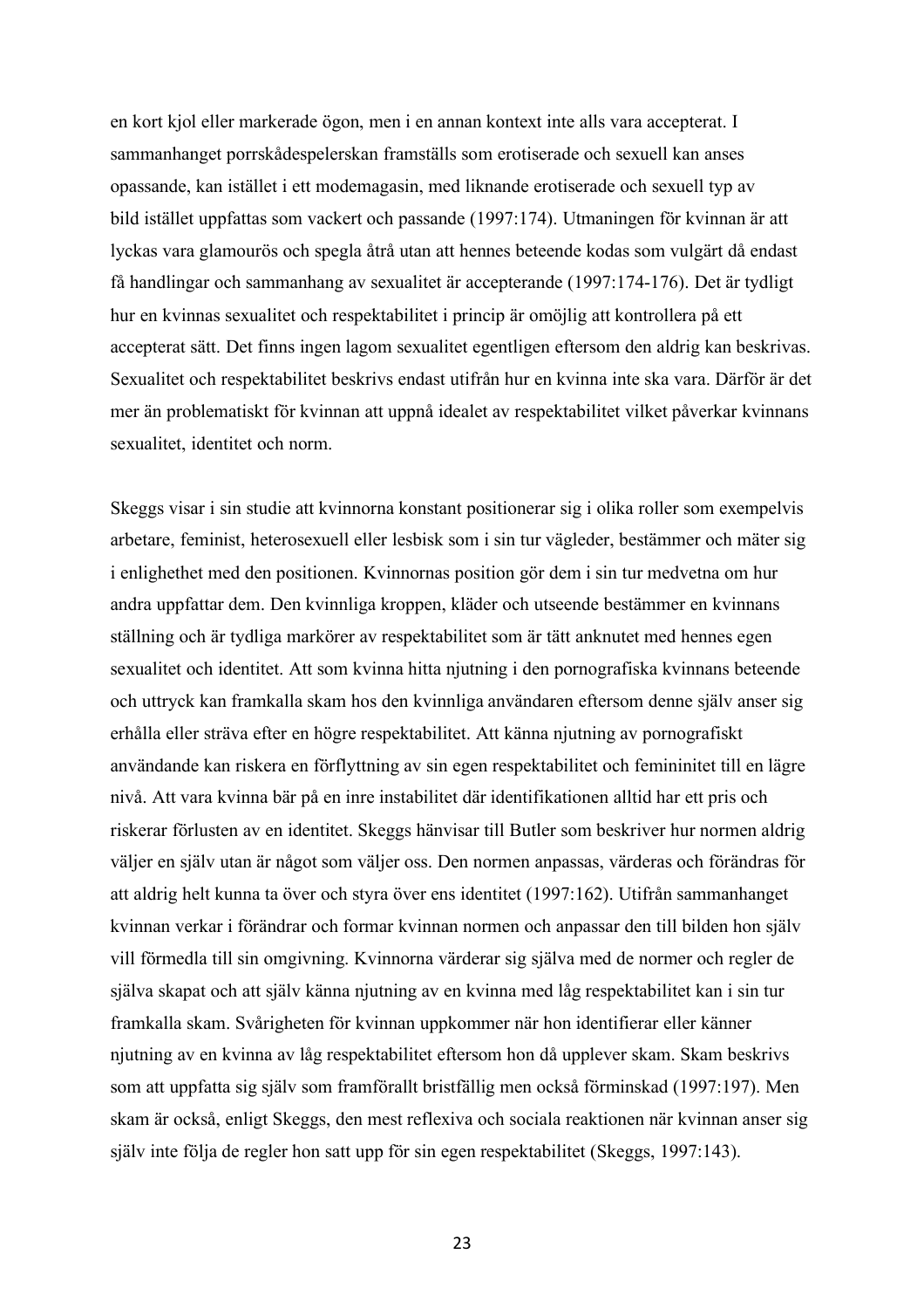en kort kjol eller markerade ögon, men i en annan kontext inte alls vara accepterat. I sammanhanget porrskådespelerskan framställs som erotiserade och sexuell kan anses opassande, kan istället i ett modemagasin, med liknande erotiserade och sexuell typ av bild istället uppfattas som vackert och passande (1997:174). Utmaningen för kvinnan är att lyckas vara glamourös och spegla åtrå utan att hennes beteende kodas som vulgärt då endast få handlingar och sammanhang av sexualitet är accepterande (1997:174-176). Det är tydligt hur en kvinnas sexualitet och respektabilitet i princip är omöjlig att kontrollera på ett accepterat sätt. Det finns ingen lagom sexualitet egentligen eftersom den aldrig kan beskrivas. Sexualitet och respektabilitet beskrivs endast utifrån hur en kvinna inte ska vara. Därför är det mer än problematiskt för kvinnan att uppnå idealet av respektabilitet vilket påverkar kvinnans sexualitet, identitet och norm.

Skeggs visar i sin studie att kvinnorna konstant positionerar sig i olika roller som exempelvis arbetare, feminist, heterosexuell eller lesbisk som i sin tur vägleder, bestämmer och mäter sig i enlighethet med den positionen. Kvinnornas position gör dem i sin tur medvetna om hur andra uppfattar dem. Den kvinnliga kroppen, kläder och utseende bestämmer en kvinnans ställning och är tydliga markörer av respektabilitet som är tätt anknutet med hennes egen sexualitet och identitet. Att som kvinna hitta njutning i den pornografiska kvinnans beteende och uttryck kan framkalla skam hos den kvinnliga användaren eftersom denne själv anser sig erhålla eller sträva efter en högre respektabilitet. Att känna njutning av pornografiskt användande kan riskera en förflyttning av sin egen respektabilitet och femininitet till en lägre nivå. Att vara kvinna bär på en inre instabilitet där identifikationen alltid har ett pris och riskerar förlusten av en identitet. Skeggs hänvisar till Butler som beskriver hur normen aldrig väljer en själv utan är något som väljer oss. Den normen anpassas, värderas och förändras för att aldrig helt kunna ta över och styra över ens identitet (1997:162). Utifrån sammanhanget kvinnan verkar i förändrar och formar kvinnan normen och anpassar den till bilden hon själv vill förmedla till sin omgivning. Kvinnorna värderar sig själva med de normer och regler de själva skapat och att själv känna njutning av en kvinna med låg respektabilitet kan i sin tur framkalla skam. Svårigheten för kvinnan uppkommer när hon identifierar eller känner njutning av en kvinna av låg respektabilitet eftersom hon då upplever skam. Skam beskrivs som att uppfatta sig själv som framförallt bristfällig men också förminskad (1997:197). Men skam är också, enligt Skeggs, den mest reflexiva och sociala reaktionen när kvinnan anser sig själv inte följa de regler hon satt upp för sin egen respektabilitet (Skeggs, 1997:143).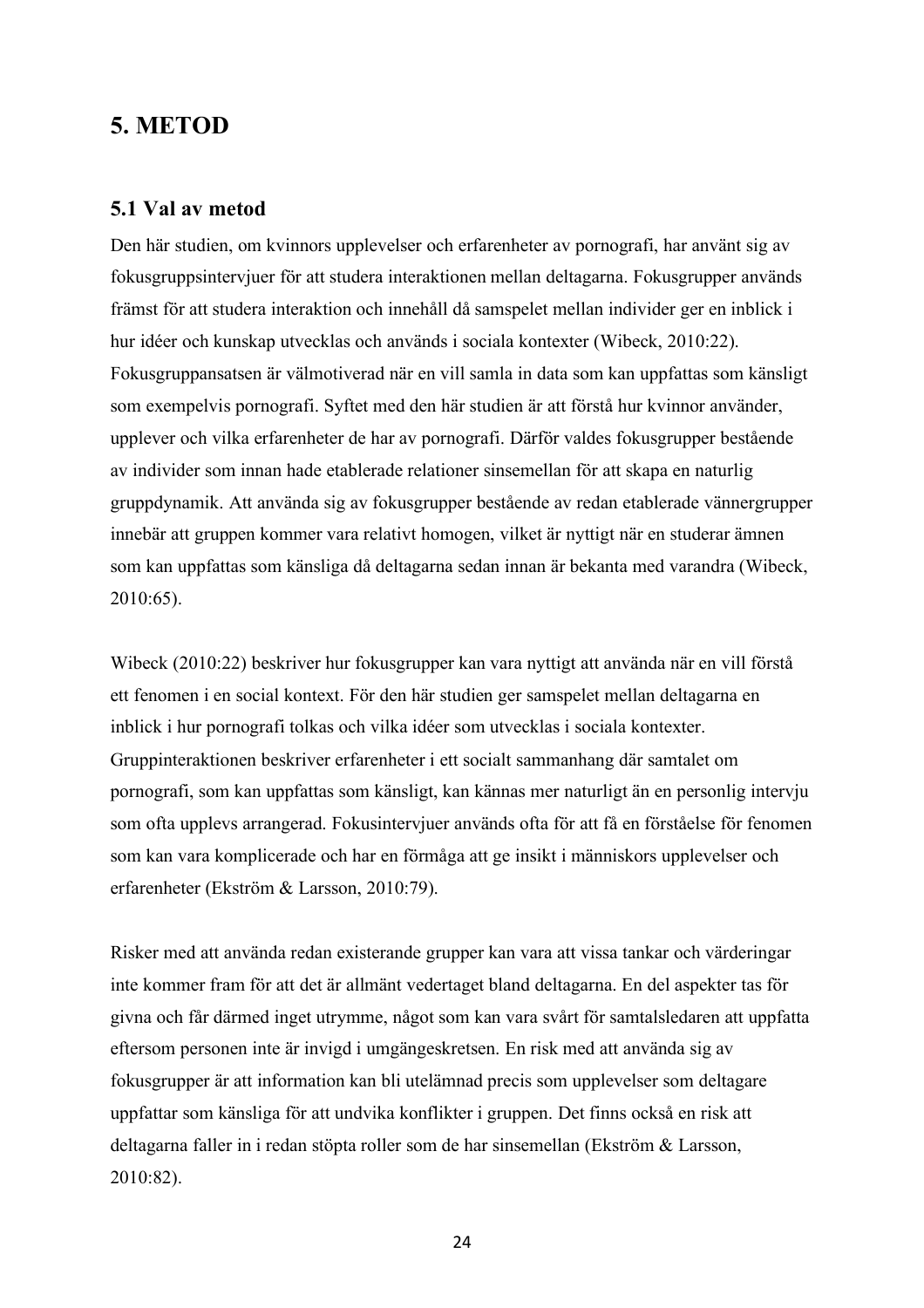# 5. METOD

## 5.1 Val av metod

Den här studien, om kvinnors upplevelser och erfarenheter av pornografi, har använt sig av fokusgruppsintervjuer för att studera interaktionen mellan deltagarna. Fokusgrupper används främst för att studera interaktion och innehåll då samspelet mellan individer ger en inblick i hur idéer och kunskap utvecklas och används i sociala kontexter (Wibeck, 2010:22). Fokusgruppansatsen är välmotiverad när en vill samla in data som kan uppfattas som känsligt som exempelvis pornografi. Syftet med den här studien är att förstå hur kvinnor använder, upplever och vilka erfarenheter de har av pornografi. Därför valdes fokusgrupper bestående av individer som innan hade etablerade relationer sinsemellan för att skapa en naturlig gruppdynamik. Att använda sig av fokusgrupper bestående av redan etablerade vännergrupper innebär att gruppen kommer vara relativt homogen, vilket är nyttigt när en studerar ämnen som kan uppfattas som känsliga då deltagarna sedan innan är bekanta med varandra (Wibeck, 2010:65).

Wibeck (2010:22) beskriver hur fokusgrupper kan vara nyttigt att använda när en vill förstå ett fenomen i en social kontext. För den här studien ger samspelet mellan deltagarna en inblick i hur pornografi tolkas och vilka idéer som utvecklas i sociala kontexter. Gruppinteraktionen beskriver erfarenheter i ett socialt sammanhang där samtalet om pornografi, som kan uppfattas som känsligt, kan kännas mer naturligt än en personlig intervju som ofta upplevs arrangerad. Fokusintervjuer används ofta för att få en förståelse för fenomen som kan vara komplicerade och har en förmåga att ge insikt i människors upplevelser och erfarenheter (Ekström & Larsson, 2010:79).

Risker med att använda redan existerande grupper kan vara att vissa tankar och värderingar inte kommer fram för att det är allmänt vedertaget bland deltagarna. En del aspekter tas för givna och får därmed inget utrymme, något som kan vara svårt för samtalsledaren att uppfatta eftersom personen inte är invigd i umgängeskretsen. En risk med att använda sig av fokusgrupper är att information kan bli utelämnad precis som upplevelser som deltagare uppfattar som känsliga för att undvika konflikter i gruppen. Det finns också en risk att deltagarna faller in i redan stöpta roller som de har sinsemellan (Ekström & Larsson, 2010:82).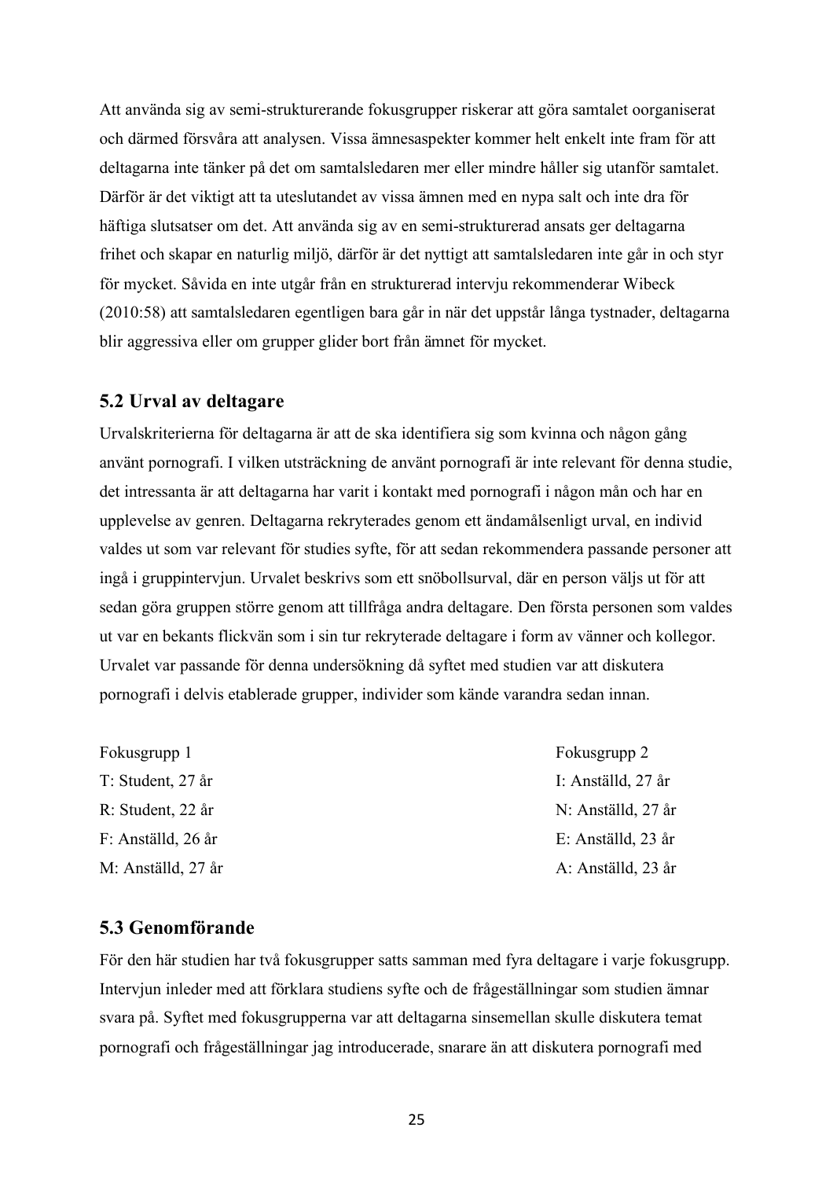Att använda sig av semi-strukturerande fokusgrupper riskerar att göra samtalet oorganiserat och därmed försvåra att analysen. Vissa ämnesaspekter kommer helt enkelt inte fram för att deltagarna inte tänker på det om samtalsledaren mer eller mindre håller sig utanför samtalet. Därför är det viktigt att ta uteslutandet av vissa ämnen med en nypa salt och inte dra för häftiga slutsatser om det. Att använda sig av en semi-strukturerad ansats ger deltagarna frihet och skapar en naturlig miljö, därför är det nyttigt att samtalsledaren inte går in och styr för mycket. Såvida en inte utgår från en strukturerad intervju rekommenderar Wibeck (2010:58) att samtalsledaren egentligen bara går in när det uppstår långa tystnader, deltagarna blir aggressiva eller om grupper glider bort från ämnet för mycket.

## 5.2 Urval av deltagare

Urvalskriterierna för deltagarna är att de ska identifiera sig som kvinna och någon gång använt pornografi. I vilken utsträckning de använt pornografi är inte relevant för denna studie, det intressanta är att deltagarna har varit i kontakt med pornografi i någon mån och har en upplevelse av genren. Deltagarna rekryterades genom ett ändamålsenligt urval, en individ valdes ut som var relevant för studies syfte, för att sedan rekommendera passande personer att ingå i gruppintervjun. Urvalet beskrivs som ett snöbollsurval, där en person väljs ut för att sedan göra gruppen större genom att tillfråga andra deltagare. Den första personen som valdes ut var en bekants flickvän som i sin tur rekryterade deltagare i form av vänner och kollegor. Urvalet var passande för denna undersökning då syftet med studien var att diskutera pornografi i delvis etablerade grupper, individer som kände varandra sedan innan.

| Fokusgrupp 1 | Fokusgrupp 2 |
|---|---|
| T: Student, 27 år | I: Anställd, 27 år |
| R: Student, 22 år | N: Anställd, 27 år |
| F: Anställd, 26 år | E: Anställd, 23 år |
| M: Anställd, 27 år | A: Anställd, 23 år |

## 5.3 Genomförande

För den här studien har två fokusgrupper satts samman med fyra deltagare i varje fokusgrupp. Intervjun inleder med att förklara studiens syfte och de frågeställningar som studien ämnar svara på. Syftet med fokusgrupperna var att deltagarna sinsemellan skulle diskutera temat pornografi och frågeställningar jag introducerade, snarare än att diskutera pornografi med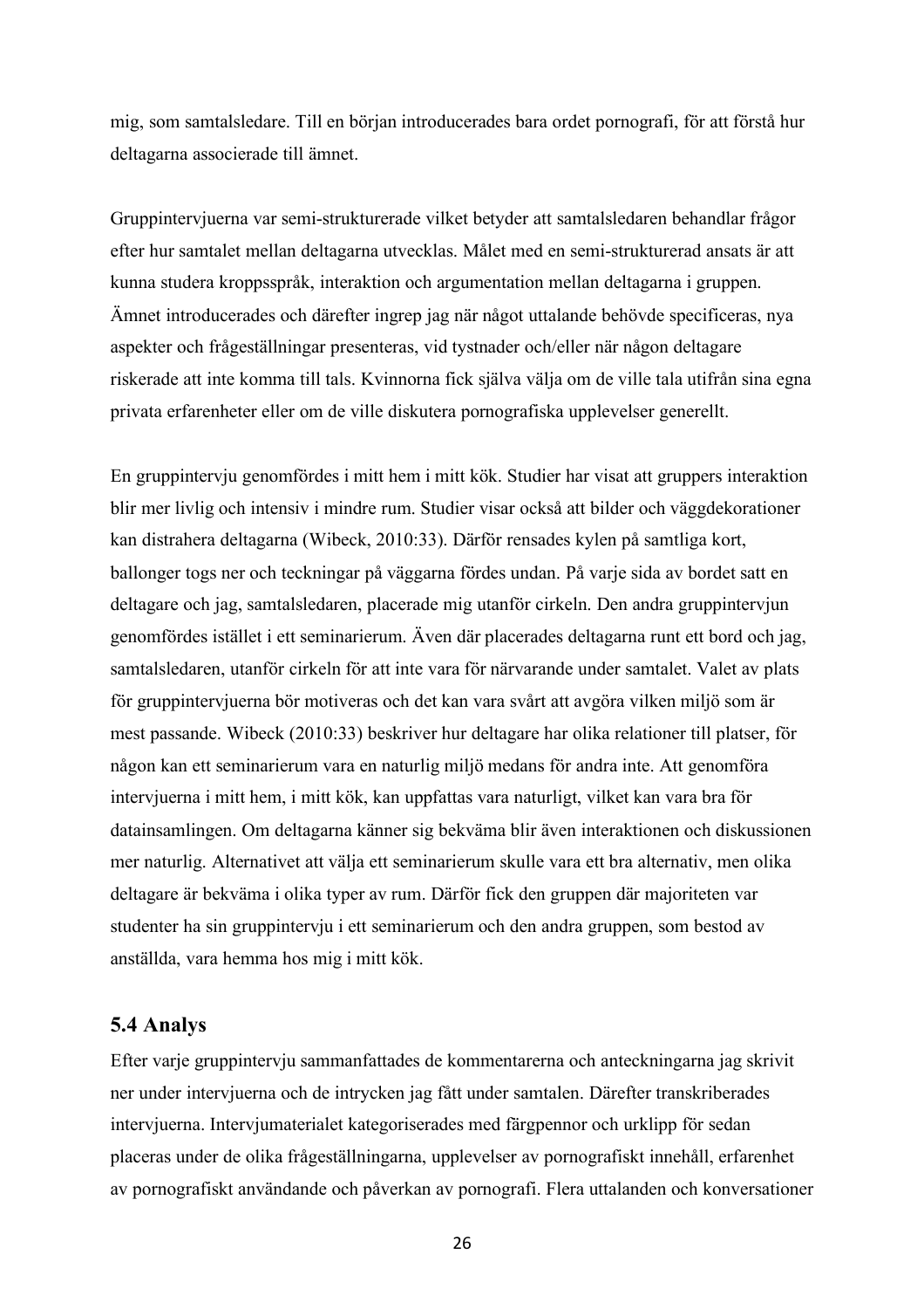mig, som samtalsledare. Till en början introducerades bara ordet pornografi, för att förstå hur deltagarna associerade till ämnet.

Gruppintervjuerna var semi-strukturerade vilket betyder att samtalsledaren behandlar frågor efter hur samtalet mellan deltagarna utvecklas. Målet med en semi-strukturerad ansats är att kunna studera kroppsspråk, interaktion och argumentation mellan deltagarna i gruppen. Ämnet introducerades och därefter ingrep jag när något uttalande behövde specificeras, nya aspekter och frågeställningar presenteras, vid tystnader och/eller när någon deltagare riskerade att inte komma till tals. Kvinnorna fick själva välja om de ville tala utifrån sina egna privata erfarenheter eller om de ville diskutera pornografiska upplevelser generellt.

En gruppintervju genomfördes i mitt hem i mitt kök. Studier har visat att gruppers interaktion blir mer livlig och intensiv i mindre rum. Studier visar också att bilder och väggdekorationer kan distrahera deltagarna (Wibeck, 2010:33). Därför rensades kylen på samtliga kort, ballonger togs ner och teckningar på väggarna fördes undan. På varje sida av bordet satt en deltagare och jag, samtalsledaren, placerade mig utanför cirkeln. Den andra gruppintervjun genomfördes istället i ett seminarierum. Även där placerades deltagarna runt ett bord och jag, samtalsledaren, utanför cirkeln för att inte vara för närvarande under samtalet. Valet av plats för gruppintervjuerna bör motiveras och det kan vara svårt att avgöra vilken miljö som är mest passande. Wibeck (2010:33) beskriver hur deltagare har olika relationer till platser, för någon kan ett seminarierum vara en naturlig miljö medans för andra inte. Att genomföra intervjuerna i mitt hem, i mitt kök, kan uppfattas vara naturligt, vilket kan vara bra för datainsamlingen. Om deltagarna känner sig bekväma blir även interaktionen och diskussionen mer naturlig. Alternativet att välja ett seminarierum skulle vara ett bra alternativ, men olika deltagare är bekväma i olika typer av rum. Därför fick den gruppen där majoriteten var studenter ha sin gruppintervju i ett seminarierum och den andra gruppen, som bestod av anställda, vara hemma hos mig i mitt kök.

### 5.4 Analys

Efter varje gruppintervju sammanfattades de kommentarerna och anteckningarna jag skrivit ner under intervjuerna och de intrycken jag fått under samtalen. Därefter transkriberades intervjuerna. Intervjumaterialet kategoriserades med färgpennor och urklipp för sedan placeras under de olika frågeställningarna, upplevelser av pornografiskt innehåll, erfarenhet av pornografiskt användande och påverkan av pornografi. Flera uttalanden och konversationer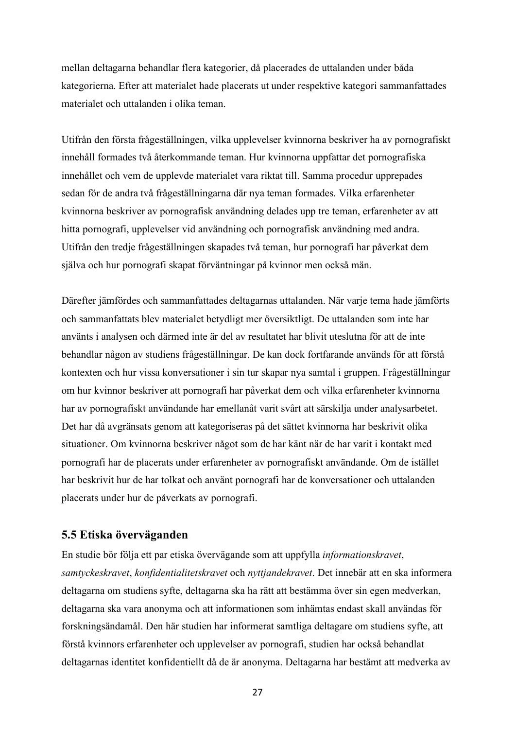mellan deltagarna behandlar flera kategorier, då placerades de uttalanden under båda kategorierna. Efter att materialet hade placerats ut under respektive kategori sammanfattades materialet och uttalanden i olika teman.

Utifrån den första frågeställningen, vilka upplevelser kvinnorna beskriver ha av pornografiskt innehåll formades två återkommande teman. Hur kvinnorna uppfattar det pornografiska innehållet och vem de upplevde materialet vara riktat till. Samma procedur upprepades sedan för de andra två frågeställningarna där nya teman formades. Vilka erfarenheter kvinnorna beskriver av pornografisk användning delades upp tre teman, erfarenheter av att hitta pornografi, upplevelser vid användning och pornografisk användning med andra. Utifrån den tredje frågeställningen skapades två teman, hur pornografi har påverkat dem själva och hur pornografi skapat förväntningar på kvinnor men också män.

Därefter jämfördes och sammanfattades deltagarnas uttalanden. När varje tema hade jämförts och sammanfattats blev materialet betydligt mer översiktligt. De uttalanden som inte har använts i analysen och därmed inte är del av resultatet har blivit uteslutna för att de inte behandlar någon av studiens frågeställningar. De kan dock fortfarande användes för att förstå kontexten och hur vissa konversationer i sin tur skapar nya samtal i gruppen. Frågeställningar om hur kvinnor beskriver att pornografi har påverkat dem och vilka erfarenheter kvinnorna har av pornografiskt användande har emellanåt varit svårt att särskilja under analysarbetet. Det har då avgränsats genom att kategoriseras på det sättet kvinnorna har beskrivit olika situationer. Om kvinnorna beskriver något som de har känt när de har varit i kontakt med pornografi har de placerats under erfarenheter av pornografiskt användande. Om de istället har beskrivit hur de har tolkat och använt pornografi har de konversationer och uttalanden placerats under hur de påverkats av pornografi.

## 5.5 Etiska överväganden

En studie bör följa ett par etiska övervägande som att uppfylla *informationskravet*, *samtyckeskravet*, *konfidentialitetskravet* och *nyttjandekravet*. Det innebär att en ska informera deltagarna om studiens syfte, deltagarna ska ha rätt att bestämma över sin egen medverkan, deltagarna ska vara anonyma och att informationen som inhämtas endast skall användas för forskningsändamål. Den här studien har informerat samtliga deltagare om studiens syfte, att förstå kvinnors erfarenheter och upplevelser av pornografi, studien har också behandlat deltagarnas identitet konfidentiellt då de är anonyma. Deltagarna har bestämt att medverka av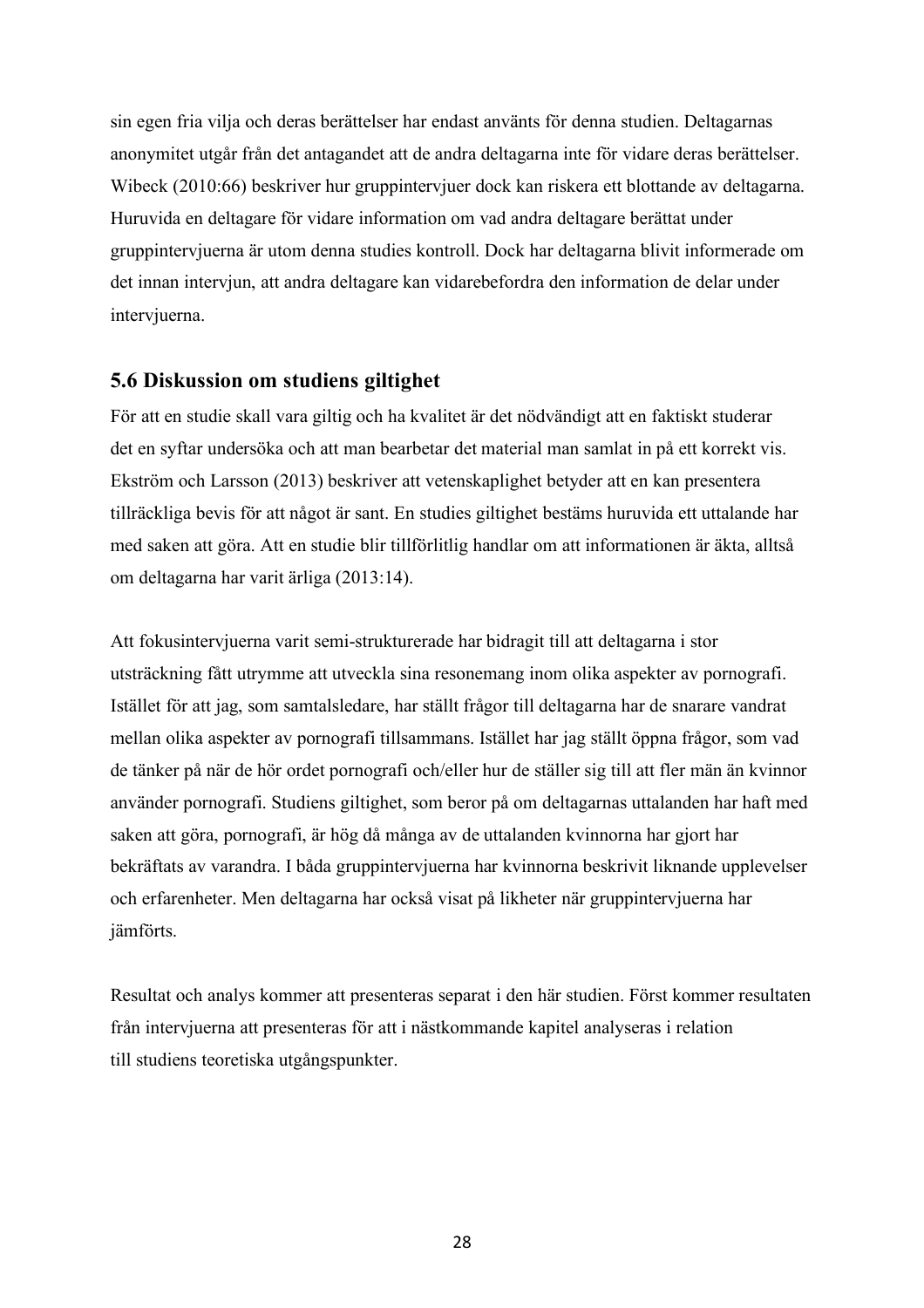sin egen fria vilja och deras berättelser har endast använts för denna studien. Deltagarnas anonymitet utgår från det antagandet att de andra deltagarna inte för vidare deras berättelser. Wibeck (2010:66) beskriver hur gruppintervjuer dock kan riskera ett blottande av deltagarna. Huruvida en deltagare för vidare information om vad andra deltagare berättat under gruppintervjuerna är utom denna studies kontroll. Dock har deltagarna blivit informerade om det innan intervjun, att andra deltagare kan vidarebefordra den information de delar under intervjuerna.

## 5.6 Diskussion om studiens giltighet

För att en studie skall vara giltig och ha kvalitet är det nödvändigt att en faktiskt studerar det en syftar undersöka och att man bearbetar det material man samlat in på ett korrekt vis. Ekström och Larsson (2013) beskriver att vetenskaplighet betyder att en kan presentera tillräckliga bevis för att något är sant. En studies giltighet bestäms huruvida ett uttalande har med saken att göra. Att en studie blir tillförlitlig handlar om att informationen är äkta, alltså om deltagarna har varit ärliga (2013:14).

Att fokusintervjuerna varit semi-strukturerade har bidragit till att deltagarna i stor utsträckning fått utrymme att utveckla sina resonemang inom olika aspekter av pornografi. Istället för att jag, som samtalsledare, har ställt frågor till deltagarna har de snarare vandrat mellan olika aspekter av pornografi tillsammans. Istället har jag ställt öppna frågor, som vad de tänker på när de hör ordet pornografi och/eller hur de ställer sig till att fler män än kvinnor använder pornografi. Studiens giltighet, som beror på om deltagarnas uttalanden har haft med saken att göra, pornografi, är hög då många av de uttalanden kvinnorna har gjort har bekräftats av varandra. I båda gruppintervjuerna har kvinnorna beskrivit liknande upplevelser och erfarenheter. Men deltagarna har också visat på likheter när gruppintervjuerna har jämförts.

Resultat och analys kommer att presenteras separat i den här studien. Först kommer resultaten från intervjuerna att presenteras för att i nästkommande kapitel analyseras i relation till studiens teoretiska utgångspunkter.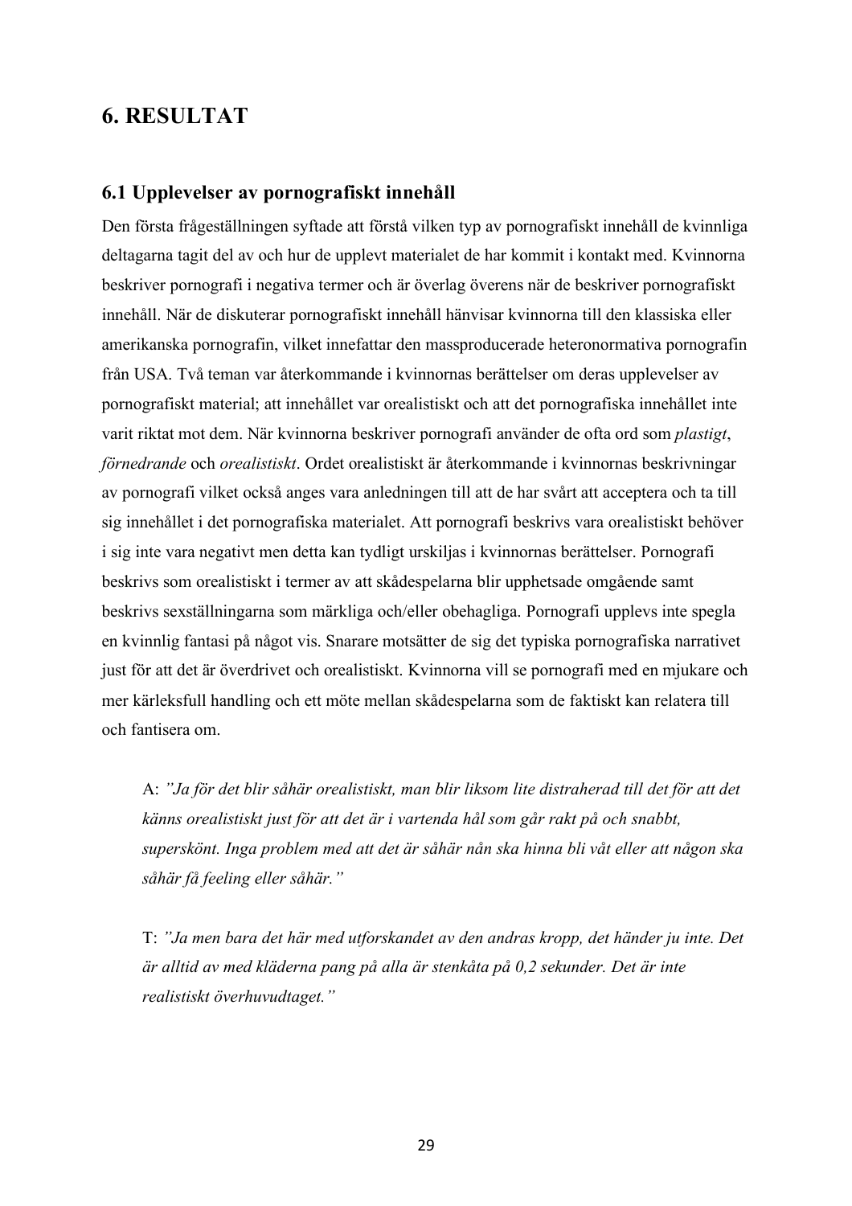# 6. RESULTAT

## 6.1 Upplevelser av pornografiskt innehåll

Den första frågeställningen syftade att förstå vilken typ av pornografiskt innehåll de kvinnliga deltagarna tagit del av och hur de upplevt materialet de har kommit i kontakt med. Kvinnorna beskriver pornografi i negativa termer och är överlag överens när de beskriver pornografiskt innehåll. När de diskuterar pornografiskt innehåll hänvisar kvinnorna till den klassiska eller amerikanska pornografin, vilket innefattar den massproducerade heteronormativa pornografin från USA. Två teman var återkommande i kvinnornas berättelser om deras upplevelser av pornografiskt material; att innehållet var orealistiskt och att det pornografiska innehållet inte varit riktat mot dem. När kvinnorna beskriver pornografi använder de ofta ord som *plastigt*, *förnedrande* och *orealistiskt*. Ordet orealistiskt är återkommande i kvinnornas beskrivningar av pornografi vilket också anges vara anledningen till att de har svårt att acceptera och ta till sig innehållet i det pornografiska materialet. Att pornografi beskrivs vara orealistiskt behöver i sig inte vara negativt men detta kan tydligt urskiljas i kvinnornas berättelser. Pornografi beskrivs som orealistiskt i termer av att skådespelarna blir upphetsade omgående samt beskrivs sexställningarna som märkliga och/eller obehagliga. Pornografi upplevs inte spegla en kvinnlig fantasi på något vis. Snarare motsätter de sig det typiska pornografiska narrativet just för att det är överdrivet och orealistiskt. Kvinnorna vill se pornografi med en mjukare och mer kärleksfull handling och ett möte mellan skådespelarna som de faktiskt kan relatera till och fantisera om.

> A: *"Ja för det blir såhär orealistiskt, man blir liksom lite distraherad till det för att det känns orealistiskt just för att det är i vartenda hål som går rakt på och snabbt, superskönt. Inga problem med att det är såhär nån ska hinna bli våt eller att någon ska såhär få feeling eller såhär."*

> T: *"Ja men bara det här med utforskandet av den andras kropp, det händer ju inte. Det är alltid av med kläderna pang på alla är stenkåta på 0,2 sekunder. Det är inte realistiskt överhuvudtaget."*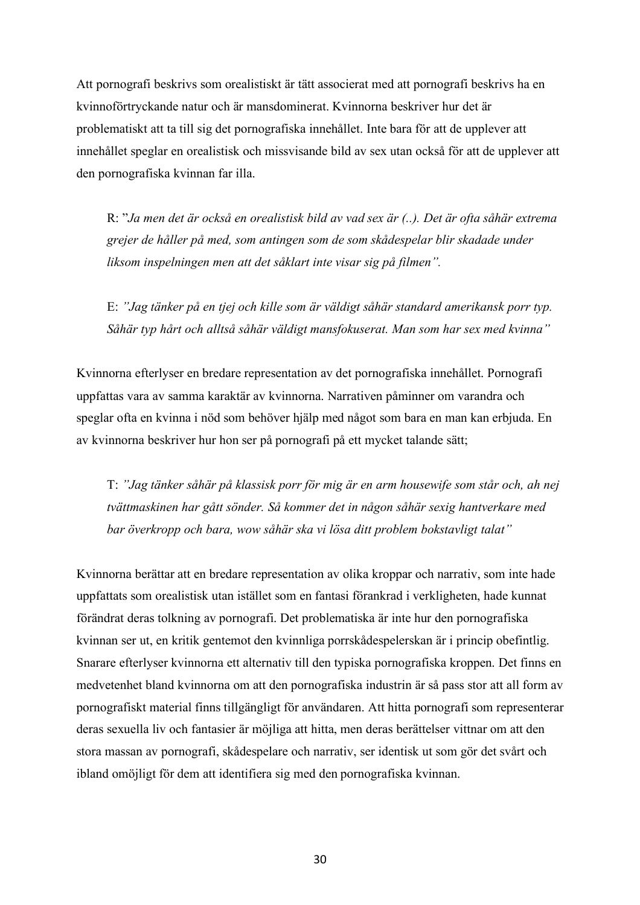Att pornografi beskrivs som orealistiskt är tätt associerat med att pornografi beskrivs ha en kvinnoförtryckande natur och är mansdominerat. Kvinnorna beskriver hur det är problematiskt att ta till sig det pornografiska innehållet. Inte bara för att de upplever att innehållet speglar en orealistisk och missvisande bild av sex utan också för att de upplever att den pornografiska kvinnan far illa.

> R: ”*Ja men det är också en orealistisk bild av vad sex är (..). Det är ofta såhär extrema grejer de håller på med, som antingen som de som skådespelar blir skadade under liksom inspelningen men att det såklart inte visar sig på filmen”.*

> E: *”Jag tänker på en tjej och kille som är väldigt såhär standard amerikansk porr typ. Såhär typ hårt och alltså såhär väldigt mansfokuserat. Man som har sex med kvinna”*

Kvinnorna efterlyser en bredare representation av det pornografiska innehållet. Pornografi uppfattas vara av samma karaktär av kvinnorna. Narrativen påminner om varandra och speglar ofta en kvinna i nöd som behöver hjälp med något som bara en man kan erbjuda. En av kvinnorna beskriver hur hon ser på pornografi på ett mycket talande sätt;

> T: *”Jag tänker såhär på klassisk porr för mig är en arm housewife som står och, ah nej tvättmaskinen har gått sönder. Så kommer det in någon såhär sexig hantverkare med bar överkropp och bara, wow såhär ska vi lösa ditt problem bokstavligt talat”*

Kvinnorna berättar att en bredare representation av olika kroppar och narrativ, som inte hade uppfattats som orealistisk utan istället som en fantasi förankrad i verkligheten, hade kunnat förändrat deras tolkning av pornografi. Det problematiska är inte hur den pornografiska kvinnan ser ut, en kritik gentemot den kvinnliga porrskådespelerskan är i princip obefintlig. Snarare efterlyser kvinnorna ett alternativ till den typiska pornografiska kroppen. Det finns en medvetenhet bland kvinnorna om att den pornografiska industrin är så pass stor att all form av pornografiskt material finns tillgängligt för användaren. Att hitta pornografi som representerar deras sexuella liv och fantasier är möjliga att hitta, men deras berättelser vittnar om att den stora massan av pornografi, skådespelare och narrativ, ser identisk ut som gör det svårt och ibland omöjligt för dem att identifiera sig med den pornografiska kvinnan.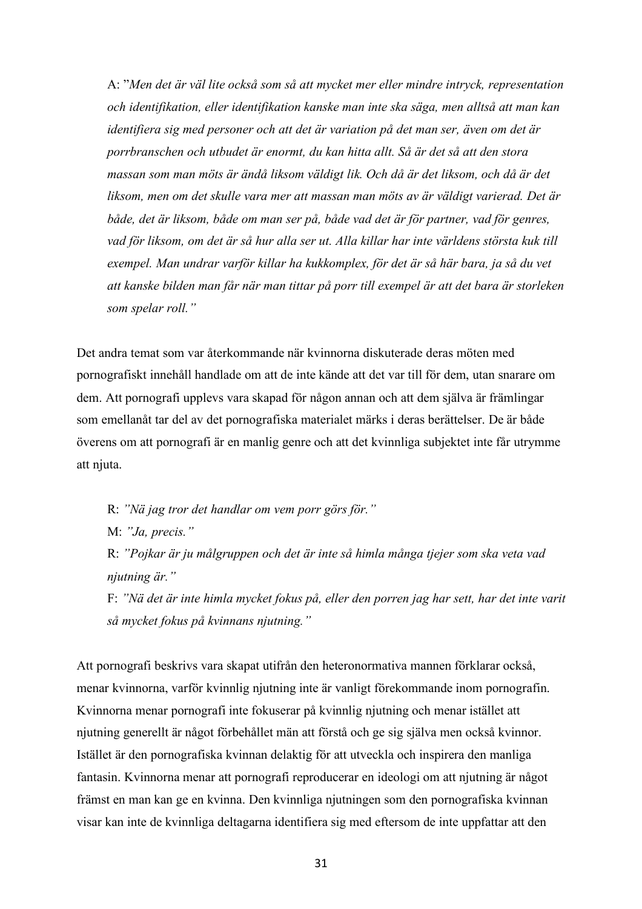A: ”*Men det är väl lite också som så att mycket mer eller mindre intryck, representation och identifikation, eller identifikation kanske man inte ska säga, men alltså att man kan identifiera sig med personer och att det är variation på det man ser, även om det är porrbranschen och utbudet är enormt, du kan hitta allt. Så är det så att den stora massan som man möts är ändå liksom väldigt lik. Och då är det liksom, och då är det liksom, men om det skulle vara mer att massan man möts av är väldigt varierad. Det är både, det är liksom, både om man ser på, både vad det är för partner, vad för genres, vad för liksom, om det är så hur alla ser ut. Alla killar har inte världens största kuk till exempel. Man undrar varför killar ha kukkomplex, för det är så här bara, ja så du vet att kanske bilden man får när man tittar på porr till exempel är att det bara är storleken som spelar roll.”*

Det andra temat som var återkommande när kvinnorna diskuterade deras möten med pornografiskt innehåll handlade om att de inte kände att det var till för dem, utan snarare om dem. Att pornografi upplevs vara skapad för någon annan och att dem själva är främlingar som emellanåt tar del av det pornografiska materialet märks i deras berättelser. De är både överens om att pornografi är en manlig genre och att det kvinnliga subjektet inte får utrymme att njuta.

R: *”Nä jag tror det handlar om vem porr görs för.”*
M: *”Ja, precis.”*
R: *”Pojkar är ju målgruppen och det är inte så himla många tjejer som ska veta vad njutning är.”*
F: *”Nä det är inte himla mycket fokus på, eller den porren jag har sett, har det inte varit så mycket fokus på kvinnans njutning.”*

Att pornografi beskrivs vara skapat utifrån den heteronormativa mannen förklarar också, menar kvinnorna, varför kvinnlig njutning inte är vanligt förekommande inom pornografin. Kvinnorna menar pornografi inte fokuserar på kvinnlig njutning och menar istället att njutning generellt är något förbehållet män att förstå och ge sig själva men också kvinnor. Istället är den pornografiska kvinnan delaktig för att utveckla och inspirera den manliga fantasin. Kvinnorna menar att pornografi reproducerar en ideologi om att njutning är något främst en man kan ge en kvinna. Den kvinnliga njutningen som den pornografiska kvinnan visar kan inte de kvinnliga deltagarna identifiera sig med eftersom de inte uppfattar att den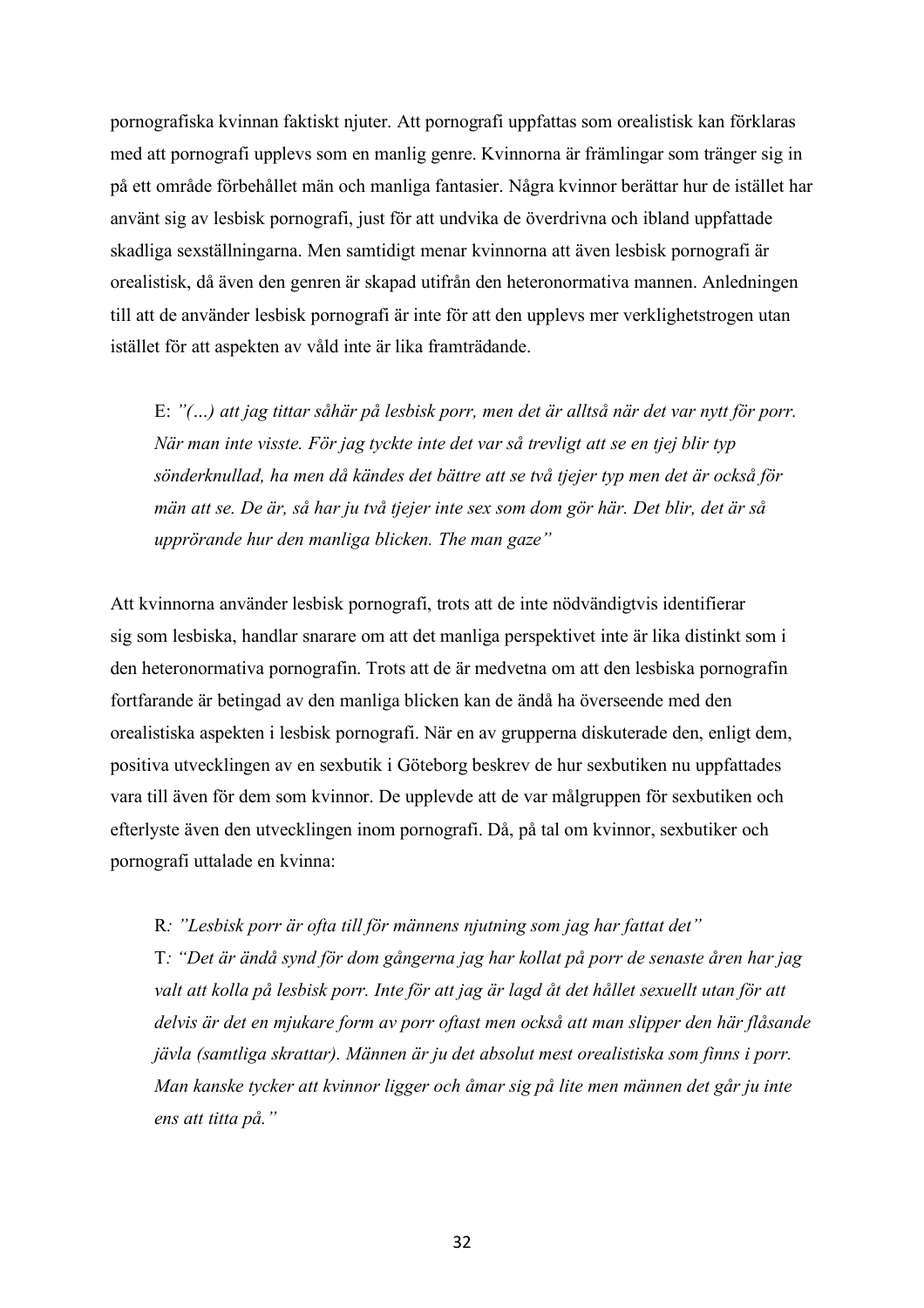pornografiska kvinnan faktiskt njuter. Att pornografi uppfattas som orealistisk kan förklaras med att pornografi upplevs som en manlig genre. Kvinnorna är främlingar som tränger sig in på ett område förbehållet män och manliga fantasier. Några kvinnor berättar hur de istället har använt sig av lesbisk pornografi, just för att undvika de överdrivna och ibland uppfattade skadliga sexställningarna. Men samtidigt menar kvinnorna att även lesbisk pornografi är orealistisk, då även den genren är skapad utifrån den heteronormativa mannen. Anledningen till att de använder lesbisk pornografi är inte för att den upplevs mer verklighetstrogen utan istället för att aspekten av våld inte är lika framträdande.

> E: *”(…) att jag tittar såhär på lesbisk porr, men det är alltså när det var nytt för porr. När man inte visste. För jag tyckte inte det var så trevligt att se en tjej blir typ sönderknullad, ha men då kändes det bättre att se två tjejer typ men det är också för män att se. De är, så har ju två tjejer inte sex som dom gör här. Det blir, det är så upprörande hur den manliga blicken. The man gaze”*

Att kvinnorna använder lesbisk pornografi, trots att de inte nödvändigtvis identifierar sig som lesbiska, handlar snarare om att det manliga perspektivet inte är lika distinkt som i den heteronormativa pornografin. Trots att de är medvetna om att den lesbiska pornografin fortfarande är betingad av den manliga blicken kan de ändå ha överseende med den orealistiska aspekten i lesbisk pornografi. När en av grupperna diskuterade den, enligt dem, positiva utvecklingen av en sexbutik i Göteborg beskrev de hur sexbutiken nu uppfattades vara till även för dem som kvinnor. De upplevde att de var målgruppen för sexbutiken och efterlyste även den utvecklingen inom pornografi. Då, på tal om kvinnor, sexbutiker och pornografi uttalade en kvinna:

> R*: ”Lesbisk porr är ofta till för männens njutning som jag har fattat det”*
> T*: ”Det är ändå synd för dom gångerna jag har kollat på porr de senaste åren har jag valt att kolla på lesbisk porr. Inte för att jag är lagd åt det hållet sexuellt utan för att delvis är det en mjukare form av porr oftast men också att man slipper den här flåsande jävla (samtliga skrattar). Männen är ju det absolut mest orealistiska som finns i porr. Man kanske tycker att kvinnor ligger och åmar sig på lite men männen det går ju inte ens att titta på.”*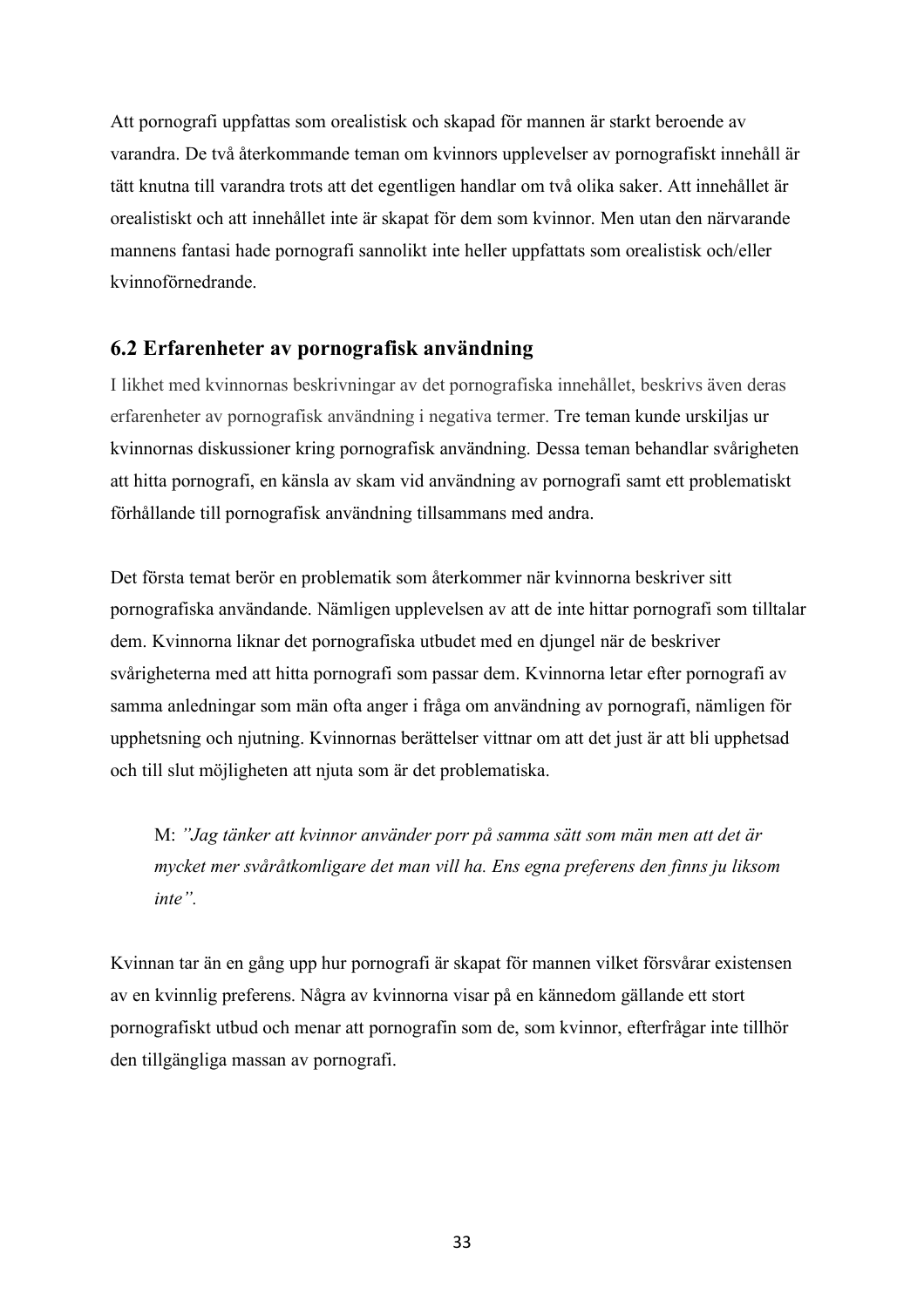Att pornografi uppfattas som orealistisk och skapad för mannen är starkt beroende av varandra. De två återkommande teman om kvinnors upplevelser av pornografiskt innehåll är tätt knutna till varandra trots att det egentligen handlar om två olika saker. Att innehållet är orealistiskt och att innehållet inte är skapat för dem som kvinnor. Men utan den närvarande mannens fantasi hade pornografi sannolikt inte heller uppfattats som orealistisk och/eller kvinnoförnedrande.

## 6.2 Erfarenheter av pornografisk användning

I likhet med kvinnornas beskrivningar av det pornografiska innehållet, beskrivs även deras erfarenheter av pornografisk användning i negativa termer. Tre teman kunde urskiljas ur kvinnornas diskussioner kring pornografisk användning. Dessa teman behandlar svårigheten att hitta pornografi, en känsla av skam vid användning av pornografi samt ett problematiskt förhållande till pornografisk användning tillsammans med andra.

Det första temat berör en problematik som återkommer när kvinnorna beskriver sitt pornografiska användande. Nämligen upplevelsen av att de inte hittar pornografi som tilltalar dem. Kvinnorna liknar det pornografiska utbudet med en djungel när de beskriver svårigheterna med att hitta pornografi som passar dem. Kvinnorna letar efter pornografi av samma anledningar som män ofta anger i fråga om användning av pornografi, nämligen för upphetsning och njutning. Kvinnornas berättelser vittnar om att det just är att bli upphetsad och till slut möjligheten att njuta som är det problematiska.

> M: *"Jag tänker att kvinnor använder porr på samma sätt som män men att det är mycket mer svåråtkomligare det man vill ha. Ens egna preferens den finns ju liksom inte".*

Kvinnan tar än en gång upp hur pornografi är skapat för mannen vilket försvårar existensen av en kvinnlig preferens. Några av kvinnorna visar på en kännedom gällande ett stort pornografiskt utbud och menar att pornografin som de, som kvinnor, efterfrågar inte tillhör den tillgängliga massan av pornografi.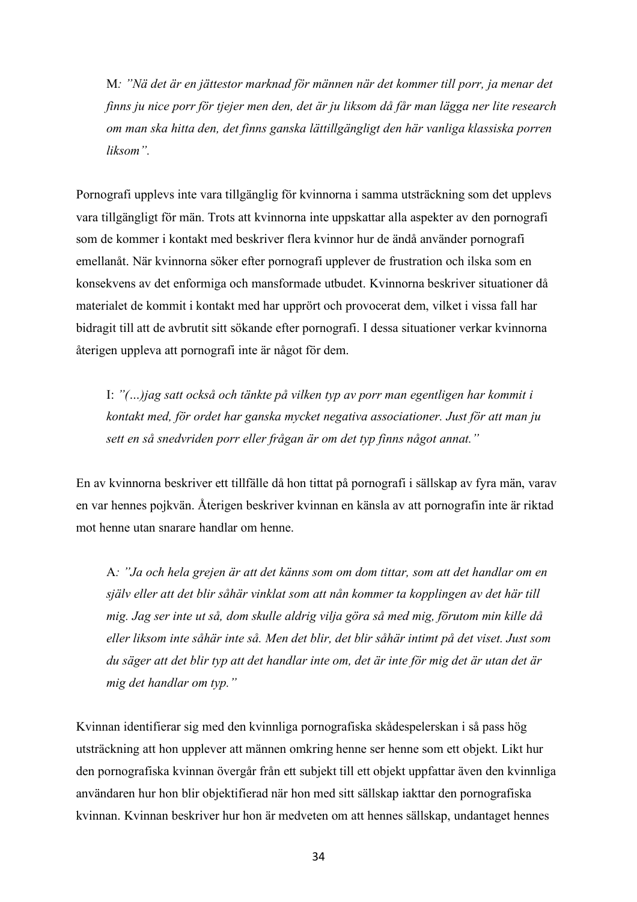M*: "Nä det är en jättestor marknad för männen när det kommer till porr, ja menar det finns ju nice porr för tjejer men den, det är ju liksom då får man lägga ner lite research om man ska hitta den, det finns ganska lättillgängligt den här vanliga klassiska porren liksom".*

Pornografi upplevs inte vara tillgänglig för kvinnorna i samma utsträckning som det upplevs vara tillgängligt för män. Trots att kvinnorna inte uppskattar alla aspekter av den pornografi som de kommer i kontakt med beskriver flera kvinnor hur de ändå använder pornografi emellanåt. När kvinnorna söker efter pornografi upplever de frustration och ilska som en konsekvens av det enformiga och mansformade utbudet. Kvinnorna beskriver situationer då materialet de kommit i kontakt med har upprört och provocerat dem, vilket i vissa fall har bidragit till att de avbrutit sitt sökande efter pornografi. I dessa situationer verkar kvinnorna återigen uppleva att pornografi inte är något för dem.

I: *"(…)jag satt också och tänkte på vilken typ av porr man egentligen har kommit i kontakt med, för ordet har ganska mycket negativa associationer. Just för att man ju sett en så snedvriden porr eller frågan är om det typ finns något annat."*

En av kvinnorna beskriver ett tillfälle då hon tittat på pornografi i sällskap av fyra män, varav en var hennes pojkvän. Återigen beskriver kvinnan en känsla av att pornografin inte är riktad mot henne utan snarare handlar om henne.

A*: "Ja och hela grejen är att det känns som om dom tittar, som att det handlar om en själv eller att det blir såhär vinklat som att nån kommer ta kopplingen av det här till mig. Jag ser inte ut så, dom skulle aldrig vilja göra så med mig, förutom min kille då eller liksom inte såhär inte så. Men det blir, det blir såhär intimt på det viset. Just som du säger att det blir typ att det handlar inte om, det är inte för mig det är utan det är mig det handlar om typ."*

Kvinnan identifierar sig med den kvinnliga pornografiska skådespelerskan i så pass hög utsträckning att hon upplever att männen omkring henne ser henne som ett objekt. Likt hur den pornografiska kvinnan övergår från ett subjekt till ett objekt uppfattar även den kvinnliga användaren hur hon blir objektifierad när hon med sitt sällskap iakttar den pornografiska kvinnan. Kvinnan beskriver hur hon är medveten om att hennes sällskap, undantaget hennes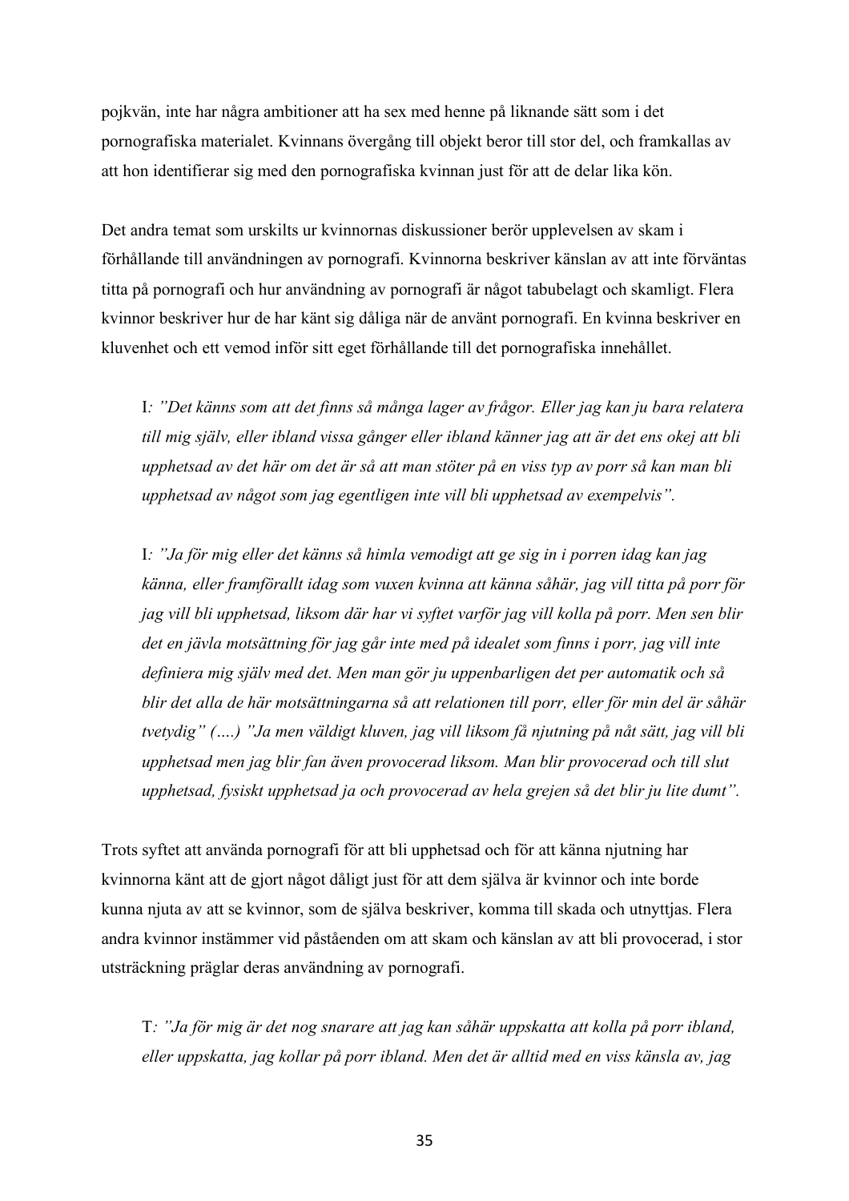pojkvän, inte har några ambitioner att ha sex med henne på liknande sätt som i det pornografiska materialet. Kvinnans övergång till objekt beror till stor del, och framkallas av att hon identifierar sig med den pornografiska kvinnan just för att de delar lika kön.

Det andra temat som urskilts ur kvinnornas diskussioner berör upplevelsen av skam i förhållande till användningen av pornografi. Kvinnorna beskriver känslan av att inte förväntas titta på pornografi och hur användning av pornografi är något tabubelagt och skamligt. Flera kvinnor beskriver hur de har känt sig dåliga när de använt pornografi. En kvinna beskriver en kluvenhet och ett vemod inför sitt eget förhållande till det pornografiska innehållet.

> I*: "Det känns som att det finns så många lager av frågor. Eller jag kan ju bara relatera till mig själv, eller ibland vissa gånger eller ibland känner jag att är det ens okej att bli upphetsad av det här om det är så att man stöter på en viss typ av porr så kan man bli upphetsad av något som jag egentligen inte vill bli upphetsad av exempelvis".*

> I*: "Ja för mig eller det känns så himla vemodigt att ge sig in i porren idag kan jag känna, eller framförallt idag som vuxen kvinna att känna såhär, jag vill titta på porr för jag vill bli upphetsad, liksom där har vi syftet varför jag vill kolla på porr. Men sen blir det en jävla motsättning för jag går inte med på idealet som finns i porr, jag vill inte definiera mig själv med det. Men man gör ju uppenbarligen det per automatik och så blir det alla de här motsättningarna så att relationen till porr, eller för min del är såhär tvetydig" (….) "Ja men väldigt kluven, jag vill liksom få njutning på nåt sätt, jag vill bli upphetsad men jag blir fan även provocerad liksom. Man blir provocerad och till slut upphetsad, fysiskt upphetsad ja och provocerad av hela grejen så det blir ju lite dumt".*

Trots syftet att använda pornografi för att bli upphetsad och för att känna njutning har kvinnorna känt att de gjort något dåligt just för att dem själva är kvinnor och inte borde kunna njuta av att se kvinnor, som de själva beskriver, komma till skada och utnyttjas. Flera andra kvinnor instämmer vid påståenden om att skam och känslan av att bli provocerad, i stor utsträckning präglar deras användning av pornografi.

> T*: "Ja för mig är det nog snarare att jag kan såhär uppskatta att kolla på porr ibland, eller uppskatta, jag kollar på porr ibland. Men det är alltid med en viss känsla av, jag*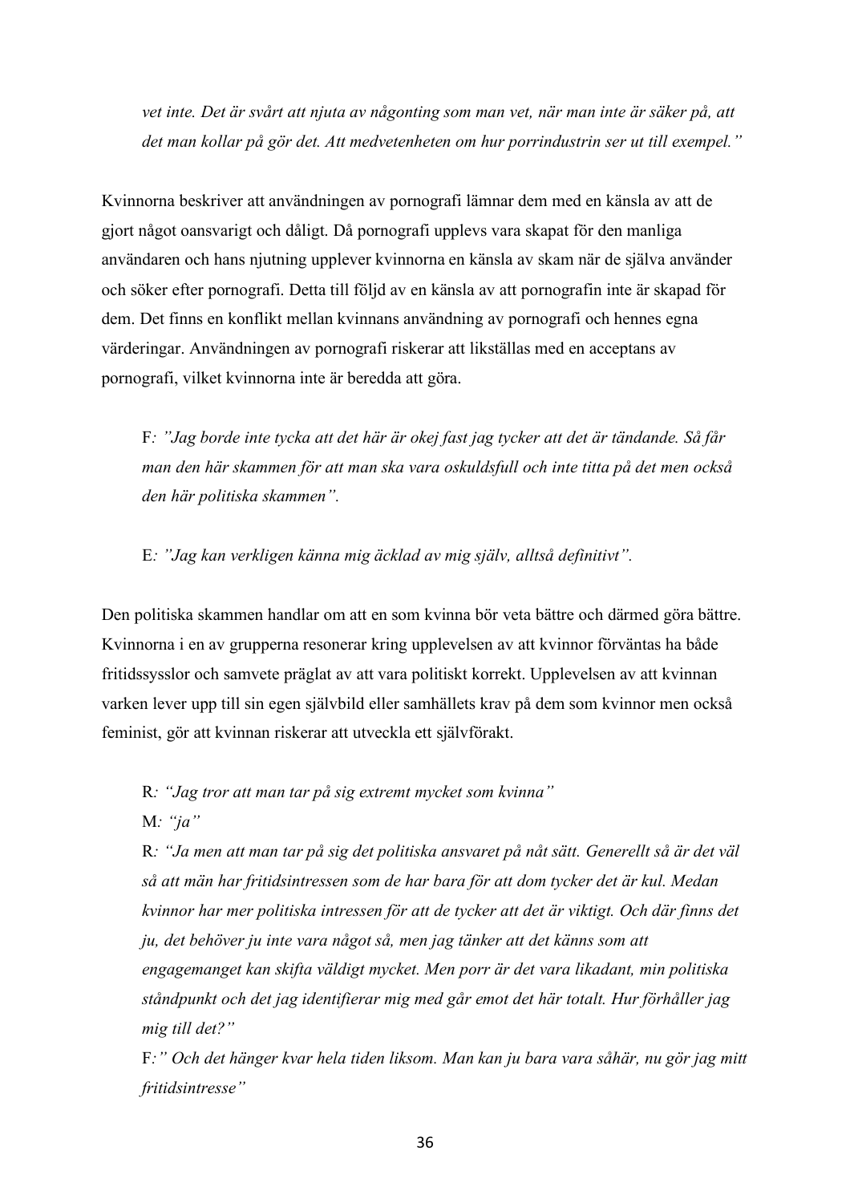*vet inte. Det är svårt att njuta av någonting som man vet, när man inte är säker på, att det man kollar på gör det. Att medvetenheten om hur porrindustrin ser ut till exempel."*

Kvinnorna beskriver att användningen av pornografi lämnar dem med en känsla av att de gjort något oansvarigt och dåligt. Då pornografi upplevs vara skapat för den manliga användaren och hans njutning upplever kvinnorna en känsla av skam när de själva använder och söker efter pornografi. Detta till följd av en känsla av att pornografin inte är skapad för dem. Det finns en konflikt mellan kvinnans användning av pornografi och hennes egna värderingar. Användningen av pornografi riskerar att likställas med en acceptans av pornografi, vilket kvinnorna inte är beredda att göra.

> F*: "Jag borde inte tycka att det här är okej fast jag tycker att det är tändande. Så får man den här skammen för att man ska vara oskuldsfull och inte titta på det men också den här politiska skammen".*
>
> E*: "Jag kan verkligen känna mig äcklad av mig själv, alltså definitivt".*

Den politiska skammen handlar om att en som kvinna bör veta bättre och därmed göra bättre. Kvinnorna i en av grupperna resonerar kring upplevelsen av att kvinnor förväntas ha både fritidssysslor och samvete präglat av att vara politiskt korrekt. Upplevelsen av att kvinnan varken lever upp till sin egen självbild eller samhällets krav på dem som kvinnor men också feminist, gör att kvinnan riskerar att utveckla ett självförakt.

> R*: "Jag tror att man tar på sig extremt mycket som kvinna"*
> M*: "ja"*
> R*: "Ja men att man tar på sig det politiska ansvaret på nåt sätt. Generellt så är det väl så att män har fritidsintressen som de har bara för att dom tycker det är kul. Medan kvinnor har mer politiska intressen för att de tycker att det är viktigt. Och där finns det ju, det behöver ju inte vara något så, men jag tänker att det känns som att engagemanget kan skifta väldigt mycket. Men porr är det vara likadant, min politiska ståndpunkt och det jag identifierar mig med går emot det här totalt. Hur förhåller jag mig till det?"*
> F*:" Och det hänger kvar hela tiden liksom. Man kan ju bara vara såhär, nu gör jag mitt fritidsintresse"*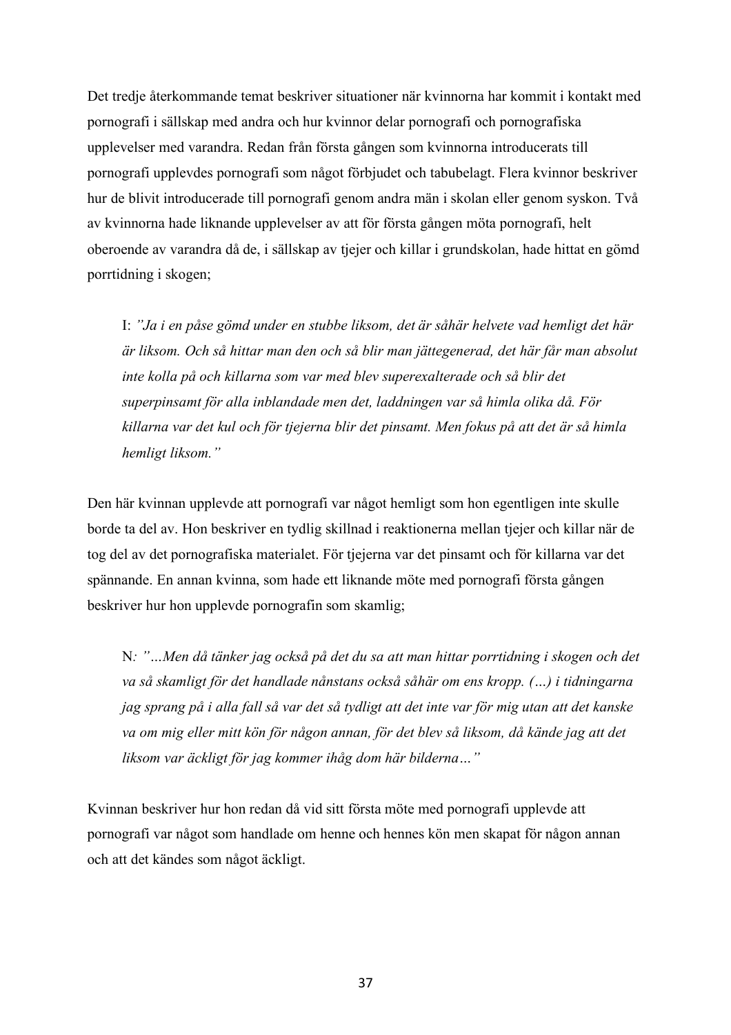Det tredje återkommande temat beskriver situationer när kvinnorna har kommit i kontakt med pornografi i sällskap med andra och hur kvinnor delar pornografi och pornografiska upplevelser med varandra. Redan från första gången som kvinnorna introducerats till pornografi upplevdes pornografi som något förbjudet och tabubelagt. Flera kvinnor beskriver hur de blivit introducerade till pornografi genom andra män i skolan eller genom syskon. Två av kvinnorna hade liknande upplevelser av att för första gången möta pornografi, helt oberoende av varandra då de, i sällskap av tjejer och killar i grundskolan, hade hittat en gömd porrtidning i skogen;

> I: *”Ja i en påse gömd under en stubbe liksom, det är såhär helvete vad hemligt det här är liksom. Och så hittar man den och så blir man jättegenerad, det här får man absolut inte kolla på och killarna som var med blev superexalterade och så blir det superpinsamt för alla inblandade men det, laddningen var så himla olika då. För killarna var det kul och för tjejerna blir det pinsamt. Men fokus på att det är så himla hemligt liksom.”*

Den här kvinnan upplevde att pornografi var något hemligt som hon egentligen inte skulle borde ta del av. Hon beskriver en tydlig skillnad i reaktionerna mellan tjejer och killar när de tog del av det pornografiska materialet. För tjejerna var det pinsamt och för killarna var det spännande. En annan kvinna, som hade ett liknande möte med pornografi första gången beskriver hur hon upplevde pornografin som skamlig;

> N*: ”…Men då tänker jag också på det du sa att man hittar porrtidning i skogen och det va så skamligt för det handlade nånstans också såhär om ens kropp. (…) i tidningarna jag sprang på i alla fall så var det så tydligt att det inte var för mig utan att det kanske va om mig eller mitt kön för någon annan, för det blev så liksom, då kände jag att det liksom var äckligt för jag kommer ihåg dom här bilderna…”*

Kvinnan beskriver hur hon redan då vid sitt första möte med pornografi upplevde att pornografi var något som handlade om henne och hennes kön men skapat för någon annan och att det kändes som något äckligt.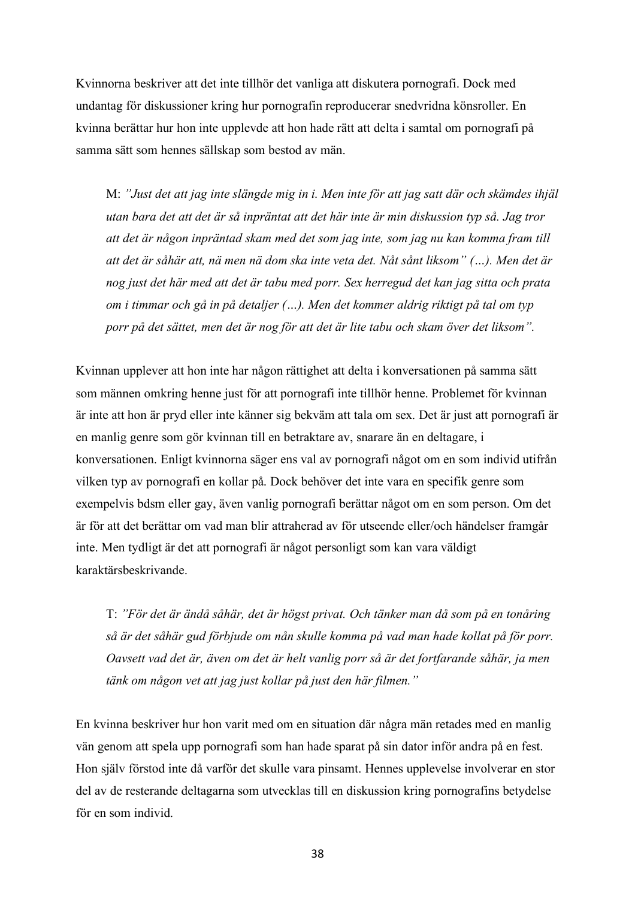Kvinnorna beskriver att det inte tillhör det vanliga att diskutera pornografi. Dock med undantag för diskussioner kring hur pornografin reproducerar snedvridna könsroller. En kvinna berättar hur hon inte upplevde att hon hade rätt att delta i samtal om pornografi på samma sätt som hennes sällskap som bestod av män.

> M: *"Just det att jag inte slängde mig in i. Men inte för att jag satt där och skämdes ihjäl utan bara det att det är så inpräntat att det här inte är min diskussion typ så. Jag tror att det är någon inpräntad skam med det som jag inte, som jag nu kan komma fram till att det är såhär att, nä men nä dom ska inte veta det. Nåt sånt liksom" (…). Men det är nog just det här med att det är tabu med porr. Sex herregud det kan jag sitta och prata om i timmar och gå in på detaljer (…). Men det kommer aldrig riktigt på tal om typ porr på det sättet, men det är nog för att det är lite tabu och skam över det liksom".*

Kvinnan upplever att hon inte har någon rättighet att delta i konversationen på samma sätt som männen omkring henne just för att pornografi inte tillhör henne. Problemet för kvinnan är inte att hon är pryd eller inte känner sig bekväm att tala om sex. Det är just att pornografi är en manlig genre som gör kvinnan till en betraktare av, snarare än en deltagare, i konversationen. Enligt kvinnorna säger ens val av pornografi något om en som individ utifrån vilken typ av pornografi en kollar på. Dock behöver det inte vara en specifik genre som exempelvis bdsm eller gay, även vanlig pornografi berättar något om en som person. Om det är för att det berättar om vad man blir attraherad av för utseende eller/och händelser framgår inte. Men tydligt är det att pornografi är något personligt som kan vara väldigt karaktärsbeskrivande.

> T: *"För det är ändå såhär, det är högst privat. Och tänker man då som på en tonåring så är det såhär gud förbjude om nån skulle komma på vad man hade kollat på för porr. Oavsett vad det är, även om det är helt vanlig porr så är det fortfarande såhär, ja men tänk om någon vet att jag just kollar på just den här filmen."*

En kvinna beskriver hur hon varit med om en situation där några män retades med en manlig vän genom att spela upp pornografi som han hade sparat på sin dator inför andra på en fest. Hon själv förstod inte då varför det skulle vara pinsamt. Hennes upplevelse involverar en stor del av de resterande deltagarna som utvecklas till en diskussion kring pornografins betydelse för en som individ.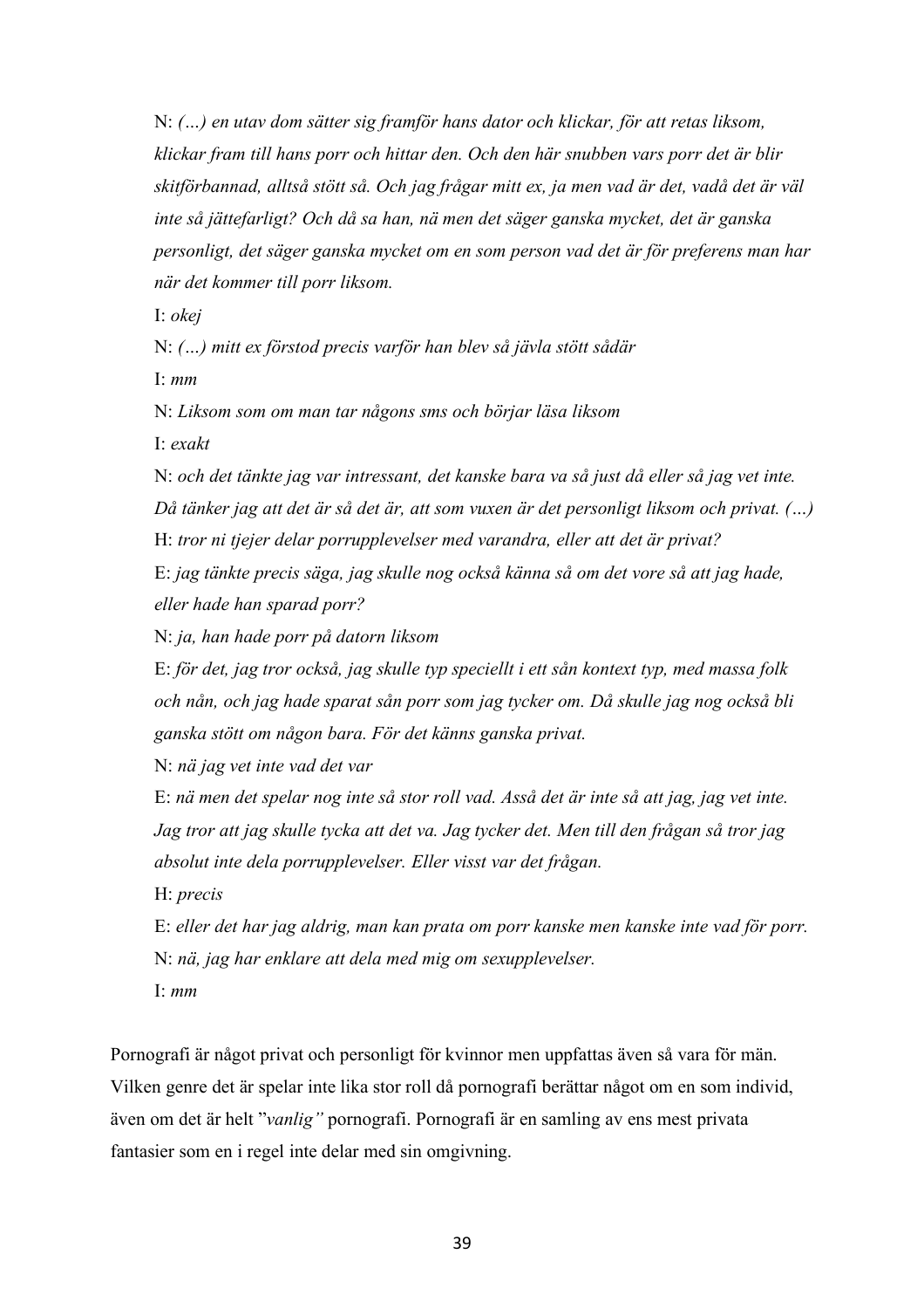N: *(…) en utav dom sätter sig framför hans dator och klickar, för att retas liksom, klickar fram till hans porr och hittar den. Och den här snubben vars porr det är blir skitförbannad, alltså stött så. Och jag frågar mitt ex, ja men vad är det, vadå det är väl inte så jättefarligt? Och då sa han, nä men det säger ganska mycket, det är ganska personligt, det säger ganska mycket om en som person vad det är för preferens man har när det kommer till porr liksom.*

I: *okej*

N: *(…) mitt ex förstod precis varför han blev så jävla stött sådär*

I: *mm*

N: *Liksom som om man tar någons sms och börjar läsa liksom*

I: *exakt*

N: *och det tänkte jag var intressant, det kanske bara va så just då eller så jag vet inte. Då tänker jag att det är så det är, att som vuxen är det personligt liksom och privat. (…)*

H: *tror ni tjejer delar porrupplevelser med varandra, eller att det är privat?*

E: *jag tänkte precis säga, jag skulle nog också känna så om det vore så att jag hade, eller hade han sparad porr?*

N: *ja, han hade porr på datorn liksom*

E: *för det, jag tror också, jag skulle typ speciellt i ett sån kontext typ, med massa folk och nån, och jag hade sparat sån porr som jag tycker om. Då skulle jag nog också bli ganska stött om någon bara. För det känns ganska privat.*

N: *nä jag vet inte vad det var*

E: *nä men det spelar nog inte så stor roll vad. Asså det är inte så att jag, jag vet inte. Jag tror att jag skulle tycka att det va. Jag tycker det. Men till den frågan så tror jag absolut inte dela porrupplevelser. Eller visst var det frågan.*

H: *precis*

E: *eller det har jag aldrig, man kan prata om porr kanske men kanske inte vad för porr.*

N: *nä, jag har enklare att dela med mig om sexupplevelser.*

I: *mm*

Pornografi är något privat och personligt för kvinnor men uppfattas även så vara för män. Vilken genre det är spelar inte lika stor roll då pornografi berättar något om en som individ, även om det är helt ”*vanlig”* pornografi. Pornografi är en samling av ens mest privata fantasier som en i regel inte delar med sin omgivning.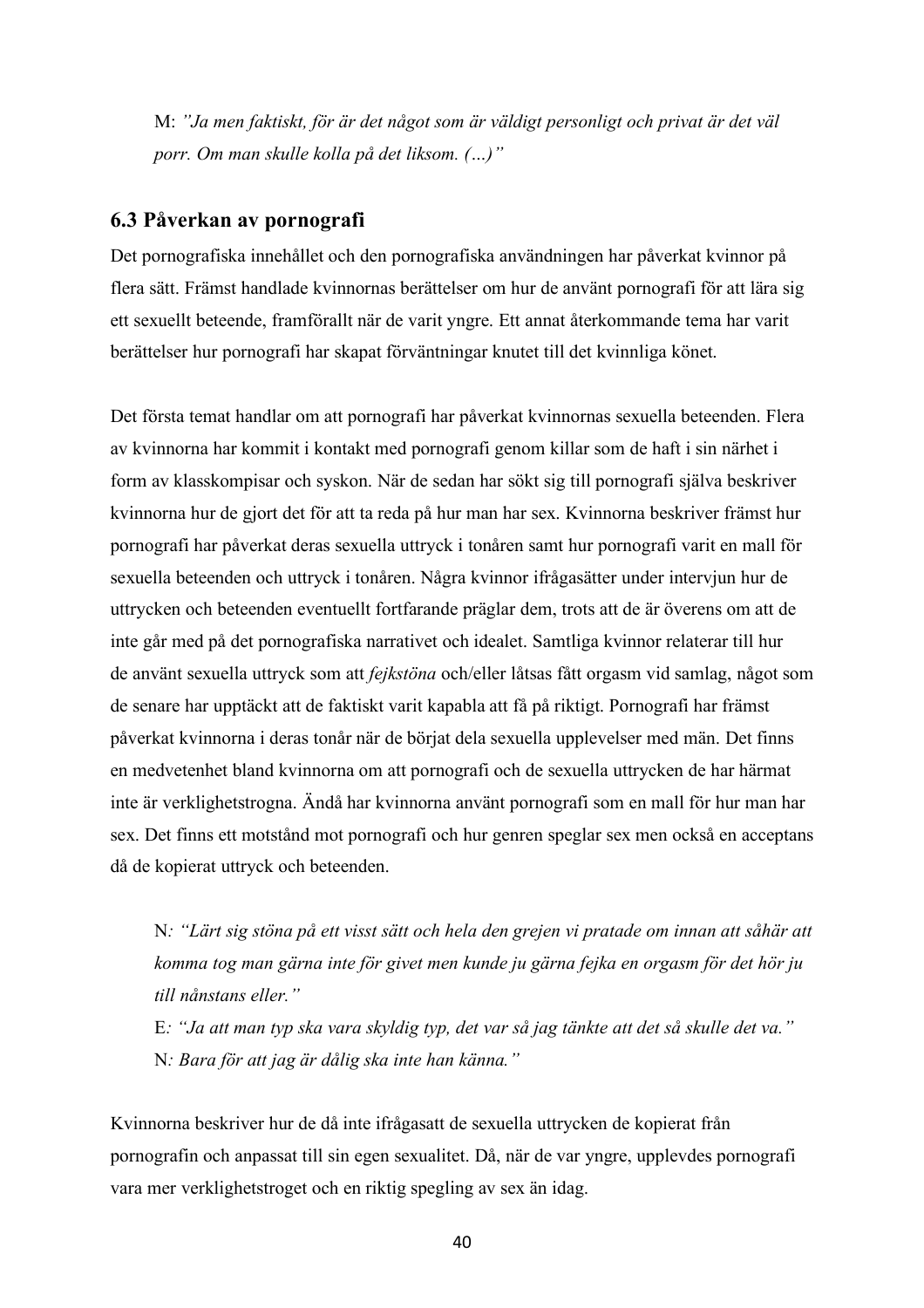M: *"Ja men faktiskt, för är det något som är väldigt personligt och privat är det väl porr. Om man skulle kolla på det liksom. (…)"*

### 6.3 Påverkan av pornografi

Det pornografiska innehållet och den pornografiska användningen har påverkat kvinnor på flera sätt. Främst handlade kvinnornas berättelser om hur de använt pornografi för att lära sig ett sexuellt beteende, framförallt när de varit yngre. Ett annat återkommande tema har varit berättelser hur pornografi har skapat förväntningar knutet till det kvinnliga könet.

Det första temat handlar om att pornografi har påverkat kvinnornas sexuella beteenden. Flera av kvinnorna har kommit i kontakt med pornografi genom killar som de haft i sin närhet i form av klasskompisar och syskon. När de sedan har sökt sig till pornografi själva beskriver kvinnorna hur de gjort det för att ta reda på hur man har sex. Kvinnorna beskriver främst hur pornografi har påverkat deras sexuella uttryck i tonåren samt hur pornografi varit en mall för sexuella beteenden och uttryck i tonåren. Några kvinnor ifrågasätter under intervjun hur de uttrycken och beteenden eventuellt fortfarande präglar dem, trots att de är överens om att de inte går med på det pornografiska narrativet och idealet. Samtliga kvinnor relaterar till hur de använt sexuella uttryck som att *fejkstöna* och/eller låtsas fått orgasm vid samlag, något som de senare har upptäckt att de faktiskt varit kapabla att få på riktigt. Pornografi har främst påverkat kvinnorna i deras tonår när de börjat dela sexuella upplevelser med män. Det finns en medvetenhet bland kvinnorna om att pornografi och de sexuella uttrycken de har härmat inte är verklighetstrogna. Ändå har kvinnorna använt pornografi som en mall för hur man har sex. Det finns ett motstånd mot pornografi och hur genren speglar sex men också en acceptans då de kopierat uttryck och beteenden.

N*: "Lärt sig stöna på ett visst sätt och hela den grejen vi pratade om innan att såhär att komma tog man gärna inte för givet men kunde ju gärna fejka en orgasm för det hör ju till nånstans eller."*
E*: "Ja att man typ ska vara skyldig typ, det var så jag tänkte att det så skulle det va."*
N*: Bara för att jag är dålig ska inte han känna."*

Kvinnorna beskriver hur de då inte ifrågasatt de sexuella uttrycken de kopierat från pornografin och anpassat till sin egen sexualitet. Då, när de var yngre, upplevdes pornografi vara mer verklighetstroget och en riktig spegling av sex än idag.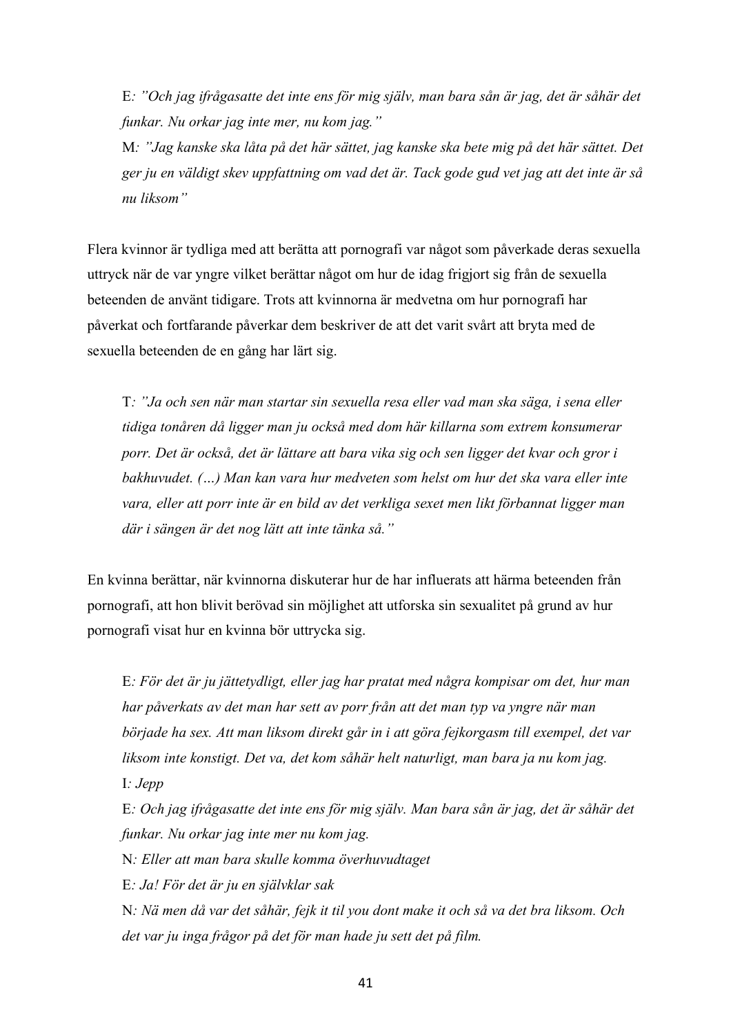E*: "Och jag ifrågasatte det inte ens för mig själv, man bara sån är jag, det är såhär det funkar. Nu orkar jag inte mer, nu kom jag."*

M*: "Jag kanske ska låta på det här sättet, jag kanske ska bete mig på det här sättet. Det ger ju en väldigt skev uppfattning om vad det är. Tack gode gud vet jag att det inte är så nu liksom"*

Flera kvinnor är tydliga med att berätta att pornografi var något som påverkade deras sexuella uttryck när de var yngre vilket berättar något om hur de idag frigjort sig från de sexuella beteenden de använt tidigare. Trots att kvinnorna är medvetna om hur pornografi har påverkat och fortfarande påverkar dem beskriver de att det varit svårt att bryta med de sexuella beteenden de en gång har lärt sig.

> T*: "Ja och sen när man startar sin sexuella resa eller vad man ska säga, i sena eller tidiga tonåren då ligger man ju också med dom här killarna som extrem konsumerar porr. Det är också, det är lättare att bara vika sig och sen ligger det kvar och gror i bakhuvudet. (…) Man kan vara hur medveten som helst om hur det ska vara eller inte vara, eller att porr inte är en bild av det verkliga sexet men likt förbannat ligger man där i sängen är det nog lätt att inte tänka så."*

En kvinna berättar, när kvinnorna diskuterar hur de har influerats att härma beteenden från pornografi, att hon blivit berövad sin möjlighet att utforska sin sexualitet på grund av hur pornografi visat hur en kvinna bör uttrycka sig.

> E*: För det är ju jättetydligt, eller jag har pratat med några kompisar om det, hur man har påverkats av det man har sett av porr från att det man typ va yngre när man började ha sex. Att man liksom direkt går in i att göra fejkorgasm till exempel, det var liksom inte konstigt. Det va, det kom såhär helt naturligt, man bara ja nu kom jag.*
>
> I*: Jepp*
>
> E*: Och jag ifrågasatte det inte ens för mig själv. Man bara sån är jag, det är såhär det funkar. Nu orkar jag inte mer nu kom jag.*
>
> N*: Eller att man bara skulle komma överhuvudtaget*
>
> E*: Ja! För det är ju en självklar sak*
>
> N*: Nä men då var det såhär, fejk it til you dont make it och så va det bra liksom. Och det var ju inga frågor på det för man hade ju sett det på film.*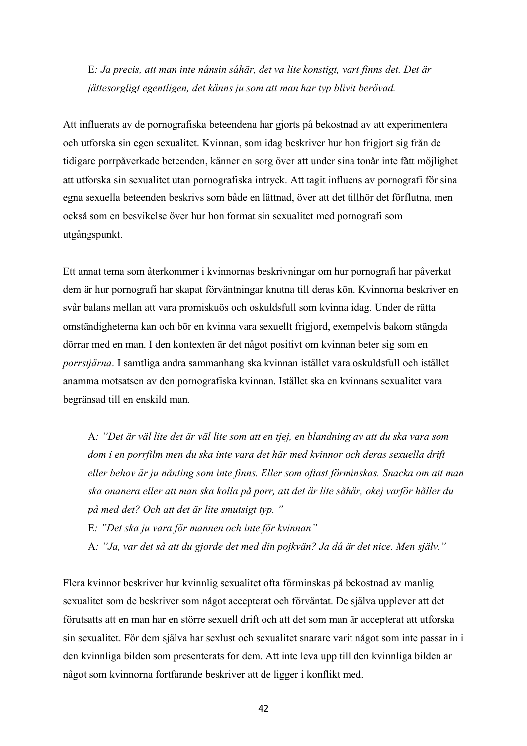E*: Ja precis, att man inte nånsin såhär, det va lite konstigt, vart finns det. Det är jättesorgligt egentligen, det känns ju som att man har typ blivit berövad.*

Att influerats av de pornografiska beteendena har gjorts på bekostnad av att experimentera och utforska sin egen sexualitet. Kvinnan, som idag beskriver hur hon frigjort sig från de tidigare porrpåverkade beteenden, känner en sorg över att under sina tonår inte fått möjlighet att utforska sin sexualitet utan pornografiska intryck. Att tagit influens av pornografi för sina egna sexuella beteenden beskrivs som både en lättnad, över att det tillhör det förflutna, men också som en besvikelse över hur hon format sin sexualitet med pornografi som utgångspunkt.

Ett annat tema som återkommer i kvinnornas beskrivningar om hur pornografi har påverkat dem är hur pornografi har skapat förväntningar knutna till deras kön. Kvinnorna beskriver en svår balans mellan att vara promiskuös och oskuldsfull som kvinna idag. Under de rätta omständigheterna kan och bör en kvinna vara sexuellt frigjord, exempelvis bakom stängda dörrar med en man. I den kontexten är det något positivt om kvinnan beter sig som en *porrstjärna*. I samtliga andra sammanhang ska kvinnan istället vara oskuldsfull och istället anamma motsatsen av den pornografiska kvinnan. Istället ska en kvinnans sexualitet vara begränsad till en enskild man.

A*: "Det är väl lite det är väl lite som att en tjej, en blandning av att du ska vara som dom i en porrfilm men du ska inte vara det här med kvinnor och deras sexuella drift eller behov är ju nånting som inte finns. Eller som oftast förminskas. Snacka om att man ska onanera eller att man ska kolla på porr, att det är lite såhär, okej varför håller du på med det? Och att det är lite smutsigt typ. "*

E*: "Det ska ju vara för mannen och inte för kvinnan"*

A*: "Ja, var det så att du gjorde det med din pojkvän? Ja då är det nice. Men själv."*

Flera kvinnor beskriver hur kvinnlig sexualitet ofta förminskas på bekostnad av manlig sexualitet som de beskriver som något accepterat och förväntat. De själva upplever att det förutsatts att en man har en större sexuell drift och att det som man är accepterat att utforska sin sexualitet. För dem själva har sexlust och sexualitet snarare varit något som inte passar in i den kvinnliga bilden som presenterats för dem. Att inte leva upp till den kvinnliga bilden är något som kvinnorna fortfarande beskriver att de ligger i konflikt med.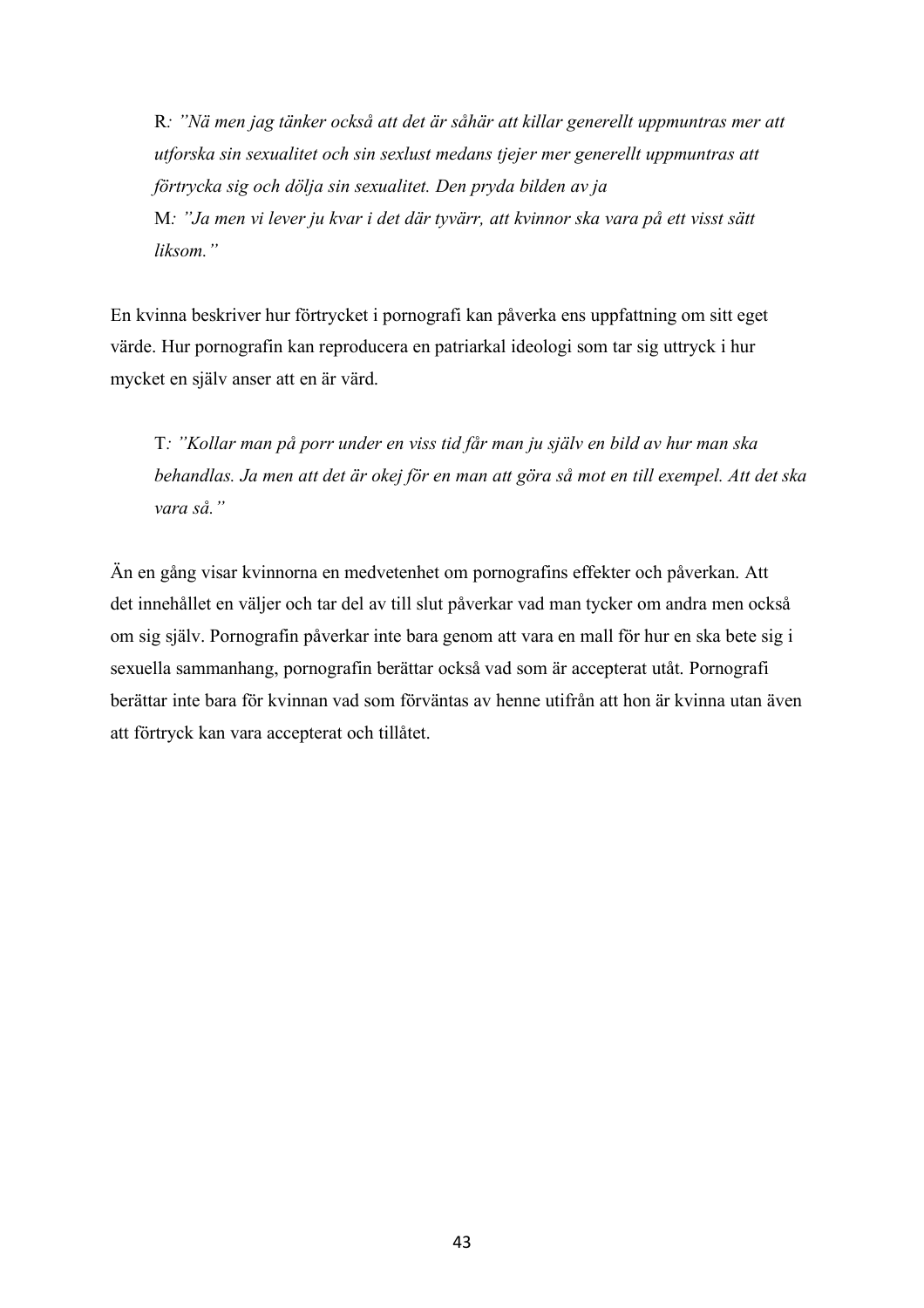R*: "Nä men jag tänker också att det är såhär att killar generellt uppmuntras mer att utforska sin sexualitet och sin sexlust medans tjejer mer generellt uppmuntras att förtrycka sig och dölja sin sexualitet. Den pryda bilden av ja*
M*: "Ja men vi lever ju kvar i det där tyvärr, att kvinnor ska vara på ett visst sätt liksom."*

En kvinna beskriver hur förtrycket i pornografi kan påverka ens uppfattning om sitt eget värde. Hur pornografin kan reproducera en patriarkal ideologi som tar sig uttryck i hur mycket en själv anser att en är värd.

T*: "Kollar man på porr under en viss tid får man ju själv en bild av hur man ska behandlas. Ja men att det är okej för en man att göra så mot en till exempel. Att det ska vara så."*

Än en gång visar kvinnorna en medvetenhet om pornografins effekter och påverkan. Att det innehållet en väljer och tar del av till slut påverkar vad man tycker om andra men också om sig själv. Pornografin påverkar inte bara genom att vara en mall för hur en ska bete sig i sexuella sammanhang, pornografin berättar också vad som är accepterat utåt. Pornografi berättar inte bara för kvinnan vad som förväntas av henne utifrån att hon är kvinna utan även att förtryck kan vara accepterat och tillåtet.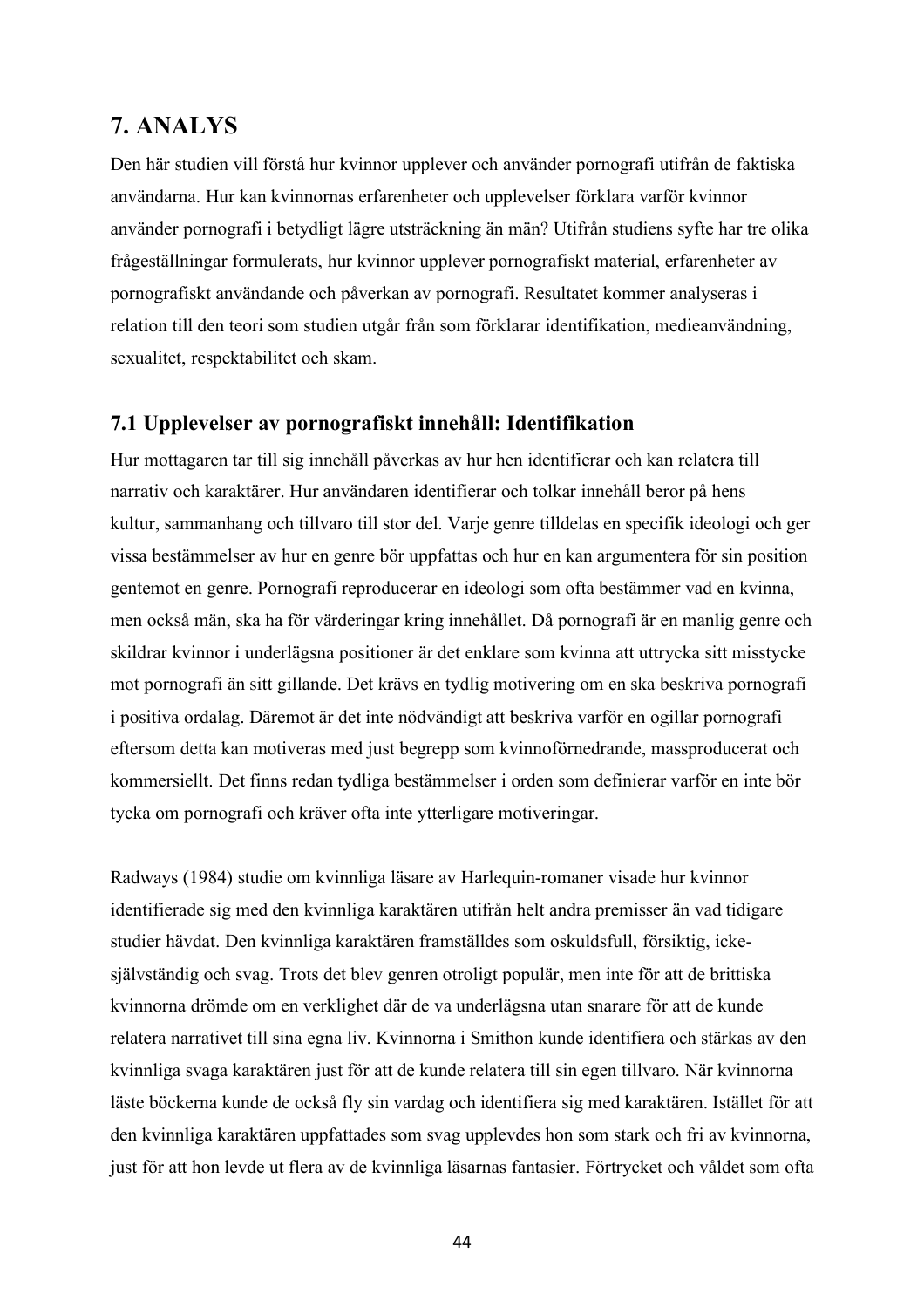# 7. ANALYS

Den här studien vill förstå hur kvinnor upplever och använder pornografi utifrån de faktiska användarna. Hur kan kvinnornas erfarenheter och upplevelser förklara varför kvinnor använder pornografi i betydligt lägre utsträckning än män? Utifrån studiens syfte har tre olika frågeställningar formulerats, hur kvinnor upplever pornografiskt material, erfarenheter av pornografiskt användande och påverkan av pornografi. Resultatet kommer analyseras i relation till den teori som studien utgår från som förklarar identifikation, medieanvändning, sexualitet, respektabilitet och skam.

## 7.1 Upplevelser av pornografiskt innehåll: Identifikation

Hur mottagaren tar till sig innehåll påverkas av hur hen identifierar och kan relatera till narrativ och karaktärer. Hur användaren identifierar och tolkar innehåll beror på hens kultur, sammanhang och tillvaro till stor del. Varje genre tilldelas en specifik ideologi och ger vissa bestämmelser av hur en genre bör uppfattas och hur en kan argumentera för sin position gentemot en genre. Pornografi reproducerar en ideologi som ofta bestämmer vad en kvinna, men också män, ska ha för värderingar kring innehållet. Då pornografi är en manlig genre och skildrar kvinnor i underlägsna positioner är det enklare som kvinna att uttrycka sitt misstycke mot pornografi än sitt gillande. Det krävs en tydlig motivering om en ska beskriva pornografi i positiva ordalag. Däremot är det inte nödvändigt att beskriva varför en ogillar pornografi eftersom detta kan motiveras med just begrepp som kvinnoförnedrande, massproducerat och kommersiellt. Det finns redan tydliga bestämmelser i orden som definierar varför en inte bör tycka om pornografi och kräver ofta inte ytterligare motiveringar.

Radways (1984) studie om kvinnliga läsare av Harlequin-romaner visade hur kvinnor identifierade sig med den kvinnliga karaktären utifrån helt andra premisser än vad tidigare studier hävdat. Den kvinnliga karaktären framställdes som oskuldsfull, försiktig, icke-självständig och svag. Trots det blev genren otroligt populär, men inte för att de brittiska kvinnorna drömde om en verklighet där de va underlägsna utan snarare för att de kunde relatera narrativet till sina egna liv. Kvinnorna i Smithon kunde identifiera och stärkas av den kvinnliga svaga karaktären just för att de kunde relatera till sin egen tillvaro. När kvinnorna läste böckerna kunde de också fly sin vardag och identifiera sig med karaktären. Istället för att den kvinnliga karaktären uppfattades som svag upplevdes hon som stark och fri av kvinnorna, just för att hon levde ut flera av de kvinnliga läsarnas fantasier. Förtrycket och våldet som ofta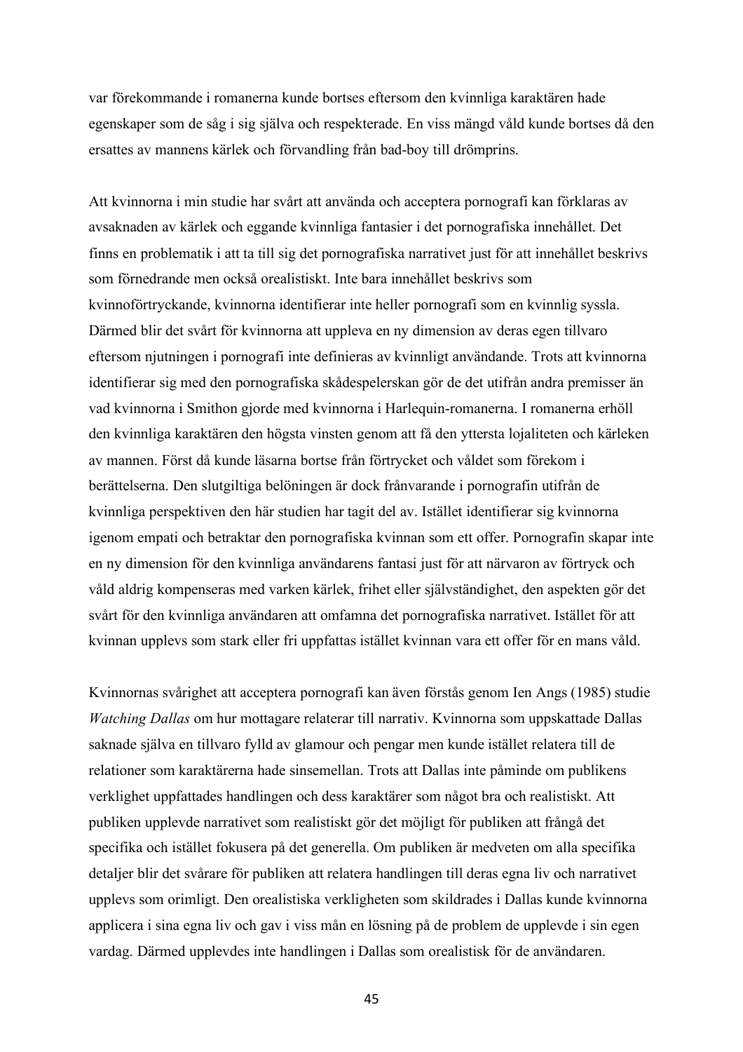var förekommande i romanerna kunde bortses eftersom den kvinnliga karaktären hade egenskaper som de såg i sig själva och respekterade. En viss mängd våld kunde bortses då den ersattes av mannens kärlek och förvandling från bad-boy till drömprins.

Att kvinnorna i min studie har svårt att använda och acceptera pornografi kan förklaras av avsaknaden av kärlek och eggande kvinnliga fantasier i det pornografiska innehållet. Det finns en problematik i att ta till sig det pornografiska narrativet just för att innehållet beskrivs som förnedrande men också orealistiskt. Inte bara innehållet beskrivs som kvinnoförtryckande, kvinnorna identifierar inte heller pornografi som en kvinnlig syssla. Därmed blir det svårt för kvinnorna att uppleva en ny dimension av deras egen tillvaro eftersom njutningen i pornografi inte definieras av kvinnligt användande. Trots att kvinnorna identifierar sig med den pornografiska skådespelerskan gör de det utifrån andra premisser än vad kvinnorna i Smithon gjorde med kvinnorna i Harlequin-romanerna. I romanerna erhöll den kvinnliga karaktären den högsta vinsten genom att få den yttersta lojaliteten och kärleken av mannen. Först då kunde läsarna bortse från förtrycket och våldet som förekom i berättelserna. Den slutgiltiga belöningen är dock frånvarande i pornografin utifrån de kvinnliga perspektiven den här studien har tagit del av. Istället identifierar sig kvinnorna igenom empati och betraktar den pornografiska kvinnan som ett offer. Pornografin skapar inte en ny dimension för den kvinnliga användarens fantasi just för att närvaron av förtryck och våld aldrig kompenseras med varken kärlek, frihet eller självständighet, den aspekten gör det svårt för den kvinnliga användaren att omfamna det pornografiska narrativet. Istället för att kvinnan upplevs som stark eller fri uppfattas istället kvinnan vara ett offer för en mans våld.

Kvinnornas svårighet att acceptera pornografi kan även förstås genom Ien Angs (1985) studie *Watching Dallas* om hur mottagare relaterar till narrativ. Kvinnorna som uppskattade Dallas saknade själva en tillvaro fylld av glamour och pengar men kunde istället relatera till de relationer som karaktärerna hade sinsemellan. Trots att Dallas inte påminde om publikens verklighet uppfattades handlingen och dess karaktärer som något bra och realistiskt. Att publiken upplevde narrativet som realistiskt gör det möjligt för publiken att frångå det specifika och istället fokusera på det generella. Om publiken är medveten om alla specifika detaljer blir det svårare för publiken att relatera handlingen till deras egna liv och narrativet upplevs som orimligt. Den orealistiska verkligheten som skildrades i Dallas kunde kvinnorna applicera i sina egna liv och gav i viss mån en lösning på de problem de upplevde i sin egen vardag. Därmed upplevdes inte handlingen i Dallas som orealistisk för de användaren.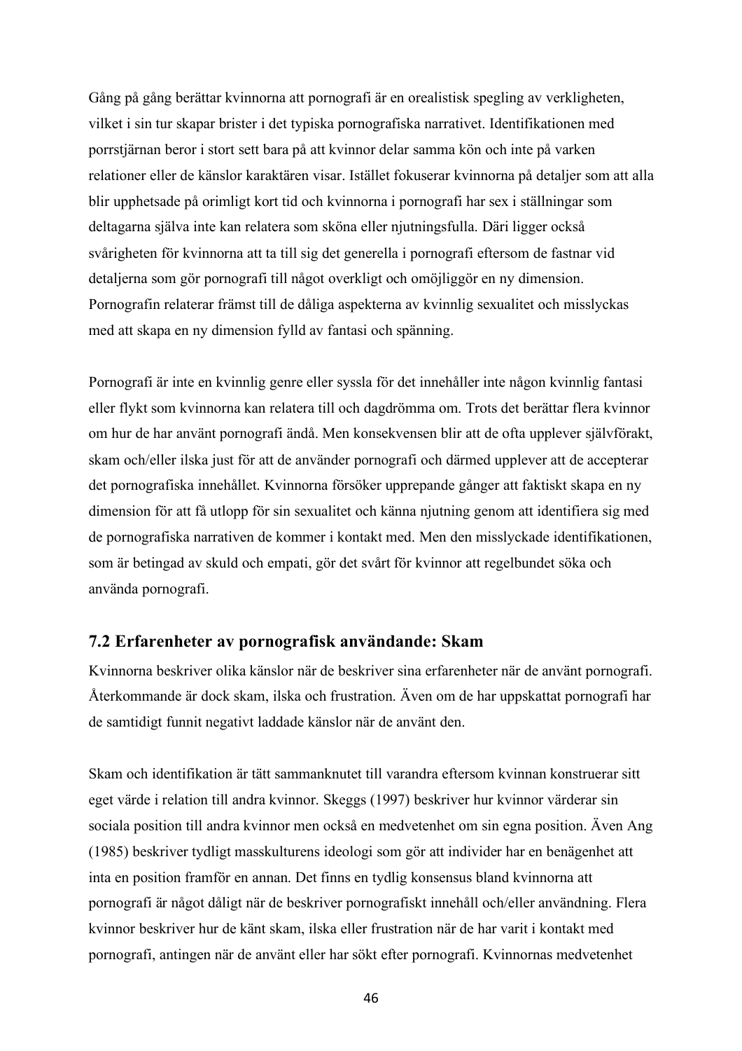Gång på gång berättar kvinnorna att pornografi är en orealistisk spegling av verkligheten, vilket i sin tur skapar brister i det typiska pornografiska narrativet. Identifikationen med porrstjärnan beror i stort sett bara på att kvinnor delar samma kön och inte på varken relationer eller de känslor karaktären visar. Istället fokuserar kvinnorna på detaljer som att alla blir upphetsade på orimligt kort tid och kvinnorna i pornografi har sex i ställningar som deltagarna själva inte kan relatera som sköna eller njutningsfulla. Däri ligger också svårigheten för kvinnorna att ta till sig det generella i pornografi eftersom de fastnar vid detaljerna som gör pornografi till något overkligt och omöjliggör en ny dimension. Pornografin relaterar främst till de dåliga aspekterna av kvinnlig sexualitet och misslyckas med att skapa en ny dimension fylld av fantasi och spänning.

Pornografi är inte en kvinnlig genre eller syssla för det innehåller inte någon kvinnlig fantasi eller flykt som kvinnorna kan relatera till och dagdrömma om. Trots det berättar flera kvinnor om hur de har använt pornografi ändå. Men konsekvensen blir att de ofta upplever självförakt, skam och/eller ilska just för att de använder pornografi och därmed upplever att de accepterar det pornografiska innehållet. Kvinnorna försöker upprepande gånger att faktiskt skapa en ny dimension för att få utlopp för sin sexualitet och känna njutning genom att identifiera sig med de pornografiska narrativen de kommer i kontakt med. Men den misslyckade identifikationen, som är betingad av skuld och empati, gör det svårt för kvinnor att regelbundet söka och använda pornografi.

## 7.2 Erfarenheter av pornografisk användande: Skam

Kvinnorna beskriver olika känslor när de beskriver sina erfarenheter när de använt pornografi. Återkommande är dock skam, ilska och frustration. Även om de har uppskattat pornografi har de samtidigt funnit negativt laddade känslor när de använt den.

Skam och identifikation är tätt sammanknutet till varandra eftersom kvinnan konstruerar sitt eget värde i relation till andra kvinnor. Skeggs (1997) beskriver hur kvinnor värderar sin sociala position till andra kvinnor men också en medvetenhet om sin egna position. Även Ang (1985) beskriver tydligt masskulturens ideologi som gör att individer har en benägenhet att inta en position framför en annan. Det finns en tydlig konsensus bland kvinnorna att pornografi är något dåligt när de beskriver pornografiskt innehåll och/eller användning. Flera kvinnor beskriver hur de känt skam, ilska eller frustration när de har varit i kontakt med pornografi, antingen när de använt eller har sökt efter pornografi. Kvinnornas medvetenhet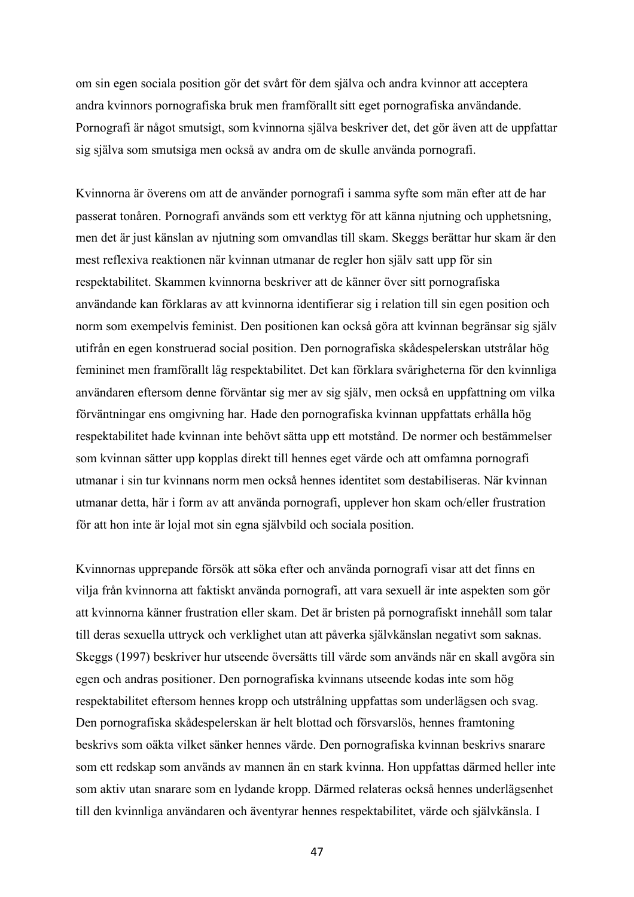om sin egen sociala position gör det svårt för dem själva och andra kvinnor att acceptera andra kvinnors pornografiska bruk men framförallt sitt eget pornografiska användande. Pornografi är något smutsigt, som kvinnorna själva beskriver det, det gör även att de uppfattar sig själva som smutsiga men också av andra om de skulle använda pornografi.

Kvinnorna är överens om att de använder pornografi i samma syfte som män efter att de har passerat tonåren. Pornografi används som ett verktyg för att känna njutning och upphetsning, men det är just känslan av njutning som omvandlas till skam. Skeggs berättar hur skam är den mest reflexiva reaktionen när kvinnan utmanar de regler hon själv satt upp för sin respektabilitet. Skammen kvinnorna beskriver att de känner över sitt pornografiska användande kan förklaras av att kvinnorna identifierar sig i relation till sin egen position och norm som exempelvis feminist. Den positionen kan också göra att kvinnan begränsar sig själv utifrån en egen konstruerad social position. Den pornografiska skådespelerskan utstrålar hög femininet men framförallt låg respektabilitet. Det kan förklara svårigheterna för den kvinnliga användaren eftersom denne förväntar sig mer av sig själv, men också en uppfattning om vilka förväntningar ens omgivning har. Hade den pornografiska kvinnan uppfattats erhålla hög respektabilitet hade kvinnan inte behövt sätta upp ett motstånd. De normer och bestämmelser som kvinnan sätter upp kopplas direkt till hennes eget värde och att omfamna pornografi utmanar i sin tur kvinnans norm men också hennes identitet som destabiliseras. När kvinnan utmanar detta, här i form av att använda pornografi, upplever hon skam och/eller frustration för att hon inte är lojal mot sin egna självbild och sociala position.

Kvinnornas upprepande försök att söka efter och använda pornografi visar att det finns en vilja från kvinnorna att faktiskt använda pornografi, att vara sexuell är inte aspekten som gör att kvinnorna känner frustration eller skam. Det är bristen på pornografiskt innehåll som talar till deras sexuella uttryck och verklighet utan att påverka självkänslan negativt som saknas. Skeggs (1997) beskriver hur utseende översätts till värde som används när en skall avgöra sin egen och andras positioner. Den pornografiska kvinnans utseende kodas inte som hög respektabilitet eftersom hennes kropp och utstrålning uppfattas som underlägsen och svag. Den pornografiska skådespelerskan är helt blottad och försvarslös, hennes framtoning beskrivs som oäkta vilket sänker hennes värde. Den pornografiska kvinnan beskrivs snarare som ett redskap som används av mannen än en stark kvinna. Hon uppfattas därmed heller inte som aktiv utan snarare som en lydande kropp. Därmed relateras också hennes underlägsenhet till den kvinnliga användaren och äventyrar hennes respektabilitet, värde och självkänsla. I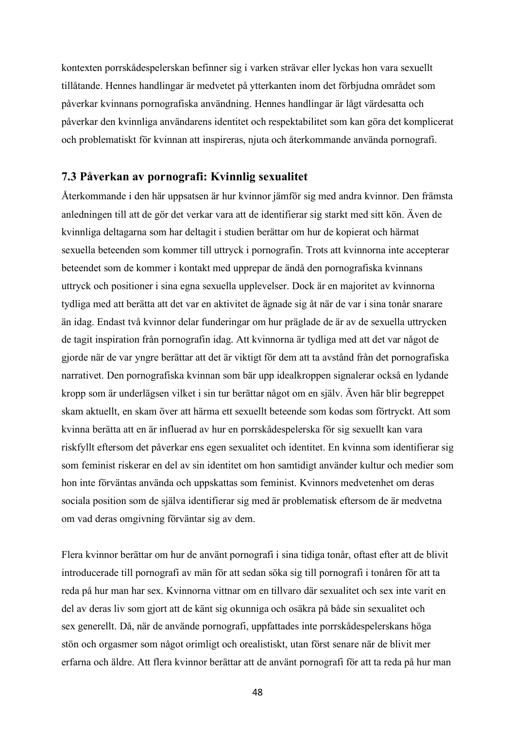kontexten porrskådespelerskan befinner sig i varken strävar eller lyckas hon vara sexuellt tillåtande. Hennes handlingar är medvetet på ytterkanten inom det förbjudna området som påverkar kvinnans pornografiska användning. Hennes handlingar är lågt värdesatta och påverkar den kvinnliga användarens identitet och respektabilitet som kan göra det komplicerat och problematiskt för kvinnan att inspireras, njuta och återkommande använda pornografi.

### 7.3 Påverkan av pornografi: Kvinnlig sexualitet

Återkommande i den här uppsatsen är hur kvinnor jämför sig med andra kvinnor. Den främsta anledningen till att de gör det verkar vara att de identifierar sig starkt med sitt kön. Även de kvinnliga deltagarna som har deltagit i studien berättar om hur de kopierat och härmat sexuella beteenden som kommer till uttryck i pornografin. Trots att kvinnorna inte accepterar beteendet som de kommer i kontakt med upprepar de ändå den pornografiska kvinnans uttryck och positioner i sina egna sexuella upplevelser. Dock är en majoritet av kvinnorna tydliga med att berätta att det var en aktivitet de ägnade sig åt när de var i sina tonår snarare än idag. Endast två kvinnor delar funderingar om hur präglade de är av de sexuella uttrycken de tagit inspiration från pornografin idag. Att kvinnorna är tydliga med att det var något de gjorde när de var yngre berättar att det är viktigt för dem att ta avstånd från det pornografiska narrativet. Den pornografiska kvinnan som bär upp idealkroppen signalerar också en lydande kropp som är underlägsen vilket i sin tur berättar något om en själv. Även här blir begreppet skam aktuellt, en skam över att härma ett sexuellt beteende som kodas som förtryckt. Att som kvinna berätta att en är influerad av hur en porrskådespelerska för sig sexuellt kan vara riskfyllt eftersom det påverkar ens egen sexualitet och identitet. En kvinna som identifierar sig som feminist riskerar en del av sin identitet om hon samtidigt använder kultur och medier som hon inte förväntas använda och uppskattas som feminist. Kvinnors medvetenhet om deras sociala position som de själva identifierar sig med är problematisk eftersom de är medvetna om vad deras omgivning förväntar sig av dem.

Flera kvinnor berättar om hur de använt pornografi i sina tidiga tonår, oftast efter att de blivit introducerade till pornografi av män för att sedan söka sig till pornografi i tonåren för att ta reda på hur man har sex. Kvinnorna vittnar om en tillvaro där sexualitet och sex inte varit en del av deras liv som gjort att de känt sig okunniga och osäkra på både sin sexualitet och sex generellt. Då, när de använde pornografi, uppfattades inte porrskådespelerskans höga stön och orgasmer som något orimligt och orealistiskt, utan först senare när de blivit mer erfarna och äldre. Att flera kvinnor berättar att de använt pornografi för att ta reda på hur man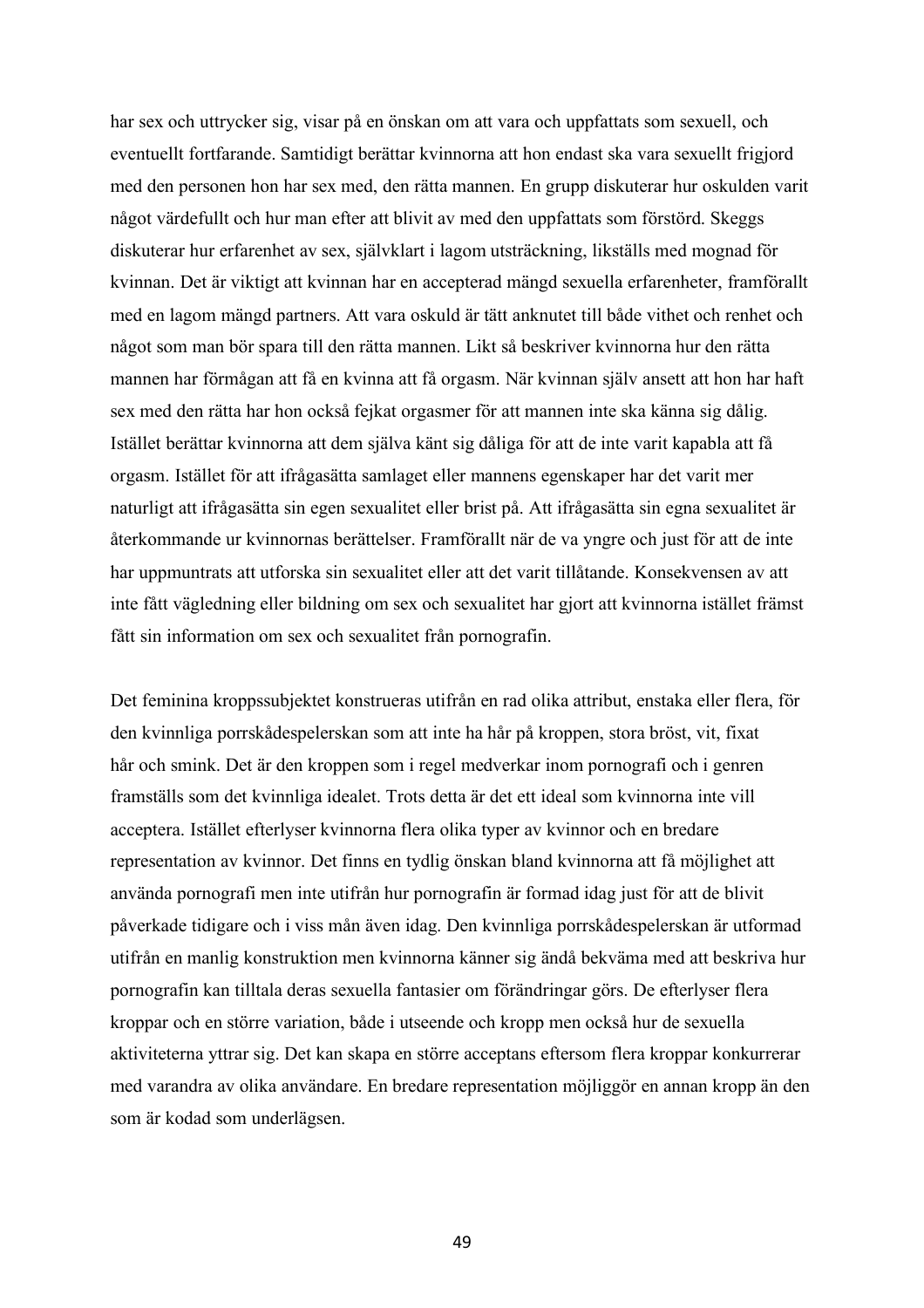har sex och uttrycker sig, visar på en önskan om att vara och uppfattats som sexuell, och eventuellt fortfarande. Samtidigt berättar kvinnorna att hon endast ska vara sexuellt frigjord med den personen hon har sex med, den rätta mannen. En grupp diskuterar hur oskulden varit något värdefullt och hur man efter att blivit av med den uppfattats som förstörd. Skeggs diskuterar hur erfarenhet av sex, självklart i lagom utsträckning, likställs med mognad för kvinnan. Det är viktigt att kvinnan har en accepterad mängd sexuella erfarenheter, framförallt med en lagom mängd partners. Att vara oskuld är tätt anknutet till både vithet och renhet och något som man bör spara till den rätta mannen. Likt så beskriver kvinnorna hur den rätta mannen har förmågan att få en kvinna att få orgasm. När kvinnan själv ansett att hon har haft sex med den rätta har hon också fejkat orgasmer för att mannen inte ska känna sig dålig. Istället berättar kvinnorna att dem själva känt sig dåliga för att de inte varit kapabla att få orgasm. Istället för att ifrågasätta samlaget eller mannens egenskaper har det varit mer naturligt att ifrågasätta sin egen sexualitet eller brist på. Att ifrågasätta sin egna sexualitet är återkommande ur kvinnornas berättelser. Framförallt när de va yngre och just för att de inte har uppmuntrats att utforska sin sexualitet eller att det varit tillåtande. Konsekvensen av att inte fått vägledning eller bildning om sex och sexualitet har gjort att kvinnorna istället främst fått sin information om sex och sexualitet från pornografin.

Det feminina kroppssubjektet konstrueras utifrån en rad olika attribut, enstaka eller flera, för den kvinnliga porrskådespelerskan som att inte ha hår på kroppen, stora bröst, vit, fixat hår och smink. Det är den kroppen som i regel medverkar inom pornografi och i genren framställs som det kvinnliga idealet. Trots detta är det ett ideal som kvinnorna inte vill acceptera. Istället efterlyser kvinnorna flera olika typer av kvinnor och en bredare representation av kvinnor. Det finns en tydlig önskan bland kvinnorna att få möjlighet att använda pornografi men inte utifrån hur pornografin är formad idag just för att de blivit påverkade tidigare och i viss mån även idag. Den kvinnliga porrskådespelerskan är utformad utifrån en manlig konstruktion men kvinnorna känner sig ändå bekväma med att beskriva hur pornografin kan tilltala deras sexuella fantasier om förändringar görs. De efterlyser flera kroppar och en större variation, både i utseende och kropp men också hur de sexuella aktiviteterna yttrar sig. Det kan skapa en större acceptans eftersom flera kroppar konkurrerar med varandra av olika användare. En bredare representation möjliggör en annan kropp än den som är kodad som underlägsen.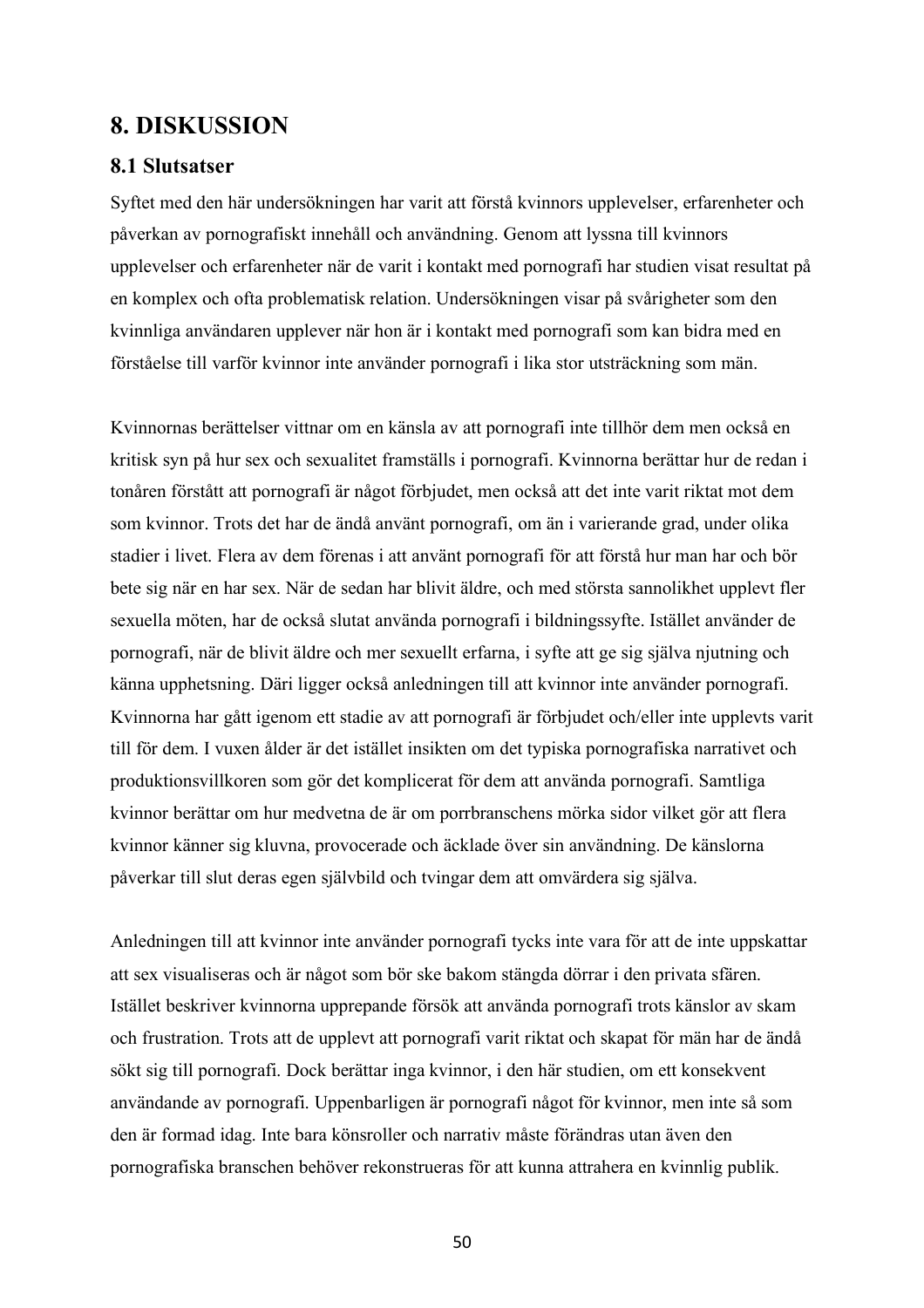# 8. DISKUSSION

## 8.1 Slutsatser

Syftet med den här undersökningen har varit att förstå kvinnors upplevelser, erfarenheter och påverkan av pornografiskt innehåll och användning. Genom att lyssna till kvinnors upplevelser och erfarenheter när de varit i kontakt med pornografi har studien visat resultat på en komplex och ofta problematisk relation. Undersökningen visar på svårigheter som den kvinnliga användaren upplever när hon är i kontakt med pornografi som kan bidra med en förståelse till varför kvinnor inte använder pornografi i lika stor utsträckning som män.

Kvinnornas berättelser vittnar om en känsla av att pornografi inte tillhör dem men också en kritisk syn på hur sex och sexualitet framställs i pornografi. Kvinnorna berättar hur de redan i tonåren förstått att pornografi är något förbjudet, men också att det inte varit riktat mot dem som kvinnor. Trots det har de ändå använt pornografi, om än i varierande grad, under olika stadier i livet. Flera av dem förenas i att använt pornografi för att förstå hur man har och bör bete sig när en har sex. När de sedan har blivit äldre, och med största sannolikhet upplevt fler sexuella möten, har de också slutat använda pornografi i bildningssyfte. Istället använder de pornografi, när de blivit äldre och mer sexuellt erfarna, i syfte att ge sig själva njutning och känna upphetsning. Däri ligger också anledningen till att kvinnor inte använder pornografi. Kvinnorna har gått igenom ett stadie av att pornografi är förbjudet och/eller inte upplevts varit till för dem. I vuxen ålder är det istället insikten om det typiska pornografiska narrativet och produktionsvillkoren som gör det komplicerat för dem att använda pornografi. Samtliga kvinnor berättar om hur medvetna de är om porrbranschens mörka sidor vilket gör att flera kvinnor känner sig kluvna, provocerade och äcklade över sin användning. De känslorna påverkar till slut deras egen självbild och tvingar dem att omvärdera sig själva.

Anledningen till att kvinnor inte använder pornografi tycks inte vara för att de inte uppskattar att sex visualiseras och är något som bör ske bakom stängda dörrar i den privata sfären. Istället beskriver kvinnorna upprepande försök att använda pornografi trots känslor av skam och frustration. Trots att de upplevt att pornografi varit riktat och skapat för män har de ändå sökt sig till pornografi. Dock berättar inga kvinnor, i den här studien, om ett konsekvent användande av pornografi. Uppenbarligen är pornografi något för kvinnor, men inte så som den är formad idag. Inte bara könsroller och narrativ måste förändras utan även den pornografiska branschen behöver rekonstrueras för att kunna attrahera en kvinnlig publik.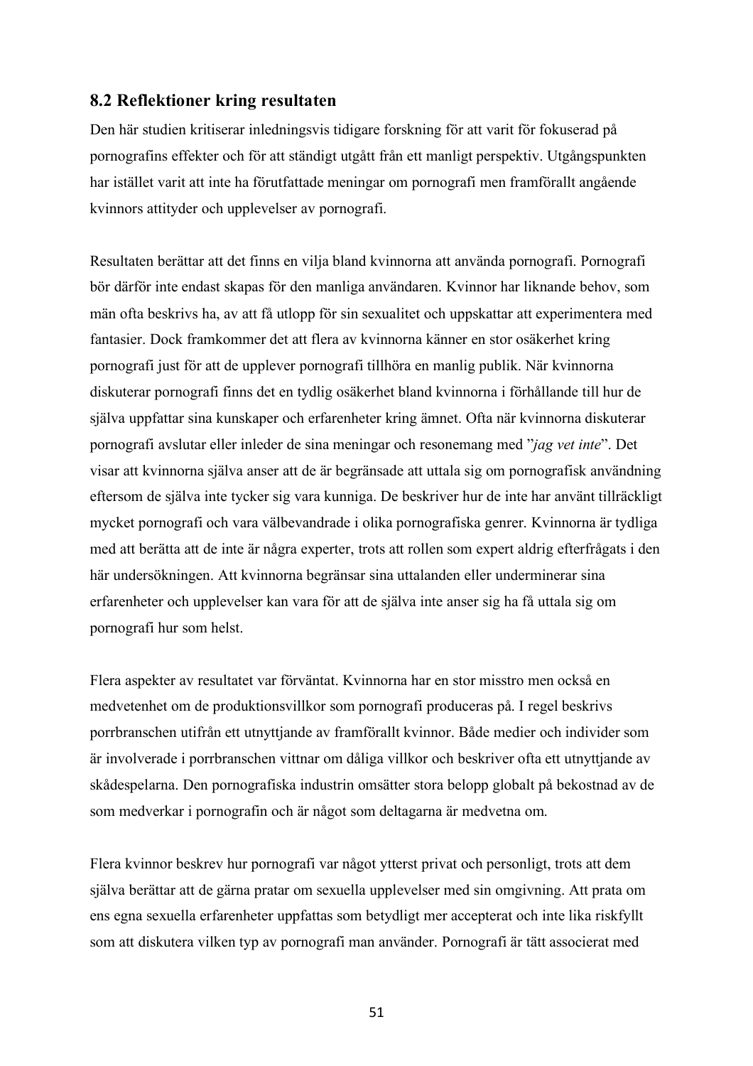## 8.2 Reflektioner kring resultaten

Den här studien kritiserar inledningsvis tidigare forskning för att varit för fokuserad på pornografins effekter och för att ständigt utgått från ett manligt perspektiv. Utgångspunkten har istället varit att inte ha förutfattade meningar om pornografi men framförallt angående kvinnors attityder och upplevelser av pornografi.

Resultaten berättar att det finns en vilja bland kvinnorna att använda pornografi. Pornografi bör därför inte endast skapas för den manliga användaren. Kvinnor har liknande behov, som män ofta beskrivs ha, av att få utlopp för sin sexualitet och uppskattar att experimentera med fantasier. Dock framkommer det att flera av kvinnorna känner en stor osäkerhet kring pornografi just för att de upplever pornografi tillhöra en manlig publik. När kvinnorna diskuterar pornografi finns det en tydlig osäkerhet bland kvinnorna i förhållande till hur de själva uppfattar sina kunskaper och erfarenheter kring ämnet. Ofta när kvinnorna diskuterar pornografi avslutar eller inleder de sina meningar och resonemang med "*jag vet inte*". Det visar att kvinnorna själva anser att de är begränsade att uttala sig om pornografisk användning eftersom de själva inte tycker sig vara kunniga. De beskriver hur de inte har använt tillräckligt mycket pornografi och vara välbevandrade i olika pornografiska genrer. Kvinnorna är tydliga med att berätta att de inte är några experter, trots att rollen som expert aldrig efterfrågats i den här undersökningen. Att kvinnorna begränsar sina uttalanden eller underminerar sina erfarenheter och upplevelser kan vara för att de själva inte anser sig ha få uttala sig om pornografi hur som helst.

Flera aspekter av resultatet var förväntat. Kvinnorna har en stor misstro men också en medvetenhet om de produktionsvillkor som pornografi produceras på. I regel beskrivs porrbranschen utifrån ett utnyttjande av framförallt kvinnor. Både medier och individer som är involverade i porrbranschen vittnar om dåliga villkor och beskriver ofta ett utnyttjande av skådespelarna. Den pornografiska industrin omsätter stora belopp globalt på bekostnad av de som medverkar i pornografin och är något som deltagarna är medvetna om.

Flera kvinnor beskrev hur pornografi var något ytterst privat och personligt, trots att dem själva berättar att de gärna pratar om sexuella upplevelser med sin omgivning. Att prata om ens egna sexuella erfarenheter uppfattas som betydligt mer accepterat och inte lika riskfyllt som att diskutera vilken typ av pornografi man använder. Pornografi är tätt associerat med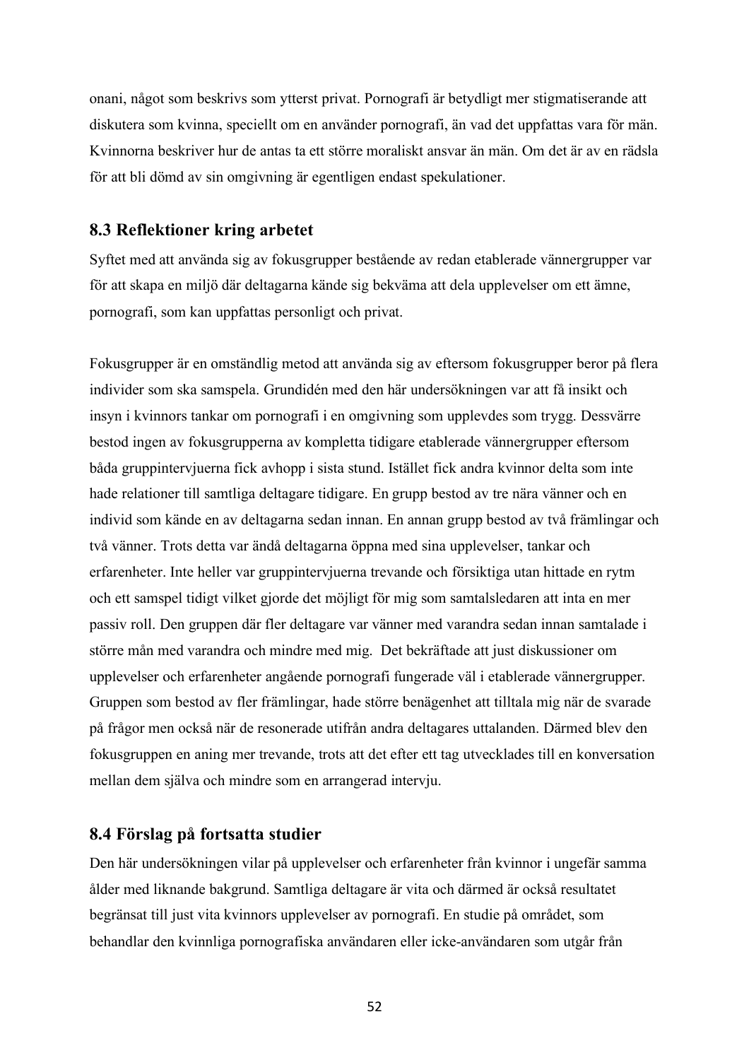onani, något som beskrivs som ytterst privat. Pornografi är betydligt mer stigmatiserande att diskutera som kvinna, speciellt om en använder pornografi, än vad det uppfattas vara för män. Kvinnorna beskriver hur de antas ta ett större moraliskt ansvar än män. Om det är av en rädsla för att bli dömd av sin omgivning är egentligen endast spekulationer.

## 8.3 Reflektioner kring arbetet

Syftet med att använda sig av fokusgrupper bestående av redan etablerade vännergrupper var för att skapa en miljö där deltagarna kände sig bekväma att dela upplevelser om ett ämne, pornografi, som kan uppfattas personligt och privat.

Fokusgrupper är en omständlig metod att använda sig av eftersom fokusgrupper beror på flera individer som ska samspela. Grundidén med den här undersökningen var att få insikt och insyn i kvinnors tankar om pornografi i en omgivning som upplevdes som trygg. Dessvärre bestod ingen av fokusgrupperna av kompletta tidigare etablerade vännergrupper eftersom båda gruppintervjuerna fick avhopp i sista stund. Istället fick andra kvinnor delta som inte hade relationer till samtliga deltagare tidigare. En grupp bestod av tre nära vänner och en individ som kände en av deltagarna sedan innan. En annan grupp bestod av två främlingar och två vänner. Trots detta var ändå deltagarna öppna med sina upplevelser, tankar och erfarenheter. Inte heller var gruppintervjuerna trevande och försiktiga utan hittade en rytm och ett samspel tidigt vilket gjorde det möjligt för mig som samtalsledaren att inta en mer passiv roll. Den gruppen där fler deltagare var vänner med varandra sedan innan samtalade i större mån med varandra och mindre med mig. Det bekräftade att just diskussioner om upplevelser och erfarenheter angående pornografi fungerade väl i etablerade vännergrupper. Gruppen som bestod av fler främlingar, hade större benägenhet att tilltala mig när de svarade på frågor men också när de resonerade utifrån andra deltagares uttalanden. Därmed blev den fokusgruppen en aning mer trevande, trots att det efter ett tag utvecklades till en konversation mellan dem själva och mindre som en arrangerad intervju.

## 8.4 Förslag på fortsatta studier

Den här undersökningen vilar på upplevelser och erfarenheter från kvinnor i ungefär samma ålder med liknande bakgrund. Samtliga deltagare är vita och därmed är också resultatet begränsat till just vita kvinnors upplevelser av pornografi. En studie på området, som behandlar den kvinnliga pornografiska användaren eller icke-användaren som utgår från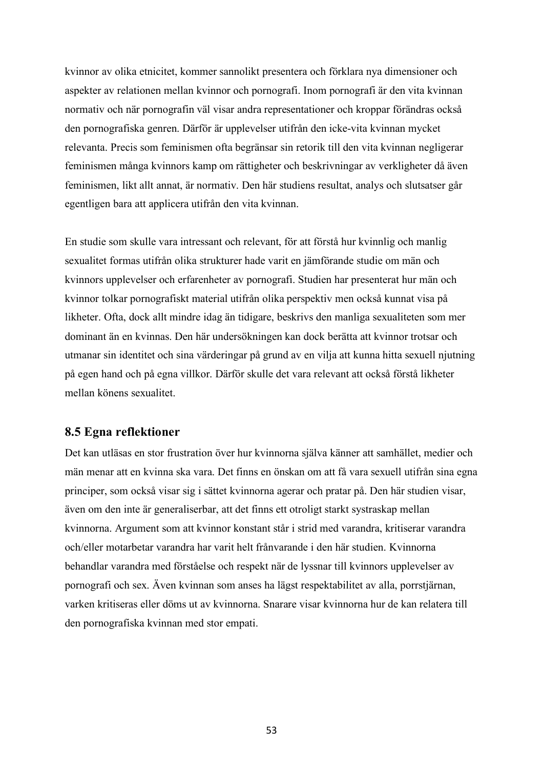kvinnor av olika etnicitet, kommer sannolikt presentera och förklara nya dimensioner och aspekter av relationen mellan kvinnor och pornografi. Inom pornografi är den vita kvinnan normativ och när pornografin väl visar andra representationer och kroppar förändras också den pornografiska genren. Därför är upplevelser utifrån den icke-vita kvinnan mycket relevanta. Precis som feminismen ofta begränsar sin retorik till den vita kvinnan negligerar feminismen många kvinnors kamp om rättigheter och beskrivningar av verkligheter då även feminismen, likt allt annat, är normativ. Den här studiens resultat, analys och slutsatser går egentligen bara att applicera utifrån den vita kvinnan.

En studie som skulle vara intressant och relevant, för att förstå hur kvinnlig och manlig sexualitet formas utifrån olika strukturer hade varit en jämförande studie om män och kvinnors upplevelser och erfarenheter av pornografi. Studien har presenterat hur män och kvinnor tolkar pornografiskt material utifrån olika perspektiv men också kunnat visa på likheter. Ofta, dock allt mindre idag än tidigare, beskrivs den manliga sexualiteten som mer dominant än en kvinnas. Den här undersökningen kan dock berätta att kvinnor trotsar och utmanar sin identitet och sina värderingar på grund av en vilja att kunna hitta sexuell njutning på egen hand och på egna villkor. Därför skulle det vara relevant att också förstå likheter mellan könens sexualitet.

## 8.5 Egna reflektioner

Det kan utläsas en stor frustration över hur kvinnorna själva känner att samhället, medier och män menar att en kvinna ska vara. Det finns en önskan om att få vara sexuell utifrån sina egna principer, som också visar sig i sättet kvinnorna agerar och pratar på. Den här studien visar, även om den inte är generaliserbar, att det finns ett otroligt starkt systraskap mellan kvinnorna. Argument som att kvinnor konstant står i strid med varandra, kritiserar varandra och/eller motarbetar varandra har varit helt frånvarande i den här studien. Kvinnorna behandlar varandra med förståelse och respekt när de lyssnar till kvinnors upplevelser av pornografi och sex. Även kvinnan som anses ha lägst respektabilitet av alla, porrstjärnan, varken kritiseras eller döms ut av kvinnorna. Snarare visar kvinnorna hur de kan relatera till den pornografiska kvinnan med stor empati.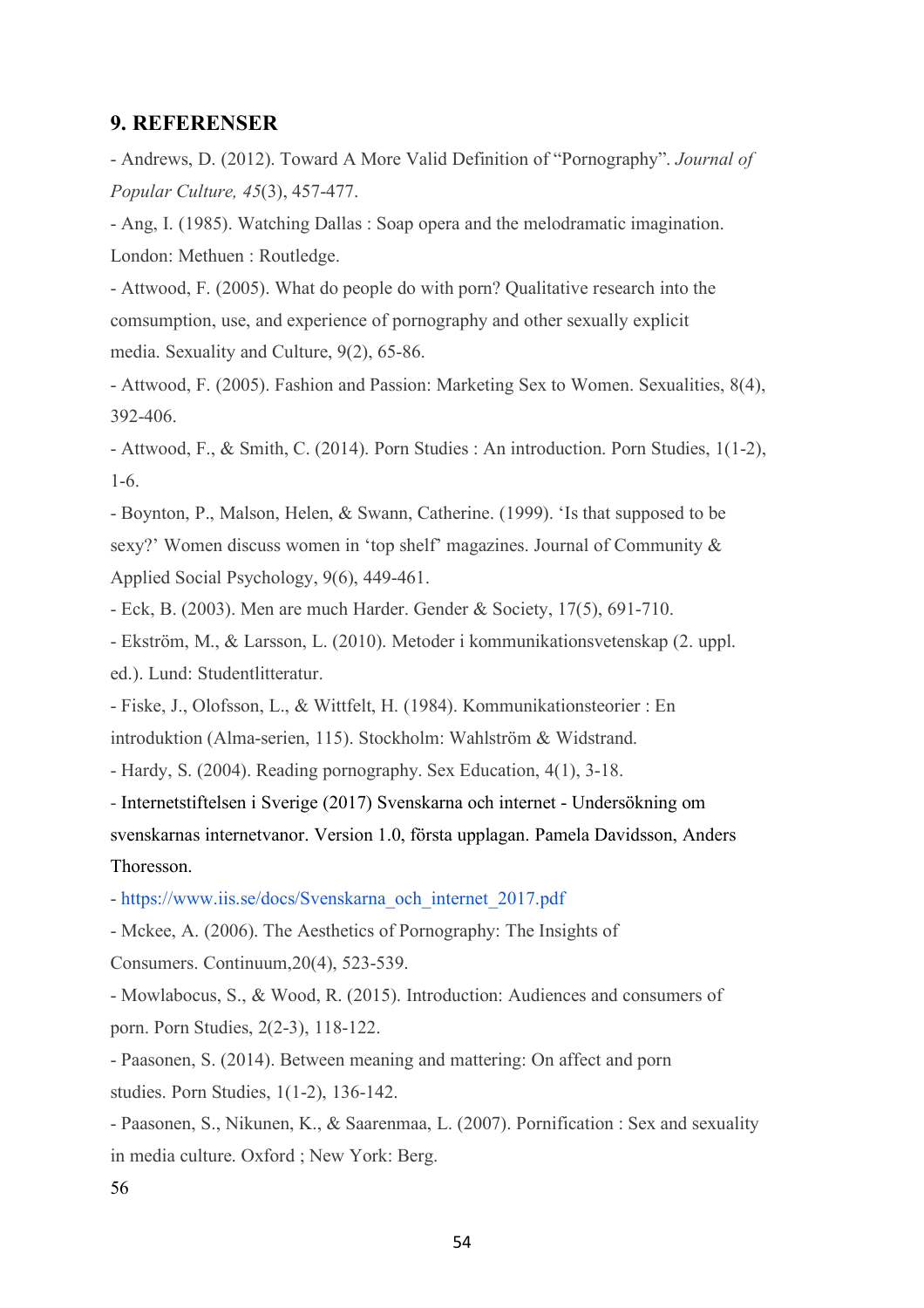## 9. REFERENSER

- Andrews, D. (2012). Toward A More Valid Definition of "Pornography". *Journal of Popular Culture, 45*(3), 457-477.
- Ang, I. (1985). Watching Dallas : Soap opera and the melodramatic imagination. London: Methuen : Routledge.
- Attwood, F. (2005). What do people do with porn? Qualitative research into the comsumption, use, and experience of pornography and other sexually explicit media. Sexuality and Culture, 9(2), 65-86.
- Attwood, F. (2005). Fashion and Passion: Marketing Sex to Women. Sexualities, 8(4), 392-406.
- Attwood, F., & Smith, C. (2014). Porn Studies : An introduction. Porn Studies, 1(1-2), 1-6.
- Boynton, P., Malson, Helen, & Swann, Catherine. (1999). 'Is that supposed to be sexy?' Women discuss women in 'top shelf' magazines. Journal of Community & Applied Social Psychology, 9(6), 449-461.
- Eck, B. (2003). Men are much Harder. Gender & Society, 17(5), 691-710.
- Ekström, M., & Larsson, L. (2010). Metoder i kommunikationsvetenskap (2. uppl. ed.). Lund: Studentlitteratur.
- Fiske, J., Olofsson, L., & Wittfelt, H. (1984). Kommunikationsteorier : En introduktion (Alma-serien, 115). Stockholm: Wahlström & Widstrand.
- Hardy, S. (2004). Reading pornography. Sex Education, 4(1), 3-18.
- Internetstiftelsen i Sverige (2017) Svenskarna och internet - Undersökning om svenskarnas internetvanor. Version 1.0, första upplagan. Pamela Davidsson, Anders Thoresson.
- https://www.iis.se/docs/Svenskarna_och_internet_2017.pdf
- Mckee, A. (2006). The Aesthetics of Pornography: The Insights of Consumers. Continuum,20(4), 523-539.
- Mowlabocus, S., & Wood, R. (2015). Introduction: Audiences and consumers of porn. Porn Studies, 2(2-3), 118-122.
- Paasonen, S. (2014). Between meaning and mattering: On affect and porn studies. Porn Studies, 1(1-2), 136-142.
- Paasonen, S., Nikunen, K., & Saarenmaa, L. (2007). Pornification : Sex and sexuality in media culture. Oxford ; New York: Berg.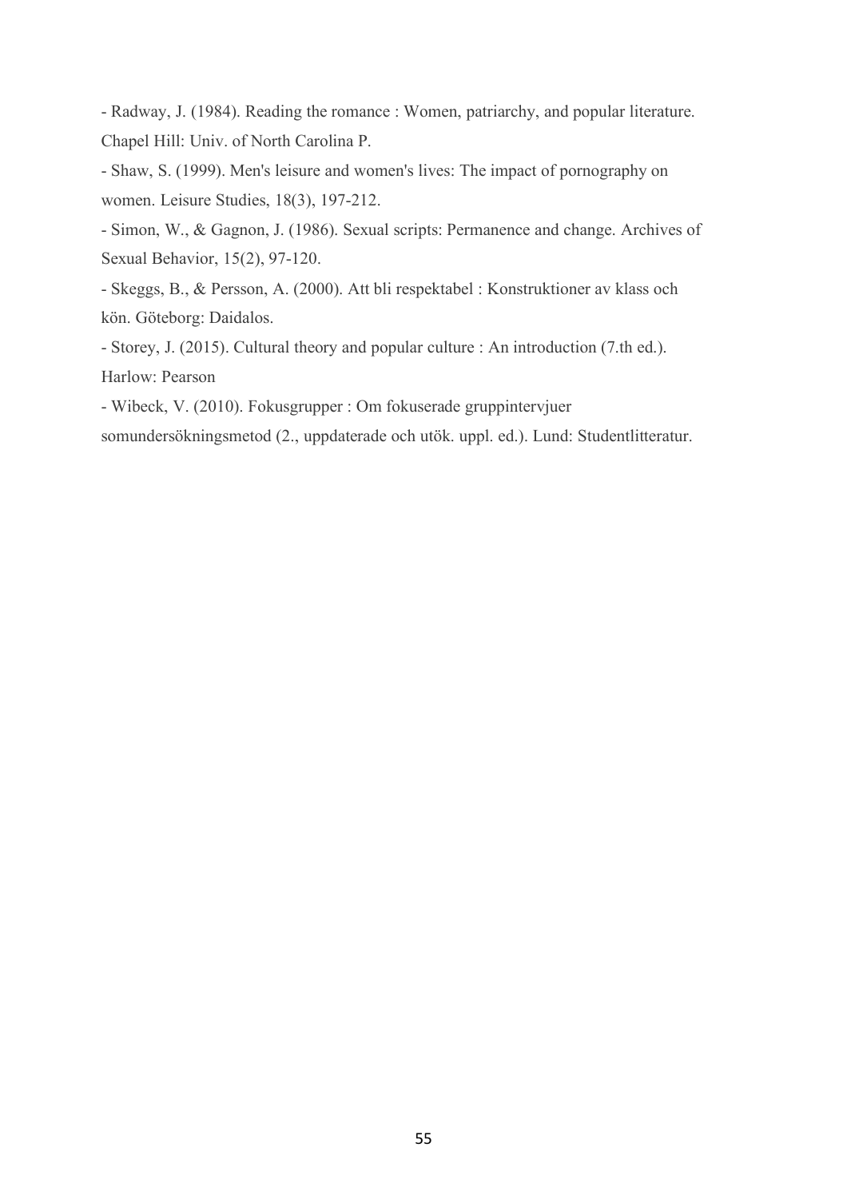- Radway, J. (1984). Reading the romance : Women, patriarchy, and popular literature. Chapel Hill: Univ. of North Carolina P.

- Shaw, S. (1999). Men's leisure and women's lives: The impact of pornography on women. Leisure Studies, 18(3), 197-212.

- Simon, W., & Gagnon, J. (1986). Sexual scripts: Permanence and change. Archives of Sexual Behavior, 15(2), 97-120.

- Skeggs, B., & Persson, A. (2000). Att bli respektabel : Konstruktioner av klass och kön. Göteborg: Daidalos.

- Storey, J. (2015). Cultural theory and popular culture : An introduction (7.th ed.). Harlow: Pearson

- Wibeck, V. (2010). Fokusgrupper : Om fokuserade gruppintervjuer somundersökningsmetod (2., uppdaterade och utök. uppl. ed.). Lund: Studentlitteratur.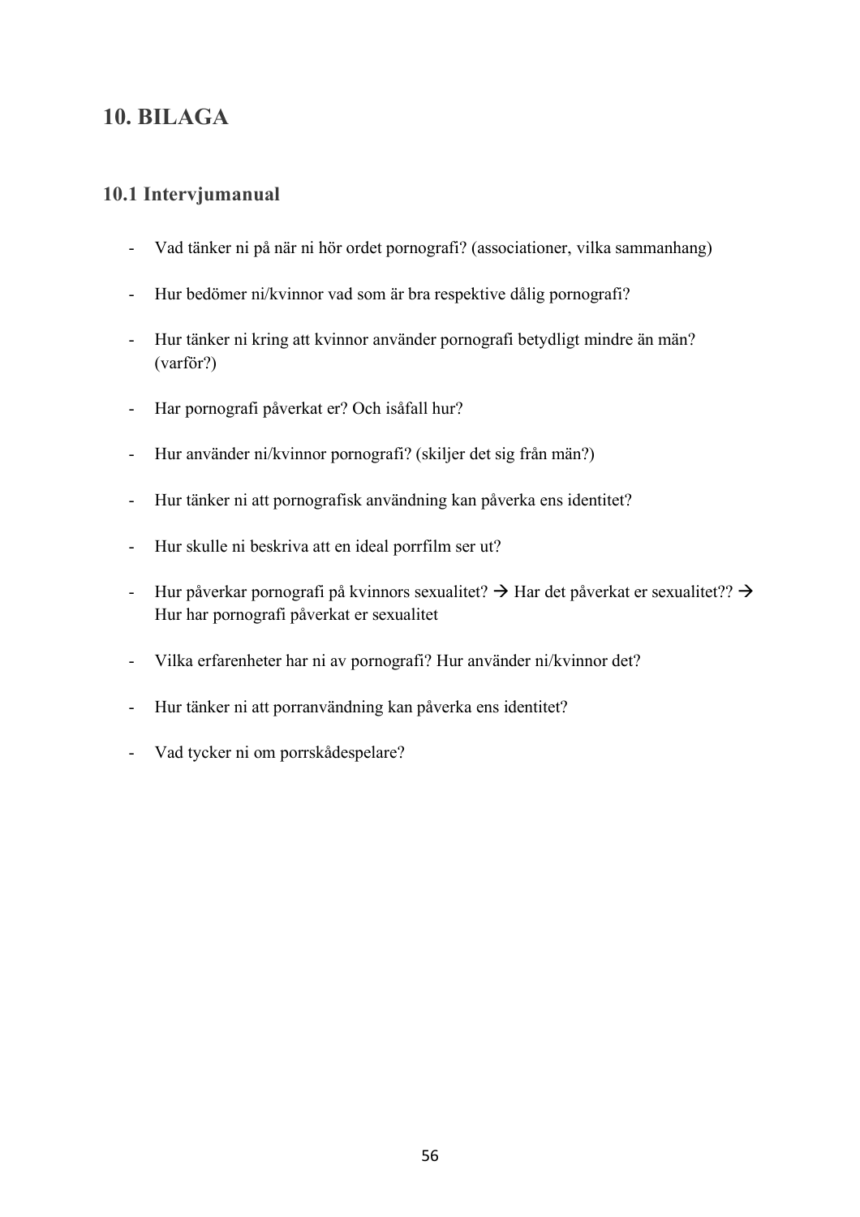# 10. BILAGA

## 10.1 Intervjumanual

- Vad tänker ni på när ni hör ordet pornografi? (associationer, vilka sammanhang)
- Hur bedömer ni/kvinnor vad som är bra respektive dålig pornografi?
- Hur tänker ni kring att kvinnor använder pornografi betydligt mindre än män? (varför?)
- Har pornografi påverkat er? Och isåfall hur?
- Hur använder ni/kvinnor pornografi? (skiljer det sig från män?)
- Hur tänker ni att pornografisk användning kan påverka ens identitet?
- Hur skulle ni beskriva att en ideal porrfilm ser ut?
- Hur påverkar pornografi på kvinnors sexualitet? → Har det påverkat er sexualitet?? → Hur har pornografi påverkat er sexualitet
- Vilka erfarenheter har ni av pornografi? Hur använder ni/kvinnor det?
- Hur tänker ni att porranvändning kan påverka ens identitet?
- Vad tycker ni om porrskådespelare?